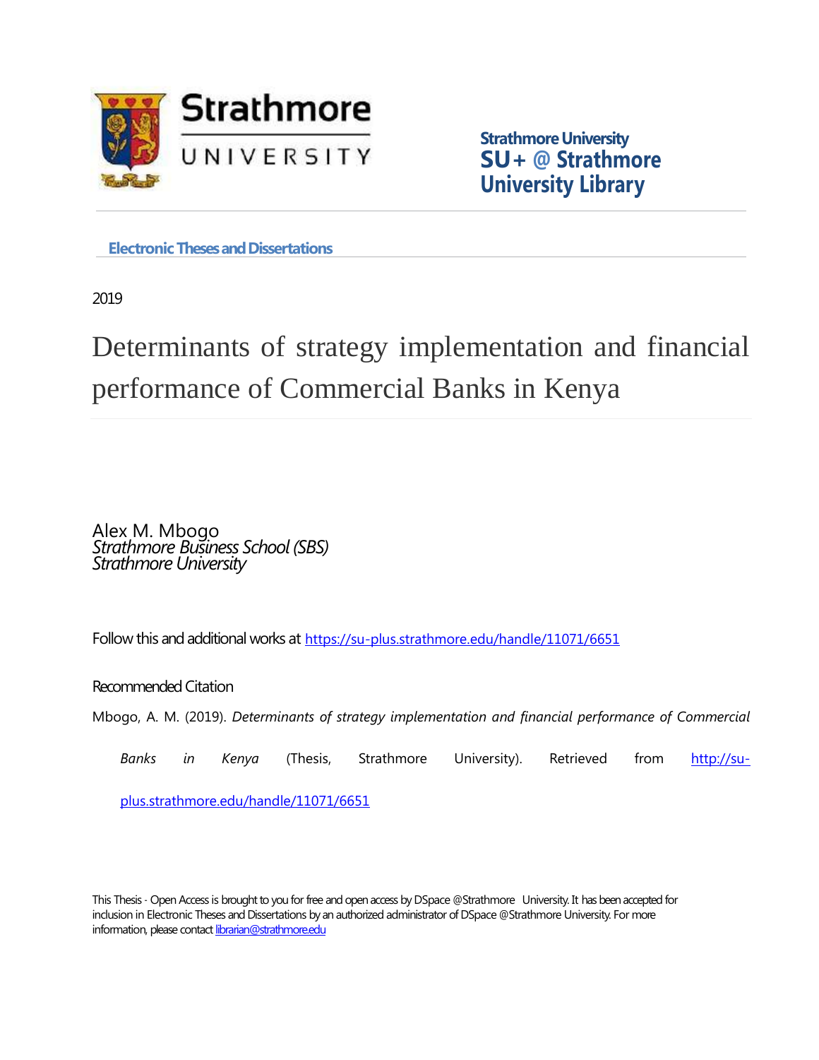Strathmore UNIVERSITY

Strathmore University
**SU + @ Strathmore University Library**

**Electronic Theses and Dissertations**

2019

# Determinants of strategy implementation and financial performance of Commercial Banks in Kenya

Alex M. Mbogo
*Strathmore Business School (SBS)*
*Strathmore University*

Follow this and additional works at https://su-plus.strathmore.edu/handle/11071/6651

Recommended Citation

Mbogo, A. M. (2019). *Determinants of strategy implementation and financial performance of Commercial Banks in Kenya* (Thesis, Strathmore University). Retrieved from http://su-plus.strathmore.edu/handle/11071/6651

This Thesis - Open Access is brought to you for free and open access by DSpace @Strathmore University. It has been accepted for inclusion in Electronic Theses and Dissertations by an authorized administrator of DSpace @Strathmore University. For more information, please contact librarian@strathmore.edu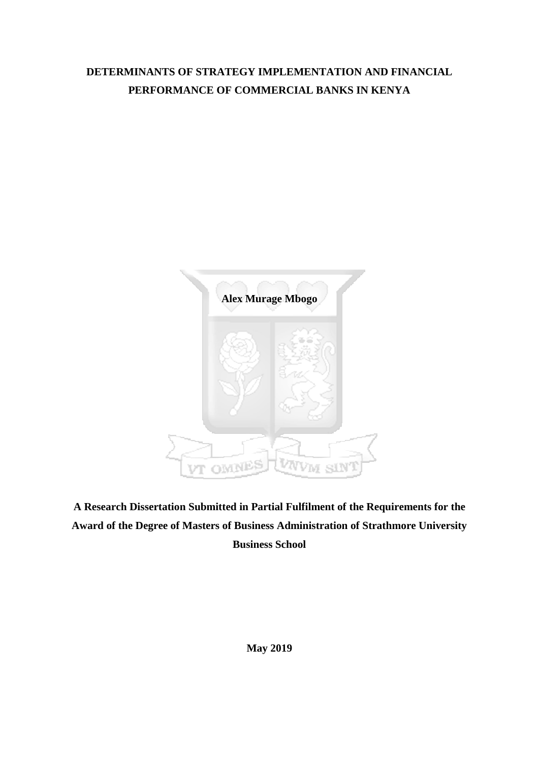**DETERMINANTS OF STRATEGY IMPLEMENTATION AND FINANCIAL PERFORMANCE OF COMMERCIAL BANKS IN KENYA**

**Alex Murage Mbogo**

**A Research Dissertation Submitted in Partial Fulfilment of the Requirements for the Award of the Degree of Masters of Business Administration of Strathmore University Business School**

**May 2019**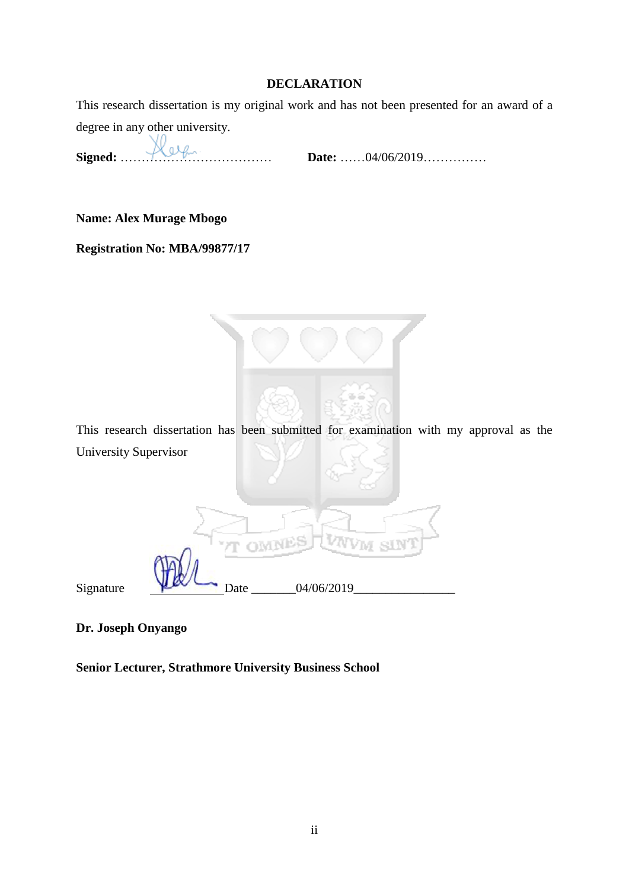## DECLARATION

This research dissertation is my original work and has not been presented for an award of a degree in any other university.

**Signed:** ……………………………… **Date:** ……04/06/2019……………

**Name: Alex Murage Mbogo**

**Registration No: MBA/99877/17**

This research dissertation has been submitted for examination with my approval as the University Supervisor

Signature ____________Date _______04/06/2019________________

**Dr. Joseph Onyango**

**Senior Lecturer, Strathmore University Business School**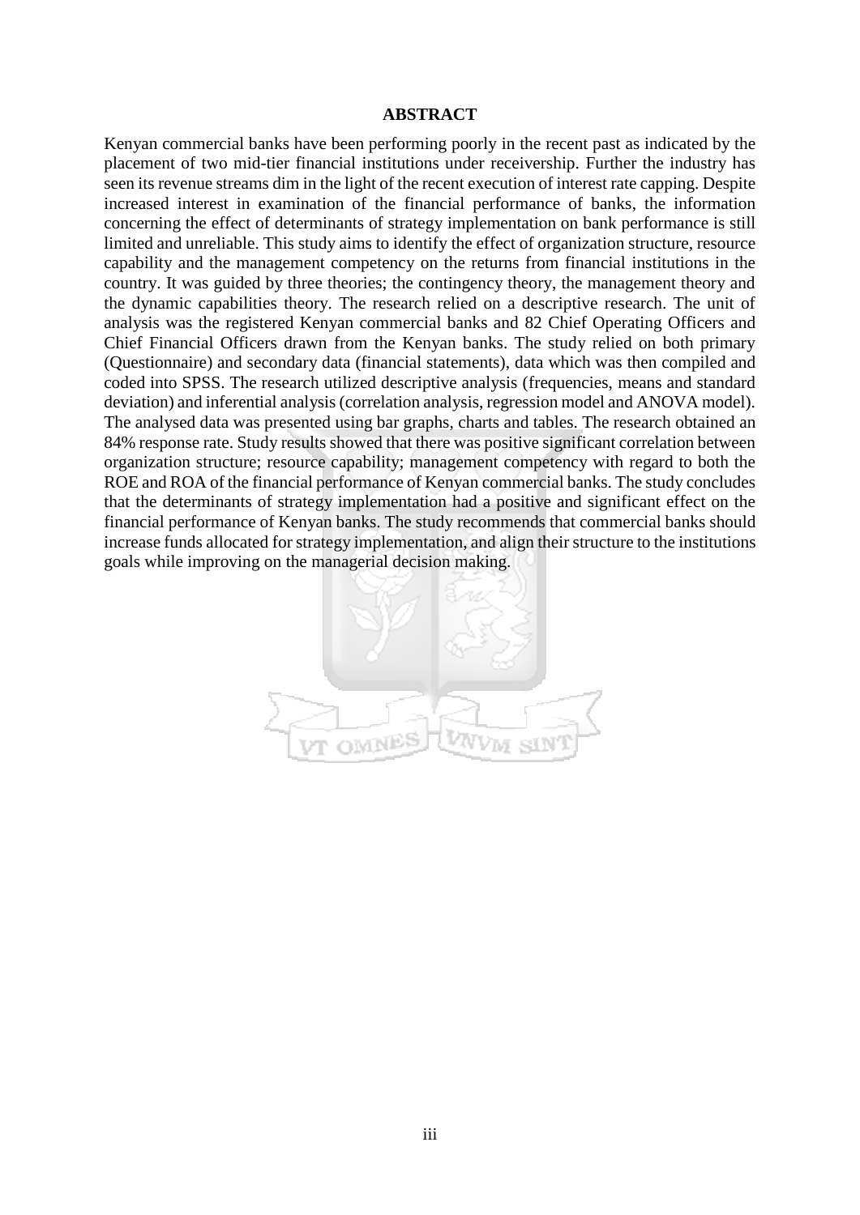## ABSTRACT

Kenyan commercial banks have been performing poorly in the recent past as indicated by the placement of two mid-tier financial institutions under receivership. Further the industry has seen its revenue streams dim in the light of the recent execution of interest rate capping. Despite increased interest in examination of the financial performance of banks, the information concerning the effect of determinants of strategy implementation on bank performance is still limited and unreliable. This study aims to identify the effect of organization structure, resource capability and the management competency on the returns from financial institutions in the country. It was guided by three theories; the contingency theory, the management theory and the dynamic capabilities theory. The research relied on a descriptive research. The unit of analysis was the registered Kenyan commercial banks and 82 Chief Operating Officers and Chief Financial Officers drawn from the Kenyan banks. The study relied on both primary (Questionnaire) and secondary data (financial statements), data which was then compiled and coded into SPSS. The research utilized descriptive analysis (frequencies, means and standard deviation) and inferential analysis (correlation analysis, regression model and ANOVA model). The analysed data was presented using bar graphs, charts and tables. The research obtained an 84% response rate. Study results showed that there was positive significant correlation between organization structure; resource capability; management competency with regard to both the ROE and ROA of the financial performance of Kenyan commercial banks. The study concludes that the determinants of strategy implementation had a positive and significant effect on the financial performance of Kenyan banks. The study recommends that commercial banks should increase funds allocated for strategy implementation, and align their structure to the institutions goals while improving on the managerial decision making.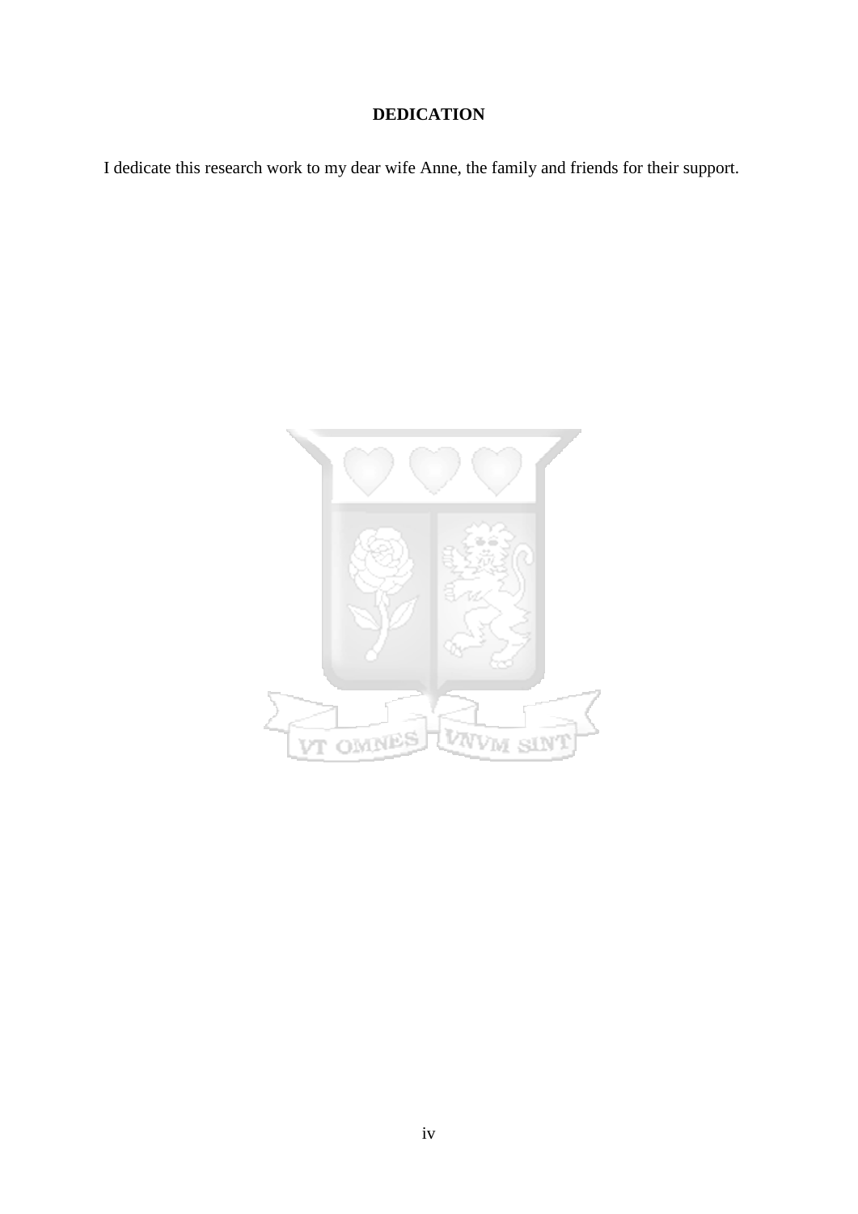# DEDICATION

I dedicate this research work to my dear wife Anne, the family and friends for their support.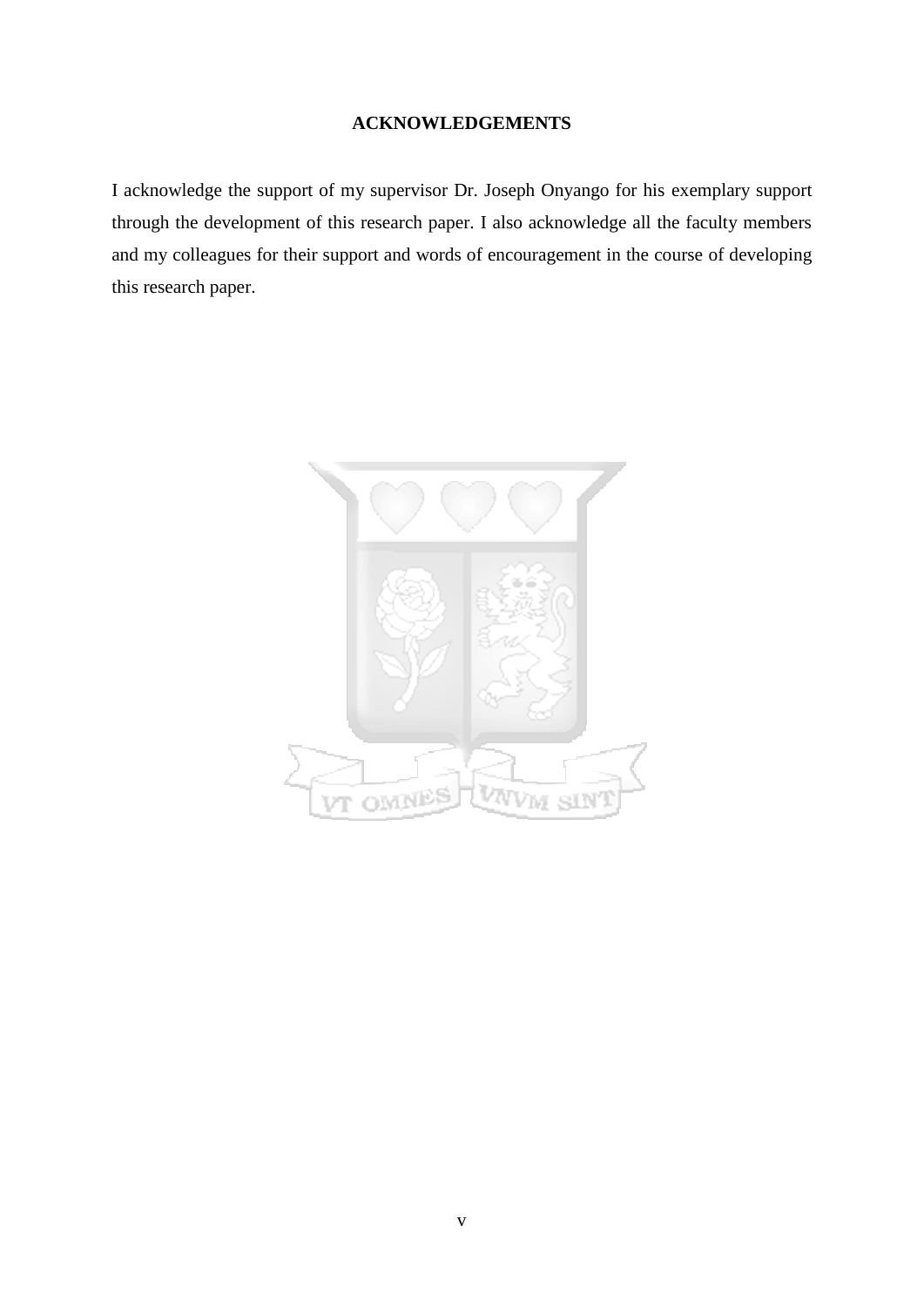## ACKNOWLEDGEMENTS

I acknowledge the support of my supervisor Dr. Joseph Onyango for his exemplary support through the development of this research paper. I also acknowledge all the faculty members and my colleagues for their support and words of encouragement in the course of developing this research paper.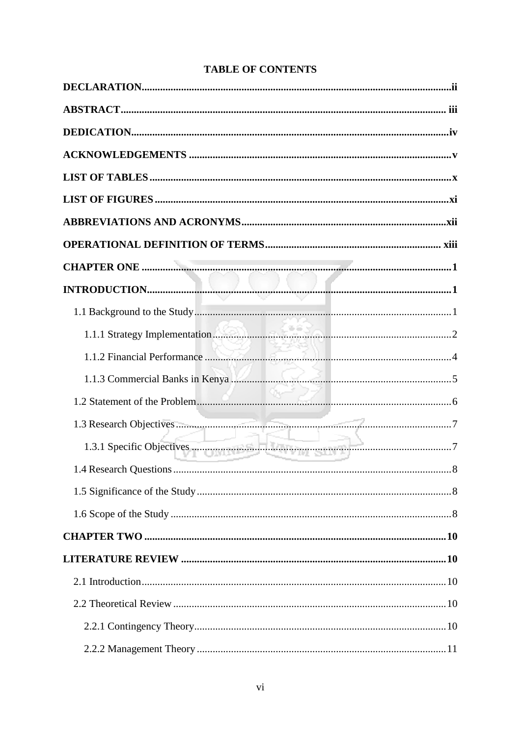# TABLE OF CONTENTS

**DECLARATION**......................................................................................................................ii

**ABSTRACT**........................................................................................................................... iii

**DEDICATION**........................................................................................................................iv

**ACKNOWLEDGEMENTS** ...................................................................................................v

**LIST OF TABLES**..................................................................................................................x

**LIST OF FIGURES**...............................................................................................................xi

**ABBREVIATIONS AND ACRONYMS**.............................................................................xii

**OPERATIONAL DEFINITION OF TERMS**.................................................................. xiii

**CHAPTER ONE** ....................................................................................................................1

**INTRODUCTION**..................................................................................................................1

1.1 Background to the Study.................................................................................................1

1.1.1 Strategy Implementation...........................................................................................2

1.1.2 Financial Performance ..............................................................................................4

1.1.3 Commercial Banks in Kenya ....................................................................................5

1.2 Statement of the Problem.................................................................................................6

1.3 Research Objectives.........................................................................................................7

1.3.1 Specific Objectives ...................................................................................................7

1.4 Research Questions..........................................................................................................8

1.5 Significance of the Study.................................................................................................8

1.6 Scope of the Study ...........................................................................................................8

**CHAPTER TWO** ..................................................................................................................10

**LITERATURE REVIEW** ....................................................................................................10

2.1 Introduction....................................................................................................................10

2.2 Theoretical Review ........................................................................................................10

2.2.1 Contingency Theory................................................................................................10

2.2.2 Management Theory ...............................................................................................11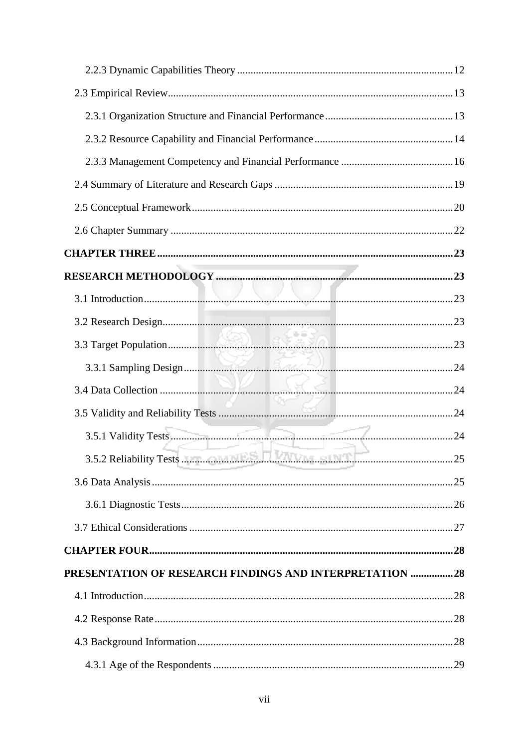2.2.3 Dynamic Capabilities Theory ................................................................................. 12

2.3 Empirical Review.......................................................................................................... 13

2.3.1 Organization Structure and Financial Performance ................................................ 13

2.3.2 Resource Capability and Financial Performance .................................................... 14

2.3.3 Management Competency and Financial Performance .......................................... 16

2.4 Summary of Literature and Research Gaps ................................................................... 19

2.5 Conceptual Framework .................................................................................................. 20

2.6 Chapter Summary .......................................................................................................... 22

**CHAPTER THREE .............................................................................................................. 23**

**RESEARCH METHODOLOGY ........................................................................................ 23**

3.1 Introduction ................................................................................................................... 23

3.2 Research Design ............................................................................................................ 23

3.3 Target Population .......................................................................................................... 23

3.3.1 Sampling Design ...................................................................................................... 24

3.4 Data Collection .............................................................................................................. 24

3.5 Validity and Reliability Tests ........................................................................................ 24

3.5.1 Validity Tests ........................................................................................................... 24

3.5.2 Reliability Tests ....................................................................................................... 25

3.6 Data Analysis ................................................................................................................. 25

3.6.1 Diagnostic Tests ...................................................................................................... 26

3.7 Ethical Considerations ................................................................................................... 27

**CHAPTER FOUR ................................................................................................................. 28**

**PRESENTATION OF RESEARCH FINDINGS AND INTERPRETATION ................ 28**

4.1 Introduction ................................................................................................................... 28

4.2 Response Rate ................................................................................................................ 28

4.3 Background Information ............................................................................................... 28

4.3.1 Age of the Respondents ........................................................................................... 29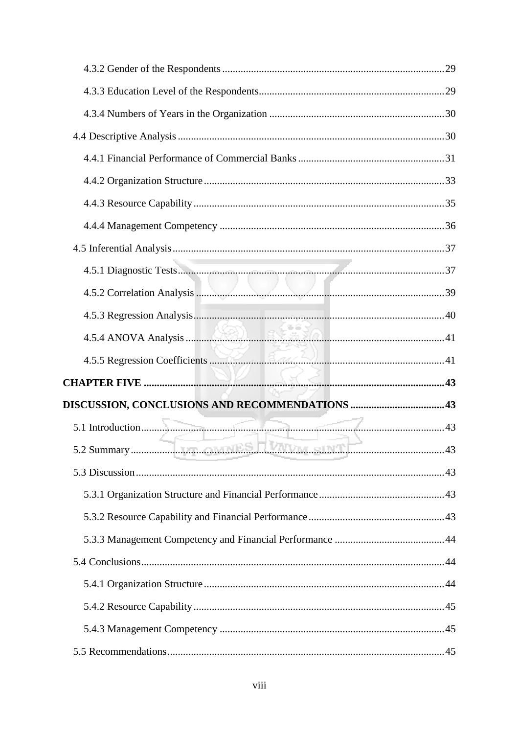4.3.2 Gender of the Respondents .......... 29

4.3.3 Education Level of the Respondents .......... 29

4.3.4 Numbers of Years in the Organization .......... 30

4.4 Descriptive Analysis .......... 30

4.4.1 Financial Performance of Commercial Banks .......... 31

4.4.2 Organization Structure .......... 33

4.4.3 Resource Capability .......... 35

4.4.4 Management Competency .......... 36

4.5 Inferential Analysis .......... 37

4.5.1 Diagnostic Tests .......... 37

4.5.2 Correlation Analysis .......... 39

4.5.3 Regression Analysis .......... 40

4.5.4 ANOVA Analysis .......... 41

4.5.5 Regression Coefficients .......... 41

**CHAPTER FIVE .......... 43**

**DISCUSSION, CONCLUSIONS AND RECOMMENDATIONS .......... 43**

5.1 Introduction .......... 43

5.2 Summary .......... 43

5.3 Discussion .......... 43

5.3.1 Organization Structure and Financial Performance .......... 43

5.3.2 Resource Capability and Financial Performance .......... 43

5.3.3 Management Competency and Financial Performance .......... 44

5.4 Conclusions .......... 44

5.4.1 Organization Structure .......... 44

5.4.2 Resource Capability .......... 45

5.4.3 Management Competency .......... 45

5.5 Recommendations .......... 45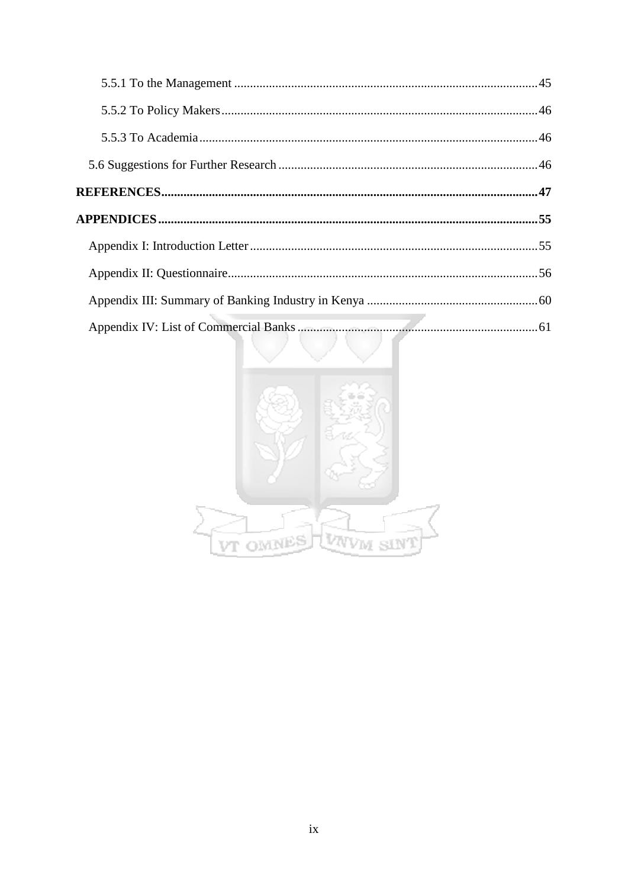5.5.1 To the Management ............................................................................................... 45

5.5.2 To Policy Makers ................................................................................................... 46

5.5.3 To Academia .......................................................................................................... 46

5.6 Suggestions for Further Research ................................................................................ 46

**REFERENCES ..................................................................................................................... 47**

**APPENDICES ...................................................................................................................... 55**

Appendix I: Introduction Letter .......................................................................................... 55

Appendix II: Questionnaire ................................................................................................. 56

Appendix III: Summary of Banking Industry in Kenya ...................................................... 60

Appendix IV: List of Commercial Banks ............................................................................ 61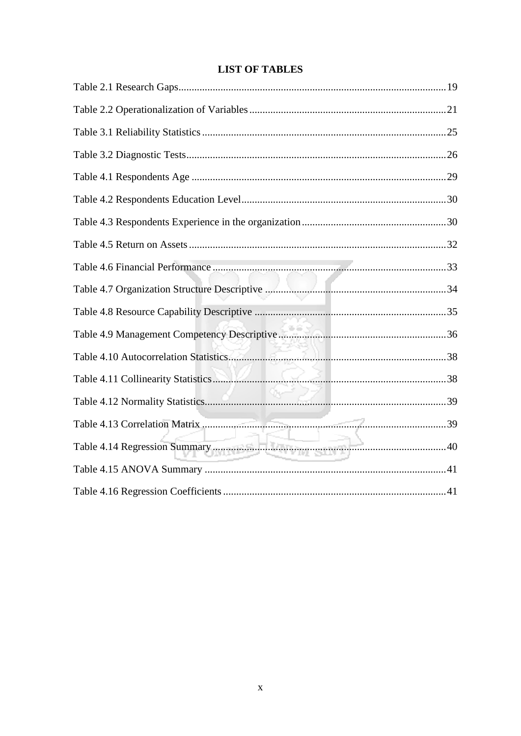# LIST OF TABLES

Table 2.1 Research Gaps......19

Table 2.2 Operationalization of Variables......21

Table 3.1 Reliability Statistics......25

Table 3.2 Diagnostic Tests......26

Table 4.1 Respondents Age......29

Table 4.2 Respondents Education Level......30

Table 4.3 Respondents Experience in the organization......30

Table 4.5 Return on Assets......32

Table 4.6 Financial Performance......33

Table 4.7 Organization Structure Descriptive......34

Table 4.8 Resource Capability Descriptive......35

Table 4.9 Management Competency Descriptive......36

Table 4.10 Autocorrelation Statistics......38

Table 4.11 Collinearity Statistics......38

Table 4.12 Normality Statistics......39

Table 4.13 Correlation Matrix......39

Table 4.14 Regression Summary......40

Table 4.15 ANOVA Summary......41

Table 4.16 Regression Coefficients......41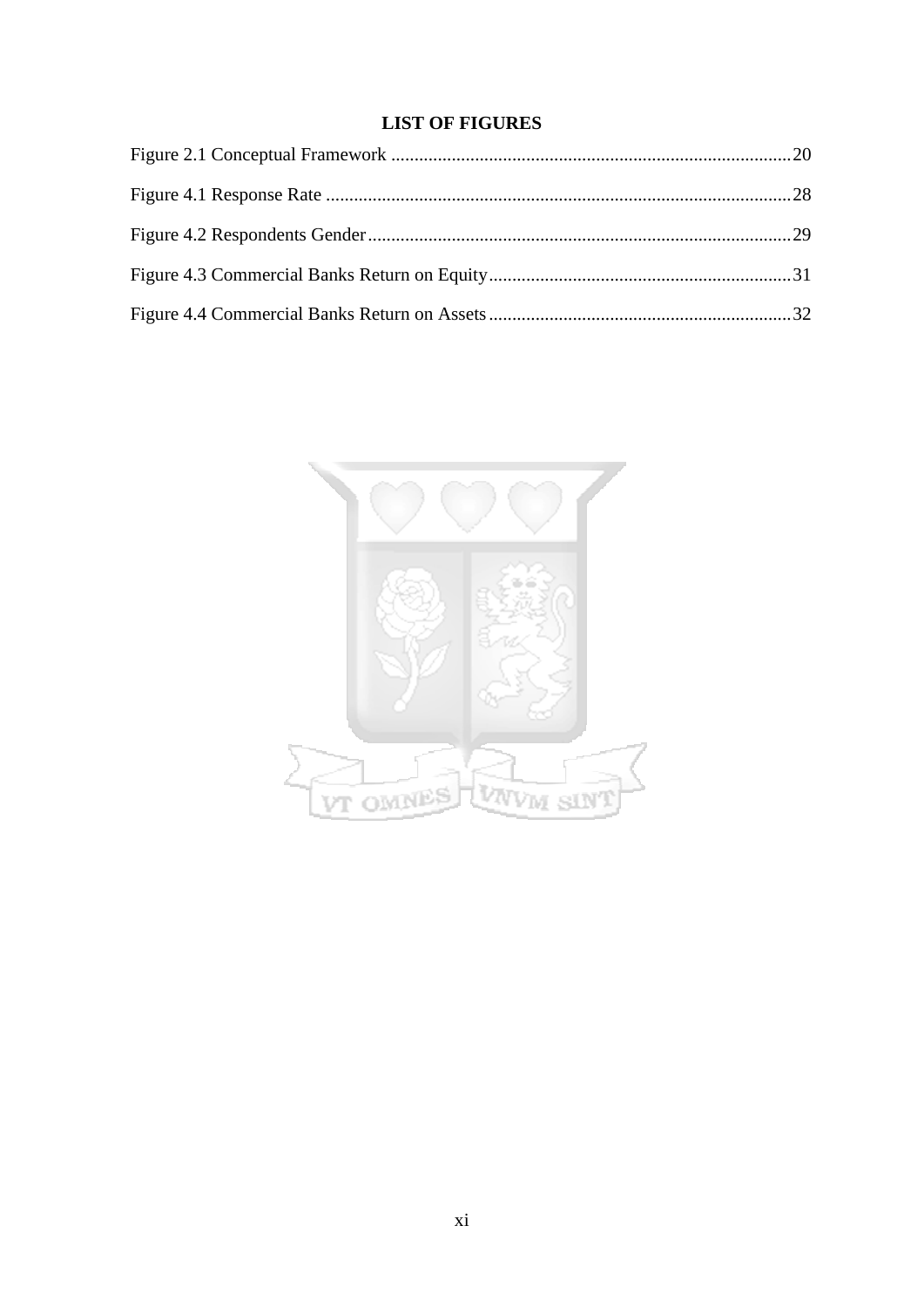# LIST OF FIGURES

Figure 2.1 Conceptual Framework ....................................................................................20

Figure 4.1 Response Rate ..................................................................................................28

Figure 4.2 Respondents Gender.........................................................................................29

Figure 4.3 Commercial Banks Return on Equity................................................................31

Figure 4.4 Commercial Banks Return on Assets................................................................32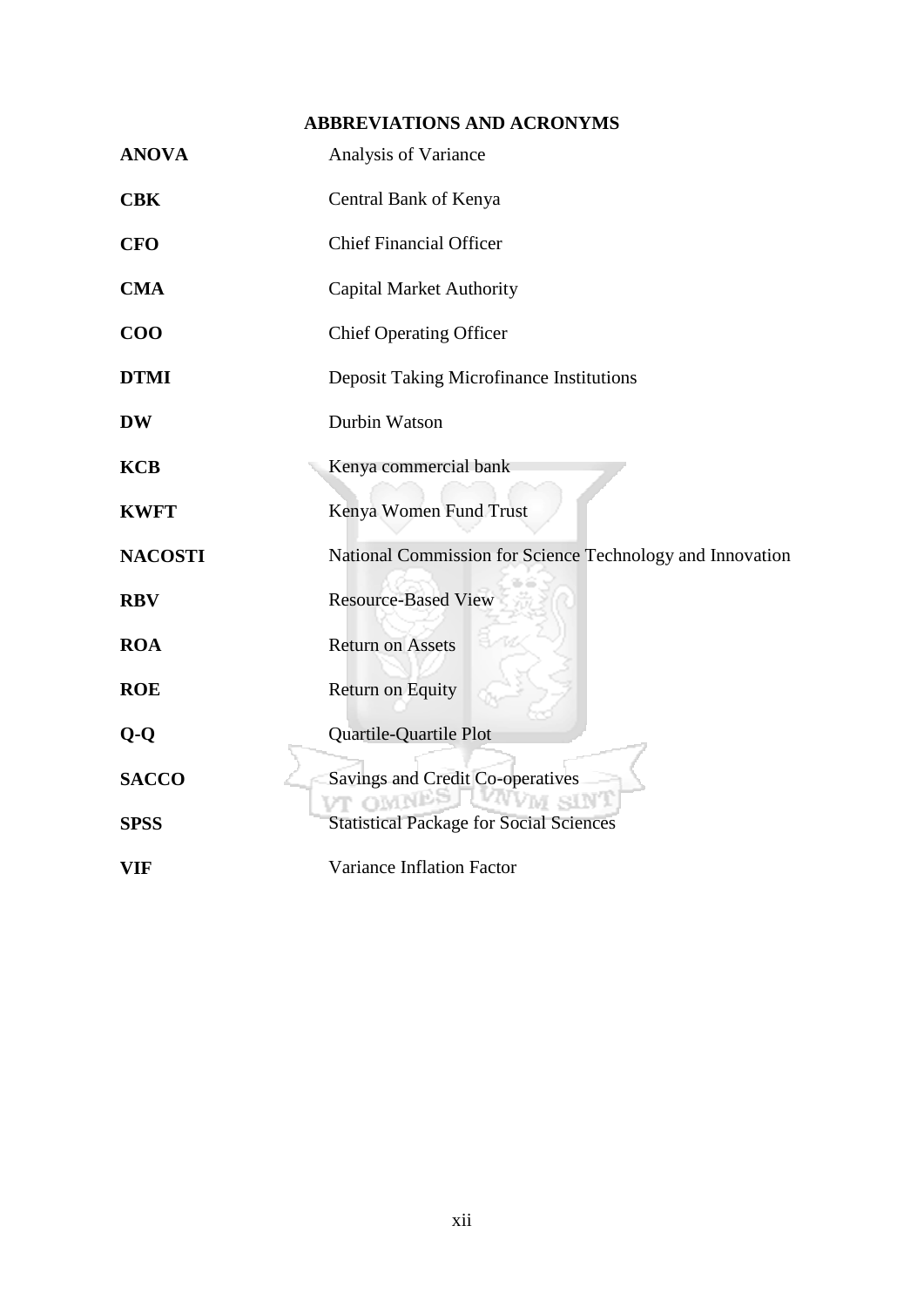## ABBREVIATIONS AND ACRONYMS

| | |
|---|---|
| **ANOVA** | Analysis of Variance |
| **CBK** | Central Bank of Kenya |
| **CFO** | Chief Financial Officer |
| **CMA** | Capital Market Authority |
| **COO** | Chief Operating Officer |
| **DTMI** | Deposit Taking Microfinance Institutions |
| **DW** | Durbin Watson |
| **KCB** | Kenya commercial bank |
| **KWFT** | Kenya Women Fund Trust |
| **NACOSTI** | National Commission for Science Technology and Innovation |
| **RBV** | Resource-Based View |
| **ROA** | Return on Assets |
| **ROE** | Return on Equity |
| **Q-Q** | Quartile-Quartile Plot |
| **SACCO** | Savings and Credit Co-operatives |
| **SPSS** | Statistical Package for Social Sciences |
| **VIF** | Variance Inflation Factor |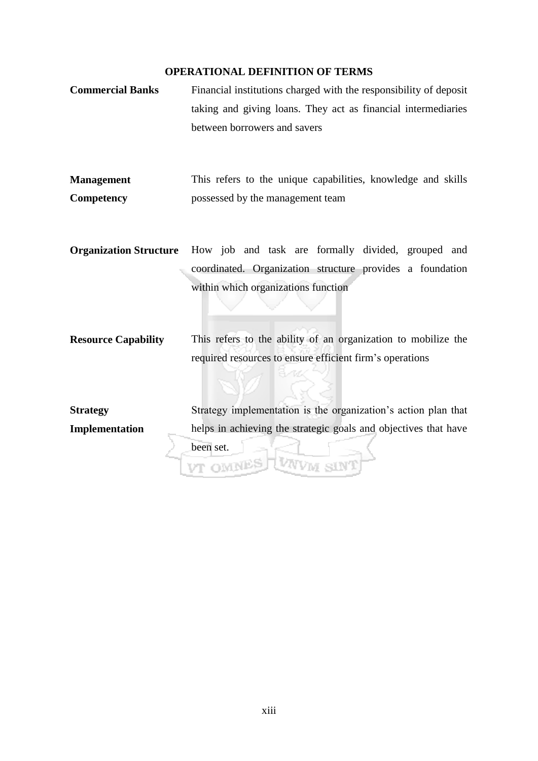## OPERATIONAL DEFINITION OF TERMS

**Commercial Banks** Financial institutions charged with the responsibility of deposit taking and giving loans. They act as financial intermediaries between borrowers and savers

**Management Competency** This refers to the unique capabilities, knowledge and skills possessed by the management team

**Organization Structure** How job and task are formally divided, grouped and coordinated. Organization structure provides a foundation within which organizations function

**Resource Capability** This refers to the ability of an organization to mobilize the required resources to ensure efficient firm's operations

**Strategy Implementation** Strategy implementation is the organization's action plan that helps in achieving the strategic goals and objectives that have been set.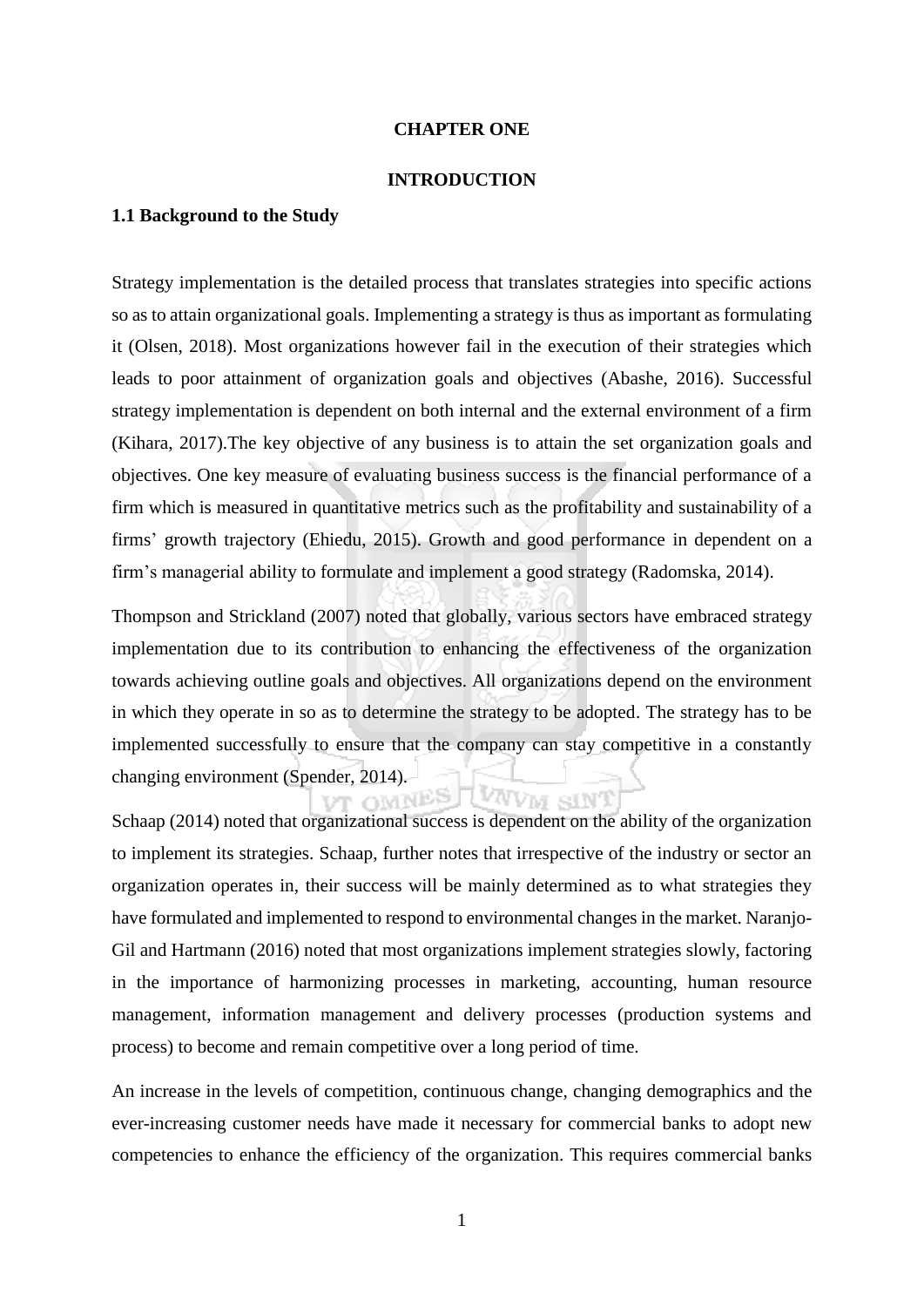# CHAPTER ONE

# INTRODUCTION

## 1.1 Background to the Study

Strategy implementation is the detailed process that translates strategies into specific actions so as to attain organizational goals. Implementing a strategy is thus as important as formulating it (Olsen, 2018). Most organizations however fail in the execution of their strategies which leads to poor attainment of organization goals and objectives (Abashe, 2016). Successful strategy implementation is dependent on both internal and the external environment of a firm (Kihara, 2017).The key objective of any business is to attain the set organization goals and objectives. One key measure of evaluating business success is the financial performance of a firm which is measured in quantitative metrics such as the profitability and sustainability of a firms' growth trajectory (Ehiedu, 2015). Growth and good performance in dependent on a firm's managerial ability to formulate and implement a good strategy (Radomska, 2014).

Thompson and Strickland (2007) noted that globally, various sectors have embraced strategy implementation due to its contribution to enhancing the effectiveness of the organization towards achieving outline goals and objectives. All organizations depend on the environment in which they operate in so as to determine the strategy to be adopted. The strategy has to be implemented successfully to ensure that the company can stay competitive in a constantly changing environment (Spender, 2014).

Schaap (2014) noted that organizational success is dependent on the ability of the organization to implement its strategies. Schaap, further notes that irrespective of the industry or sector an organization operates in, their success will be mainly determined as to what strategies they have formulated and implemented to respond to environmental changes in the market. Naranjo-Gil and Hartmann (2016) noted that most organizations implement strategies slowly, factoring in the importance of harmonizing processes in marketing, accounting, human resource management, information management and delivery processes (production systems and process) to become and remain competitive over a long period of time.

An increase in the levels of competition, continuous change, changing demographics and the ever-increasing customer needs have made it necessary for commercial banks to adopt new competencies to enhance the efficiency of the organization. This requires commercial banks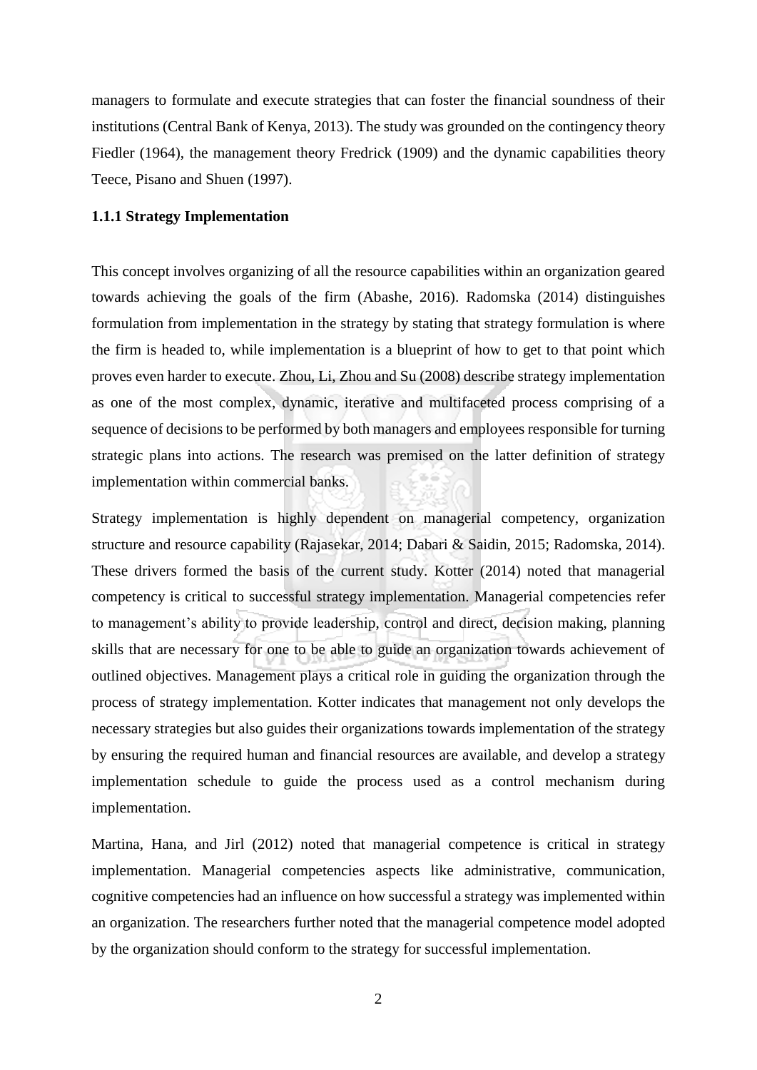managers to formulate and execute strategies that can foster the financial soundness of their institutions (Central Bank of Kenya, 2013). The study was grounded on the contingency theory Fiedler (1964), the management theory Fredrick (1909) and the dynamic capabilities theory Teece, Pisano and Shuen (1997).

### 1.1.1 Strategy Implementation

This concept involves organizing of all the resource capabilities within an organization geared towards achieving the goals of the firm (Abashe, 2016). Radomska (2014) distinguishes formulation from implementation in the strategy by stating that strategy formulation is where the firm is headed to, while implementation is a blueprint of how to get to that point which proves even harder to execute. Zhou, Li, Zhou and Su (2008) describe strategy implementation as one of the most complex, dynamic, iterative and multifaceted process comprising of a sequence of decisions to be performed by both managers and employees responsible for turning strategic plans into actions. The research was premised on the latter definition of strategy implementation within commercial banks.

Strategy implementation is highly dependent on managerial competency, organization structure and resource capability (Rajasekar, 2014; Dabari & Saidin, 2015; Radomska, 2014). These drivers formed the basis of the current study. Kotter (2014) noted that managerial competency is critical to successful strategy implementation. Managerial competencies refer to management's ability to provide leadership, control and direct, decision making, planning skills that are necessary for one to be able to guide an organization towards achievement of outlined objectives. Management plays a critical role in guiding the organization through the process of strategy implementation. Kotter indicates that management not only develops the necessary strategies but also guides their organizations towards implementation of the strategy by ensuring the required human and financial resources are available, and develop a strategy implementation schedule to guide the process used as a control mechanism during implementation.

Martina, Hana, and Jirl (2012) noted that managerial competence is critical in strategy implementation. Managerial competencies aspects like administrative, communication, cognitive competencies had an influence on how successful a strategy was implemented within an organization. The researchers further noted that the managerial competence model adopted by the organization should conform to the strategy for successful implementation.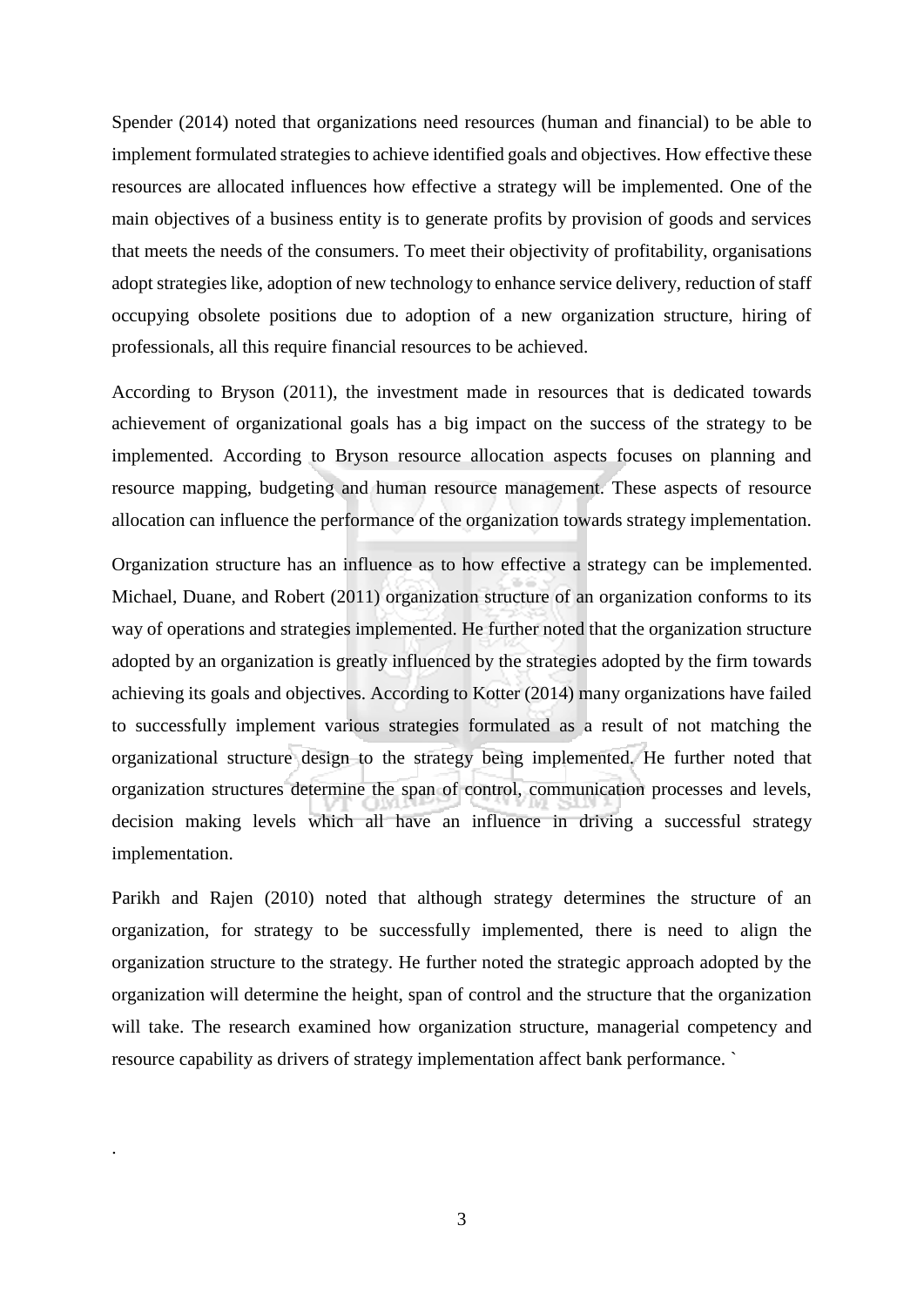Spender (2014) noted that organizations need resources (human and financial) to be able to implement formulated strategies to achieve identified goals and objectives. How effective these resources are allocated influences how effective a strategy will be implemented. One of the main objectives of a business entity is to generate profits by provision of goods and services that meets the needs of the consumers. To meet their objectivity of profitability, organisations adopt strategies like, adoption of new technology to enhance service delivery, reduction of staff occupying obsolete positions due to adoption of a new organization structure, hiring of professionals, all this require financial resources to be achieved.

According to Bryson (2011), the investment made in resources that is dedicated towards achievement of organizational goals has a big impact on the success of the strategy to be implemented. According to Bryson resource allocation aspects focuses on planning and resource mapping, budgeting and human resource management. These aspects of resource allocation can influence the performance of the organization towards strategy implementation.

Organization structure has an influence as to how effective a strategy can be implemented. Michael, Duane, and Robert (2011) organization structure of an organization conforms to its way of operations and strategies implemented. He further noted that the organization structure adopted by an organization is greatly influenced by the strategies adopted by the firm towards achieving its goals and objectives. According to Kotter (2014) many organizations have failed to successfully implement various strategies formulated as a result of not matching the organizational structure design to the strategy being implemented. He further noted that organization structures determine the span of control, communication processes and levels, decision making levels which all have an influence in driving a successful strategy implementation.

Parikh and Rajen (2010) noted that although strategy determines the structure of an organization, for strategy to be successfully implemented, there is need to align the organization structure to the strategy. He further noted the strategic approach adopted by the organization will determine the height, span of control and the structure that the organization will take. The research examined how organization structure, managerial competency and resource capability as drivers of strategy implementation affect bank performance. `

.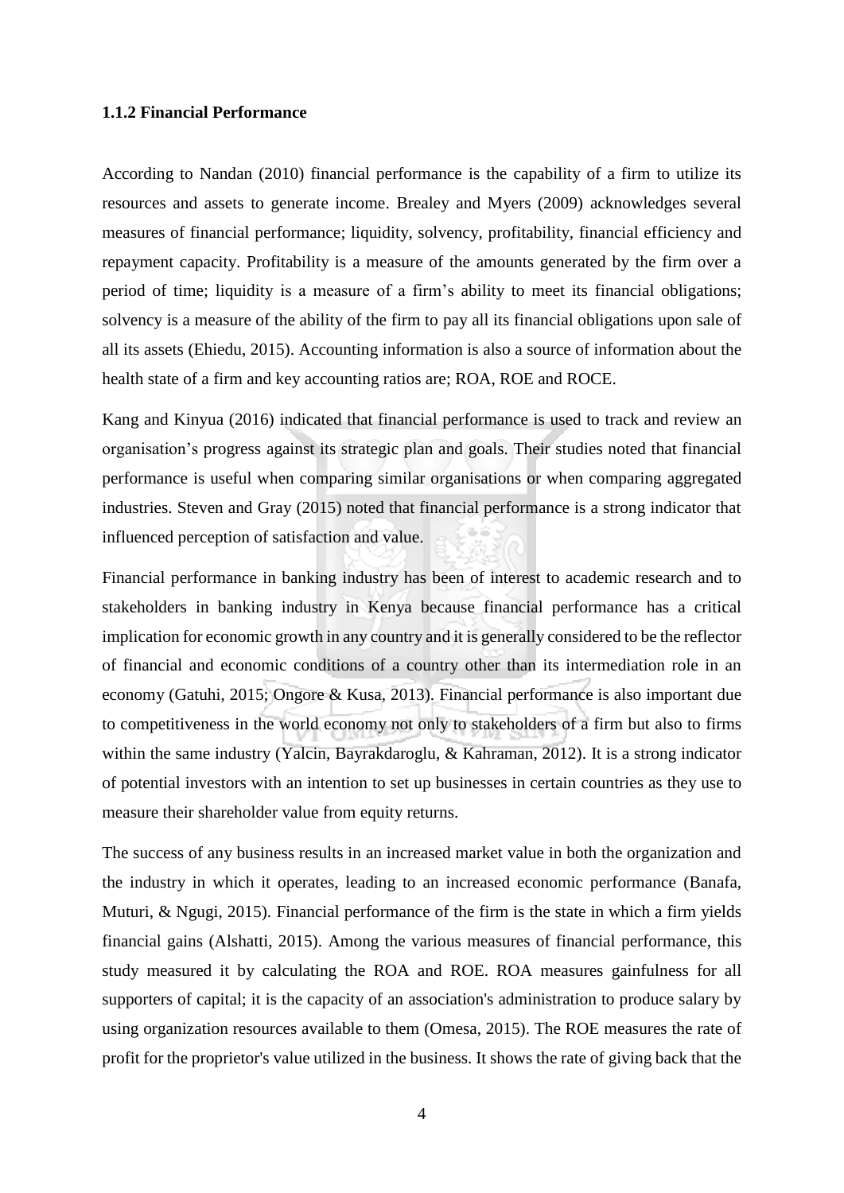### 1.1.2 Financial Performance

According to Nandan (2010) financial performance is the capability of a firm to utilize its resources and assets to generate income. Brealey and Myers (2009) acknowledges several measures of financial performance; liquidity, solvency, profitability, financial efficiency and repayment capacity. Profitability is a measure of the amounts generated by the firm over a period of time; liquidity is a measure of a firm's ability to meet its financial obligations; solvency is a measure of the ability of the firm to pay all its financial obligations upon sale of all its assets (Ehiedu, 2015). Accounting information is also a source of information about the health state of a firm and key accounting ratios are; ROA, ROE and ROCE.

Kang and Kinyua (2016) indicated that financial performance is used to track and review an organisation's progress against its strategic plan and goals. Their studies noted that financial performance is useful when comparing similar organisations or when comparing aggregated industries. Steven and Gray (2015) noted that financial performance is a strong indicator that influenced perception of satisfaction and value.

Financial performance in banking industry has been of interest to academic research and to stakeholders in banking industry in Kenya because financial performance has a critical implication for economic growth in any country and it is generally considered to be the reflector of financial and economic conditions of a country other than its intermediation role in an economy (Gatuhi, 2015; Ongore & Kusa, 2013). Financial performance is also important due to competitiveness in the world economy not only to stakeholders of a firm but also to firms within the same industry (Yalcin, Bayrakdaroglu, & Kahraman, 2012). It is a strong indicator of potential investors with an intention to set up businesses in certain countries as they use to measure their shareholder value from equity returns.

The success of any business results in an increased market value in both the organization and the industry in which it operates, leading to an increased economic performance (Banafa, Muturi, & Ngugi, 2015). Financial performance of the firm is the state in which a firm yields financial gains (Alshatti, 2015). Among the various measures of financial performance, this study measured it by calculating the ROA and ROE. ROA measures gainfulness for all supporters of capital; it is the capacity of an association's administration to produce salary by using organization resources available to them (Omesa, 2015). The ROE measures the rate of profit for the proprietor's value utilized in the business. It shows the rate of giving back that the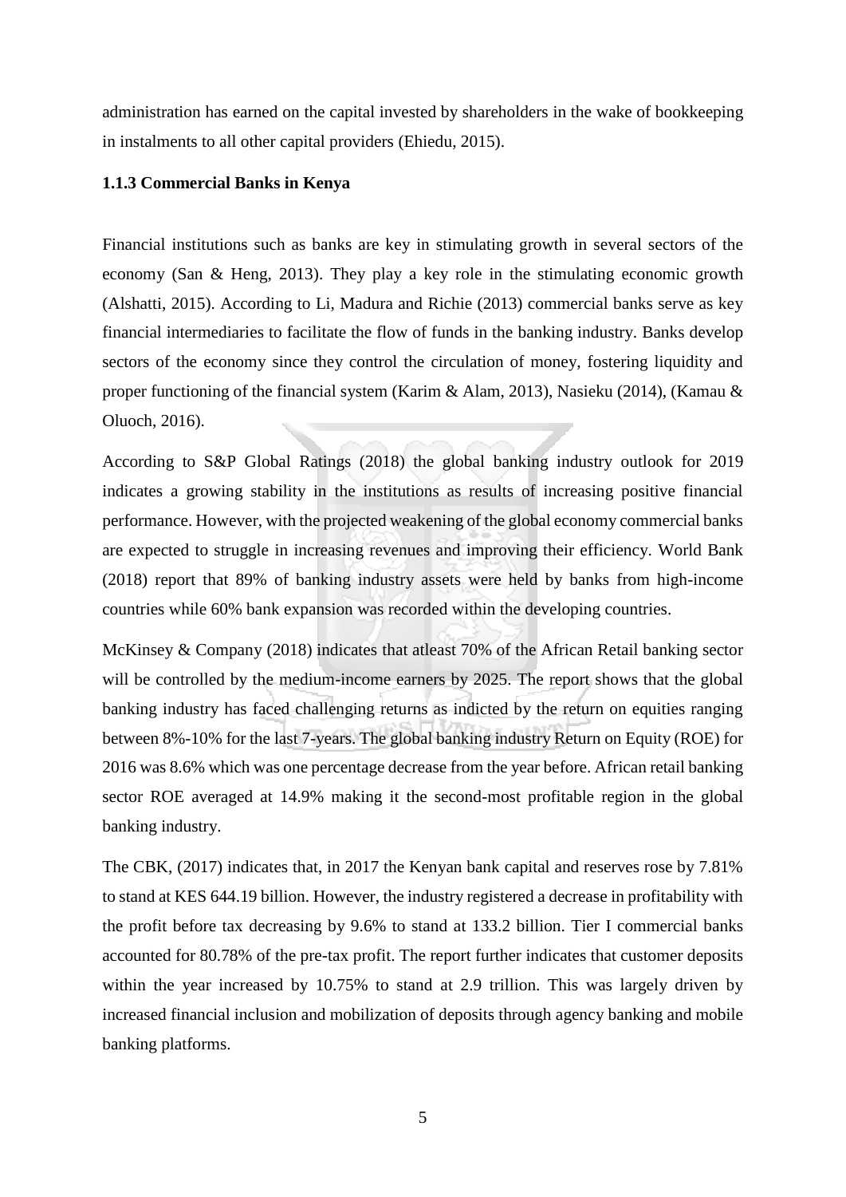administration has earned on the capital invested by shareholders in the wake of bookkeeping in instalments to all other capital providers (Ehiedu, 2015).

### 1.1.3 Commercial Banks in Kenya

Financial institutions such as banks are key in stimulating growth in several sectors of the economy (San & Heng, 2013). They play a key role in the stimulating economic growth (Alshatti, 2015). According to Li, Madura and Richie (2013) commercial banks serve as key financial intermediaries to facilitate the flow of funds in the banking industry. Banks develop sectors of the economy since they control the circulation of money, fostering liquidity and proper functioning of the financial system (Karim & Alam, 2013), Nasieku (2014), (Kamau & Oluoch, 2016).

According to S&P Global Ratings (2018) the global banking industry outlook for 2019 indicates a growing stability in the institutions as results of increasing positive financial performance. However, with the projected weakening of the global economy commercial banks are expected to struggle in increasing revenues and improving their efficiency. World Bank (2018) report that 89% of banking industry assets were held by banks from high-income countries while 60% bank expansion was recorded within the developing countries.

McKinsey & Company (2018) indicates that atleast 70% of the African Retail banking sector will be controlled by the medium-income earners by 2025. The report shows that the global banking industry has faced challenging returns as indicted by the return on equities ranging between 8%-10% for the last 7-years. The global banking industry Return on Equity (ROE) for 2016 was 8.6% which was one percentage decrease from the year before. African retail banking sector ROE averaged at 14.9% making it the second-most profitable region in the global banking industry.

The CBK, (2017) indicates that, in 2017 the Kenyan bank capital and reserves rose by 7.81% to stand at KES 644.19 billion. However, the industry registered a decrease in profitability with the profit before tax decreasing by 9.6% to stand at 133.2 billion. Tier I commercial banks accounted for 80.78% of the pre-tax profit. The report further indicates that customer deposits within the year increased by 10.75% to stand at 2.9 trillion. This was largely driven by increased financial inclusion and mobilization of deposits through agency banking and mobile banking platforms.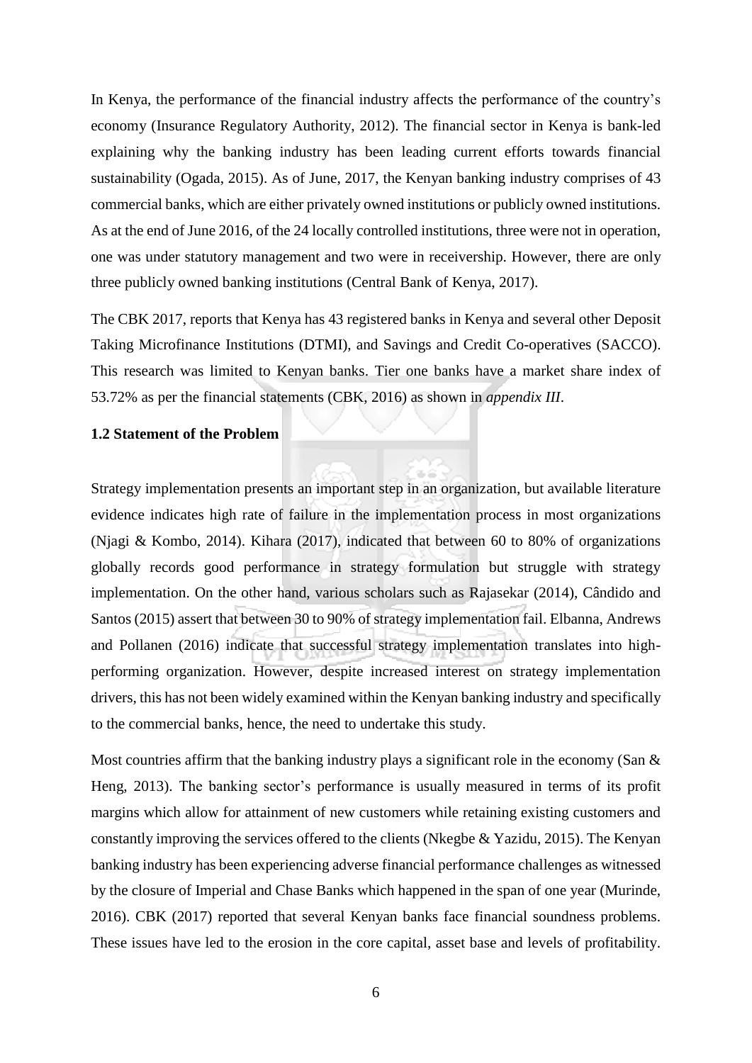In Kenya, the performance of the financial industry affects the performance of the country's economy (Insurance Regulatory Authority, 2012). The financial sector in Kenya is bank-led explaining why the banking industry has been leading current efforts towards financial sustainability (Ogada, 2015). As of June, 2017, the Kenyan banking industry comprises of 43 commercial banks, which are either privately owned institutions or publicly owned institutions. As at the end of June 2016, of the 24 locally controlled institutions, three were not in operation, one was under statutory management and two were in receivership. However, there are only three publicly owned banking institutions (Central Bank of Kenya, 2017).

The CBK 2017, reports that Kenya has 43 registered banks in Kenya and several other Deposit Taking Microfinance Institutions (DTMI), and Savings and Credit Co-operatives (SACCO). This research was limited to Kenyan banks. Tier one banks have a market share index of 53.72% as per the financial statements (CBK, 2016) as shown in *appendix III*.

### 1.2 Statement of the Problem

Strategy implementation presents an important step in an organization, but available literature evidence indicates high rate of failure in the implementation process in most organizations (Njagi & Kombo, 2014). Kihara (2017), indicated that between 60 to 80% of organizations globally records good performance in strategy formulation but struggle with strategy implementation. On the other hand, various scholars such as Rajasekar (2014), Cândido and Santos (2015) assert that between 30 to 90% of strategy implementation fail. Elbanna, Andrews and Pollanen (2016) indicate that successful strategy implementation translates into high-performing organization. However, despite increased interest on strategy implementation drivers, this has not been widely examined within the Kenyan banking industry and specifically to the commercial banks, hence, the need to undertake this study.

Most countries affirm that the banking industry plays a significant role in the economy (San & Heng, 2013). The banking sector's performance is usually measured in terms of its profit margins which allow for attainment of new customers while retaining existing customers and constantly improving the services offered to the clients (Nkegbe & Yazidu, 2015). The Kenyan banking industry has been experiencing adverse financial performance challenges as witnessed by the closure of Imperial and Chase Banks which happened in the span of one year (Murinde, 2016). CBK (2017) reported that several Kenyan banks face financial soundness problems. These issues have led to the erosion in the core capital, asset base and levels of profitability.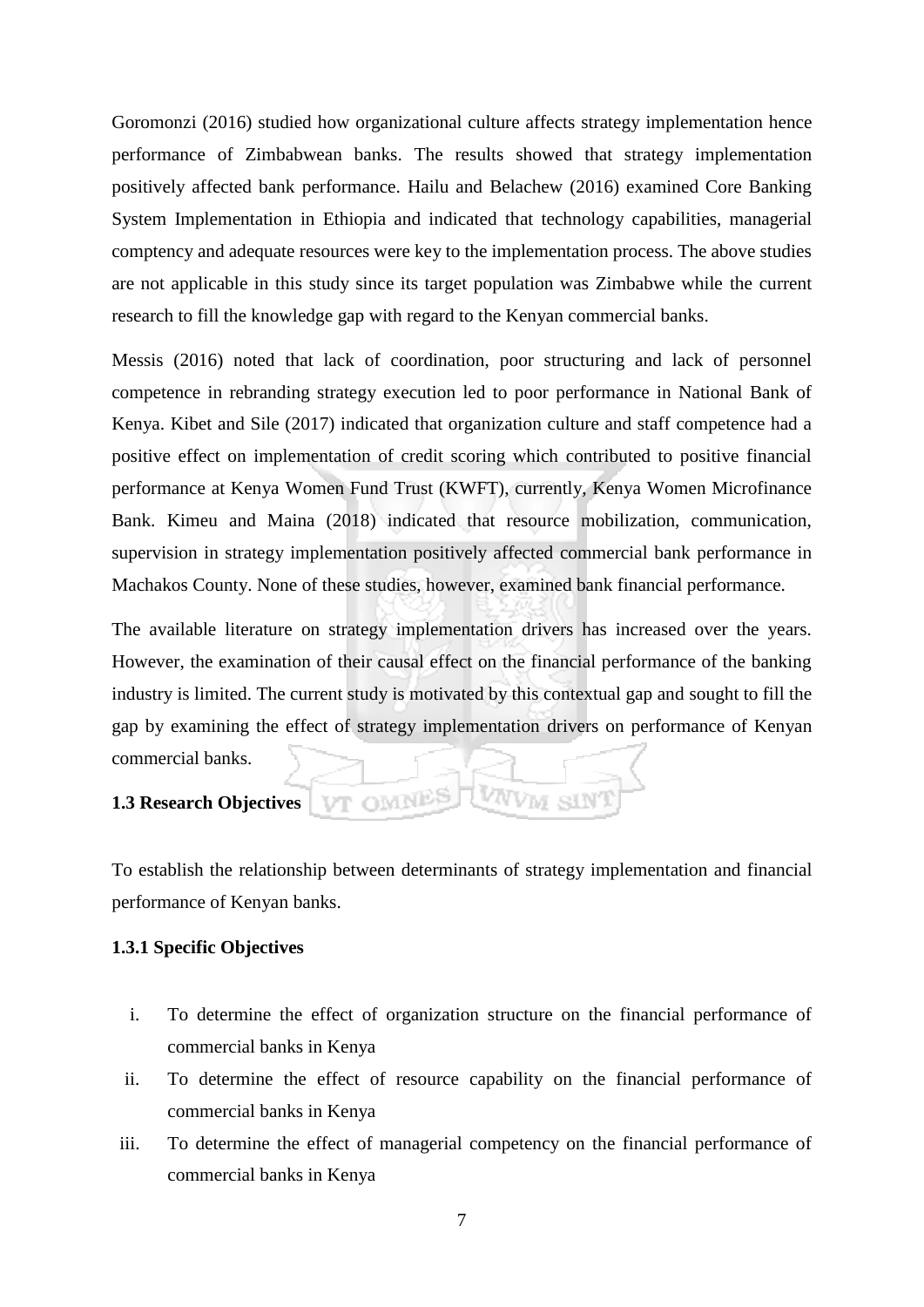Goromonzi (2016) studied how organizational culture affects strategy implementation hence performance of Zimbabwean banks. The results showed that strategy implementation positively affected bank performance. Hailu and Belachew (2016) examined Core Banking System Implementation in Ethiopia and indicated that technology capabilities, managerial comptency and adequate resources were key to the implementation process. The above studies are not applicable in this study since its target population was Zimbabwe while the current research to fill the knowledge gap with regard to the Kenyan commercial banks.

Messis (2016) noted that lack of coordination, poor structuring and lack of personnel competence in rebranding strategy execution led to poor performance in National Bank of Kenya. Kibet and Sile (2017) indicated that organization culture and staff competence had a positive effect on implementation of credit scoring which contributed to positive financial performance at Kenya Women Fund Trust (KWFT), currently, Kenya Women Microfinance Bank. Kimeu and Maina (2018) indicated that resource mobilization, communication, supervision in strategy implementation positively affected commercial bank performance in Machakos County. None of these studies, however, examined bank financial performance.

The available literature on strategy implementation drivers has increased over the years. However, the examination of their causal effect on the financial performance of the banking industry is limited. The current study is motivated by this contextual gap and sought to fill the gap by examining the effect of strategy implementation drivers on performance of Kenyan commercial banks.

## 1.3 Research Objectives

To establish the relationship between determinants of strategy implementation and financial performance of Kenyan banks.

### 1.3.1 Specific Objectives

i. To determine the effect of organization structure on the financial performance of commercial banks in Kenya
ii. To determine the effect of resource capability on the financial performance of commercial banks in Kenya
iii. To determine the effect of managerial competency on the financial performance of commercial banks in Kenya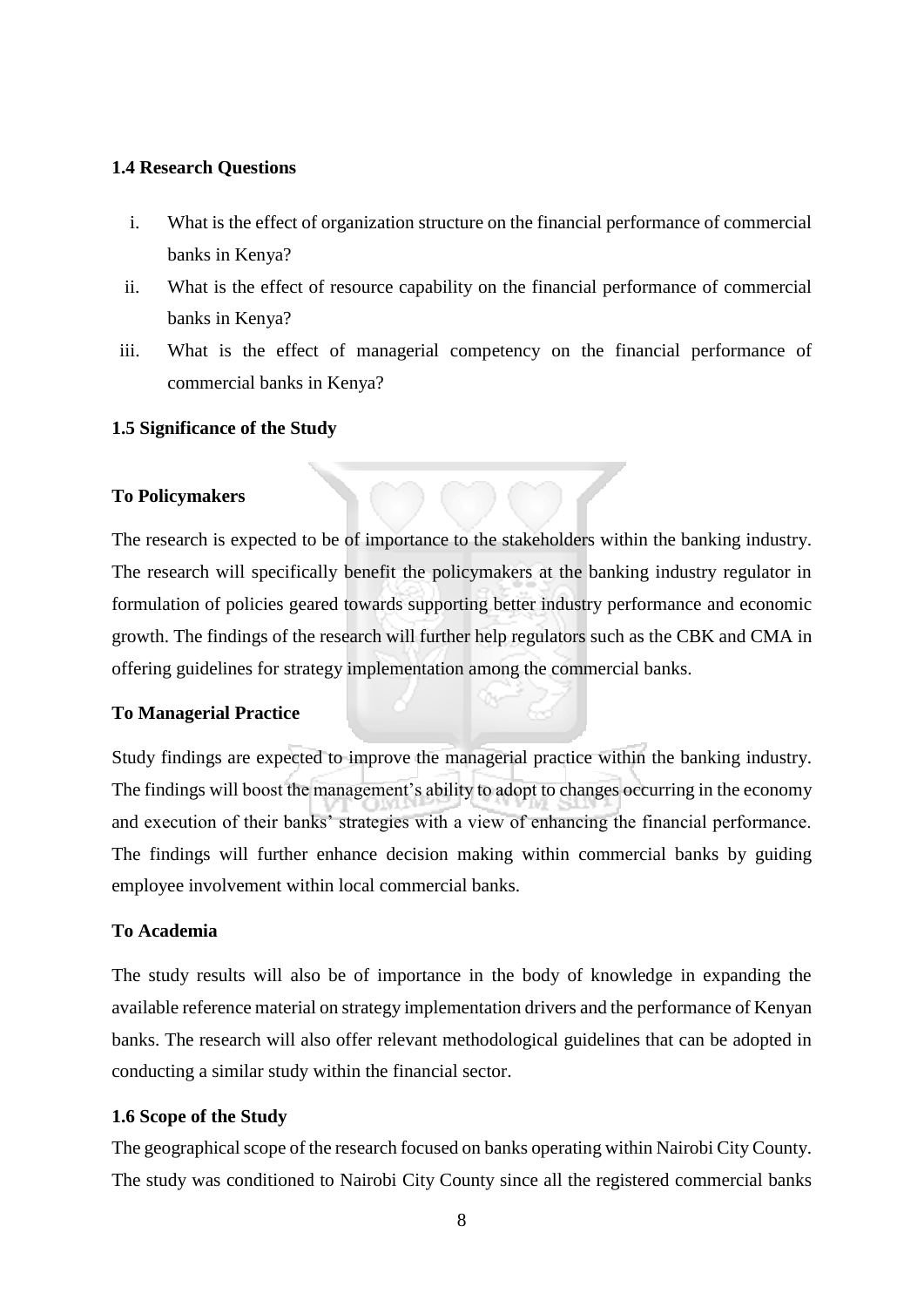### 1.4 Research Questions

i. What is the effect of organization structure on the financial performance of commercial banks in Kenya?
ii. What is the effect of resource capability on the financial performance of commercial banks in Kenya?
iii. What is the effect of managerial competency on the financial performance of commercial banks in Kenya?

### 1.5 Significance of the Study

#### To Policymakers

The research is expected to be of importance to the stakeholders within the banking industry. The research will specifically benefit the policymakers at the banking industry regulator in formulation of policies geared towards supporting better industry performance and economic growth. The findings of the research will further help regulators such as the CBK and CMA in offering guidelines for strategy implementation among the commercial banks.

#### To Managerial Practice

Study findings are expected to improve the managerial practice within the banking industry. The findings will boost the management's ability to adopt to changes occurring in the economy and execution of their banks' strategies with a view of enhancing the financial performance. The findings will further enhance decision making within commercial banks by guiding employee involvement within local commercial banks.

#### To Academia

The study results will also be of importance in the body of knowledge in expanding the available reference material on strategy implementation drivers and the performance of Kenyan banks. The research will also offer relevant methodological guidelines that can be adopted in conducting a similar study within the financial sector.

### 1.6 Scope of the Study

The geographical scope of the research focused on banks operating within Nairobi City County. The study was conditioned to Nairobi City County since all the registered commercial banks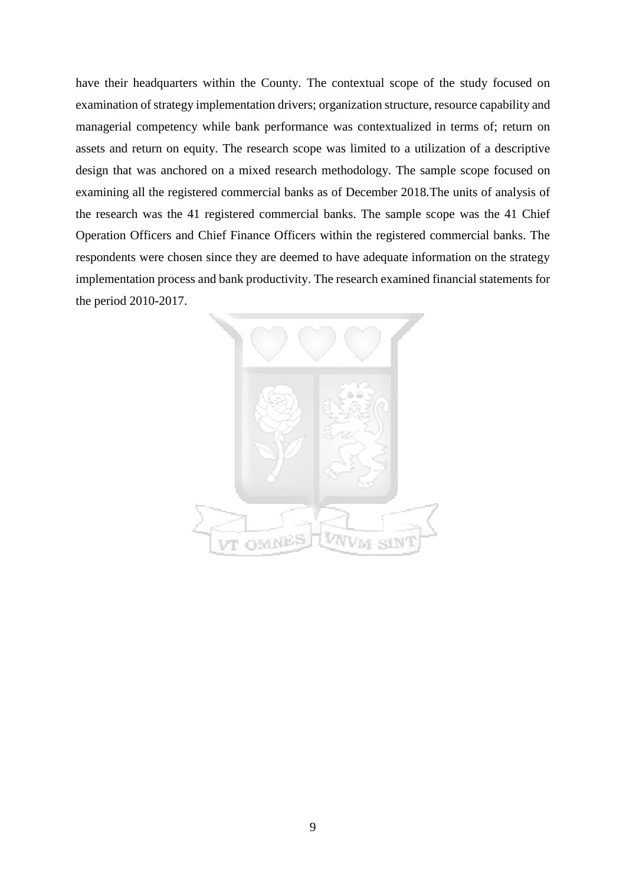have their headquarters within the County. The contextual scope of the study focused on examination of strategy implementation drivers; organization structure, resource capability and managerial competency while bank performance was contextualized in terms of; return on assets and return on equity. The research scope was limited to a utilization of a descriptive design that was anchored on a mixed research methodology. The sample scope focused on examining all the registered commercial banks as of December 2018.The units of analysis of the research was the 41 registered commercial banks. The sample scope was the 41 Chief Operation Officers and Chief Finance Officers within the registered commercial banks. The respondents were chosen since they are deemed to have adequate information on the strategy implementation process and bank productivity. The research examined financial statements for the period 2010-2017.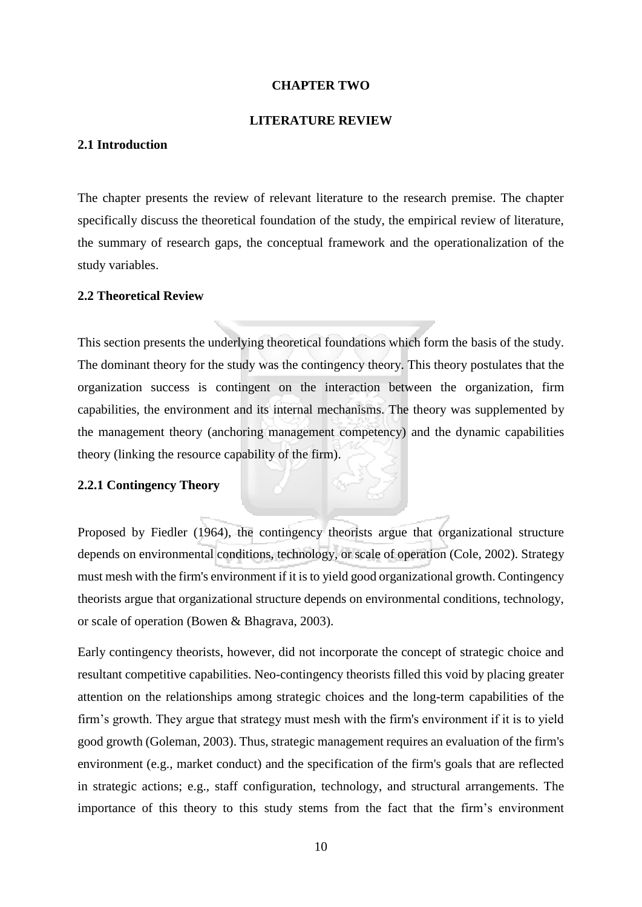# CHAPTER TWO

# LITERATURE REVIEW

## 2.1 Introduction

The chapter presents the review of relevant literature to the research premise. The chapter specifically discuss the theoretical foundation of the study, the empirical review of literature, the summary of research gaps, the conceptual framework and the operationalization of the study variables.

## 2.2 Theoretical Review

This section presents the underlying theoretical foundations which form the basis of the study. The dominant theory for the study was the contingency theory. This theory postulates that the organization success is contingent on the interaction between the organization, firm capabilities, the environment and its internal mechanisms. The theory was supplemented by the management theory (anchoring management competency) and the dynamic capabilities theory (linking the resource capability of the firm).

### 2.2.1 Contingency Theory

Proposed by Fiedler (1964), the contingency theorists argue that organizational structure depends on environmental conditions, technology, or scale of operation (Cole, 2002). Strategy must mesh with the firm's environment if it is to yield good organizational growth. Contingency theorists argue that organizational structure depends on environmental conditions, technology, or scale of operation (Bowen & Bhagrava, 2003).

Early contingency theorists, however, did not incorporate the concept of strategic choice and resultant competitive capabilities. Neo-contingency theorists filled this void by placing greater attention on the relationships among strategic choices and the long-term capabilities of the firm's growth. They argue that strategy must mesh with the firm's environment if it is to yield good growth (Goleman, 2003). Thus, strategic management requires an evaluation of the firm's environment (e.g., market conduct) and the specification of the firm's goals that are reflected in strategic actions; e.g., staff configuration, technology, and structural arrangements. The importance of this theory to this study stems from the fact that the firm's environment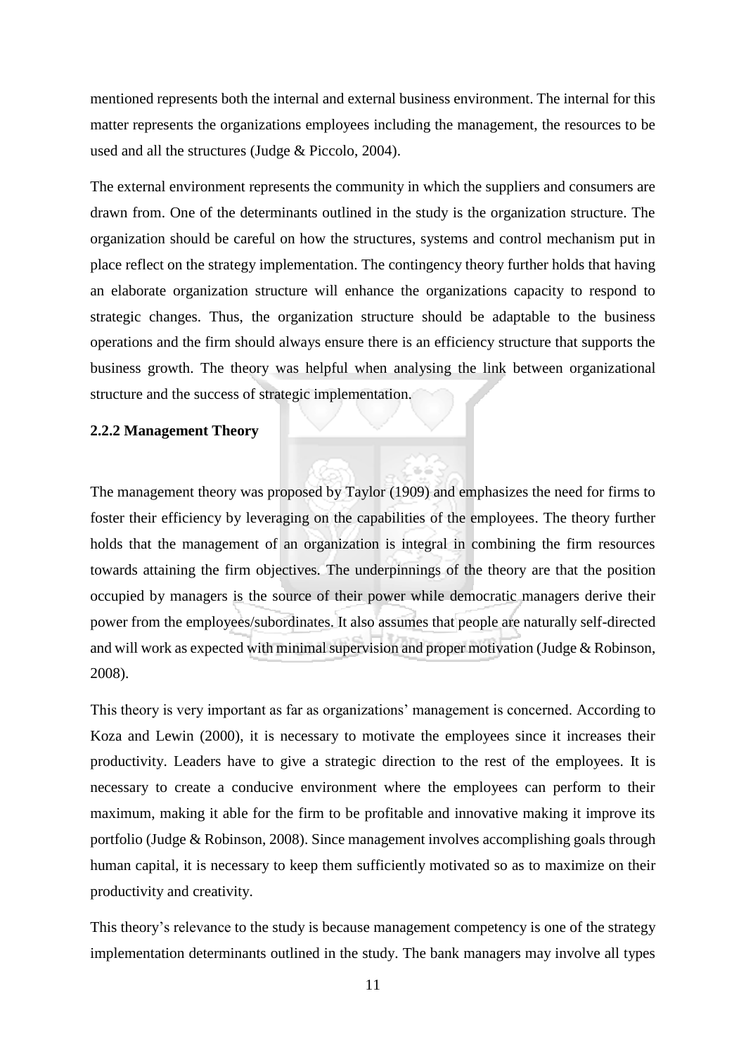mentioned represents both the internal and external business environment. The internal for this matter represents the organizations employees including the management, the resources to be used and all the structures (Judge & Piccolo, 2004).

The external environment represents the community in which the suppliers and consumers are drawn from. One of the determinants outlined in the study is the organization structure. The organization should be careful on how the structures, systems and control mechanism put in place reflect on the strategy implementation. The contingency theory further holds that having an elaborate organization structure will enhance the organizations capacity to respond to strategic changes. Thus, the organization structure should be adaptable to the business operations and the firm should always ensure there is an efficiency structure that supports the business growth. The theory was helpful when analysing the link between organizational structure and the success of strategic implementation.

### 2.2.2 Management Theory

The management theory was proposed by Taylor (1909) and emphasizes the need for firms to foster their efficiency by leveraging on the capabilities of the employees. The theory further holds that the management of an organization is integral in combining the firm resources towards attaining the firm objectives. The underpinnings of the theory are that the position occupied by managers is the source of their power while democratic managers derive their power from the employees/subordinates. It also assumes that people are naturally self-directed and will work as expected with minimal supervision and proper motivation (Judge & Robinson, 2008).

This theory is very important as far as organizations' management is concerned. According to Koza and Lewin (2000), it is necessary to motivate the employees since it increases their productivity. Leaders have to give a strategic direction to the rest of the employees. It is necessary to create a conducive environment where the employees can perform to their maximum, making it able for the firm to be profitable and innovative making it improve its portfolio (Judge & Robinson, 2008). Since management involves accomplishing goals through human capital, it is necessary to keep them sufficiently motivated so as to maximize on their productivity and creativity.

This theory's relevance to the study is because management competency is one of the strategy implementation determinants outlined in the study. The bank managers may involve all types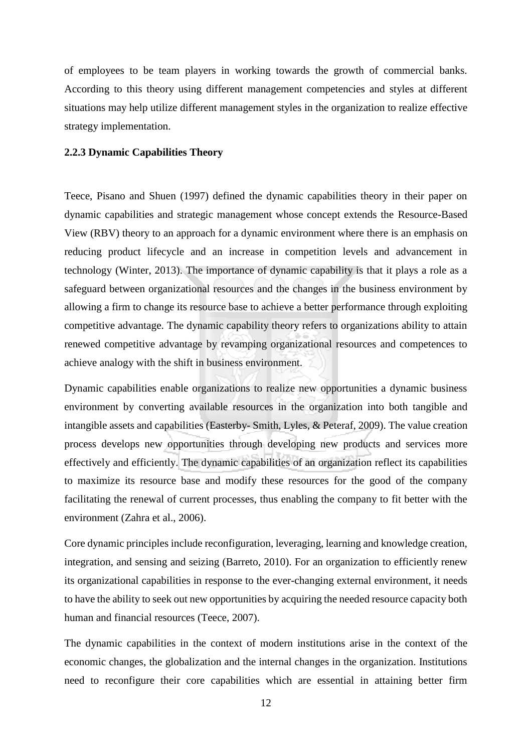of employees to be team players in working towards the growth of commercial banks. According to this theory using different management competencies and styles at different situations may help utilize different management styles in the organization to realize effective strategy implementation.

### 2.2.3 Dynamic Capabilities Theory

Teece, Pisano and Shuen (1997) defined the dynamic capabilities theory in their paper on dynamic capabilities and strategic management whose concept extends the Resource-Based View (RBV) theory to an approach for a dynamic environment where there is an emphasis on reducing product lifecycle and an increase in competition levels and advancement in technology (Winter, 2013). The importance of dynamic capability is that it plays a role as a safeguard between organizational resources and the changes in the business environment by allowing a firm to change its resource base to achieve a better performance through exploiting competitive advantage. The dynamic capability theory refers to organizations ability to attain renewed competitive advantage by revamping organizational resources and competences to achieve analogy with the shift in business environment.

Dynamic capabilities enable organizations to realize new opportunities a dynamic business environment by converting available resources in the organization into both tangible and intangible assets and capabilities (Easterby- Smith, Lyles, & Peteraf, 2009). The value creation process develops new opportunities through developing new products and services more effectively and efficiently. The dynamic capabilities of an organization reflect its capabilities to maximize its resource base and modify these resources for the good of the company facilitating the renewal of current processes, thus enabling the company to fit better with the environment (Zahra et al., 2006).

Core dynamic principles include reconfiguration, leveraging, learning and knowledge creation, integration, and sensing and seizing (Barreto, 2010). For an organization to efficiently renew its organizational capabilities in response to the ever-changing external environment, it needs to have the ability to seek out new opportunities by acquiring the needed resource capacity both human and financial resources (Teece, 2007).

The dynamic capabilities in the context of modern institutions arise in the context of the economic changes, the globalization and the internal changes in the organization. Institutions need to reconfigure their core capabilities which are essential in attaining better firm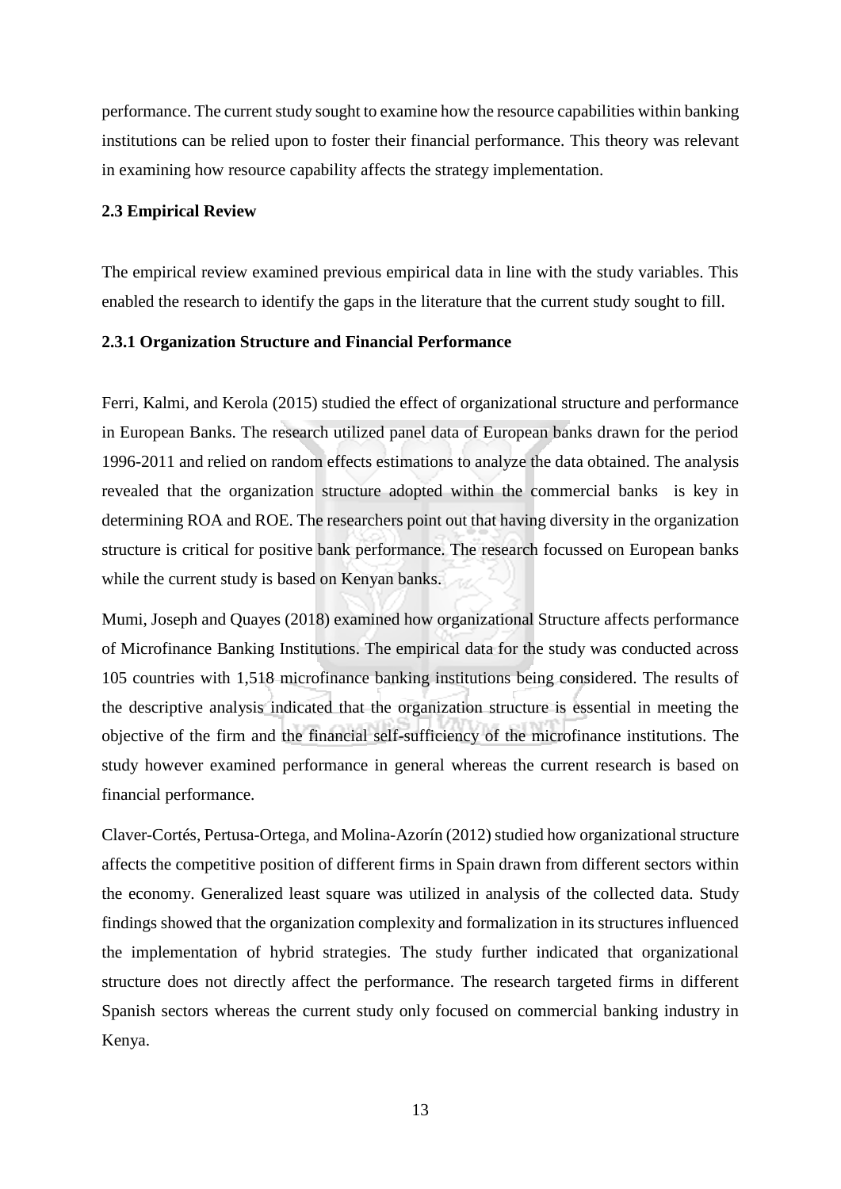performance. The current study sought to examine how the resource capabilities within banking institutions can be relied upon to foster their financial performance. This theory was relevant in examining how resource capability affects the strategy implementation.

## 2.3 Empirical Review

The empirical review examined previous empirical data in line with the study variables. This enabled the research to identify the gaps in the literature that the current study sought to fill.

### 2.3.1 Organization Structure and Financial Performance

Ferri, Kalmi, and Kerola (2015) studied the effect of organizational structure and performance in European Banks. The research utilized panel data of European banks drawn for the period 1996-2011 and relied on random effects estimations to analyze the data obtained. The analysis revealed that the organization structure adopted within the commercial banks is key in determining ROA and ROE. The researchers point out that having diversity in the organization structure is critical for positive bank performance. The research focussed on European banks while the current study is based on Kenyan banks.

Mumi, Joseph and Quayes (2018) examined how organizational Structure affects performance of Microfinance Banking Institutions. The empirical data for the study was conducted across 105 countries with 1,518 microfinance banking institutions being considered. The results of the descriptive analysis indicated that the organization structure is essential in meeting the objective of the firm and the financial self-sufficiency of the microfinance institutions. The study however examined performance in general whereas the current research is based on financial performance.

Claver-Cortés, Pertusa-Ortega, and Molina-Azorín (2012) studied how organizational structure affects the competitive position of different firms in Spain drawn from different sectors within the economy. Generalized least square was utilized in analysis of the collected data. Study findings showed that the organization complexity and formalization in its structures influenced the implementation of hybrid strategies. The study further indicated that organizational structure does not directly affect the performance. The research targeted firms in different Spanish sectors whereas the current study only focused on commercial banking industry in Kenya.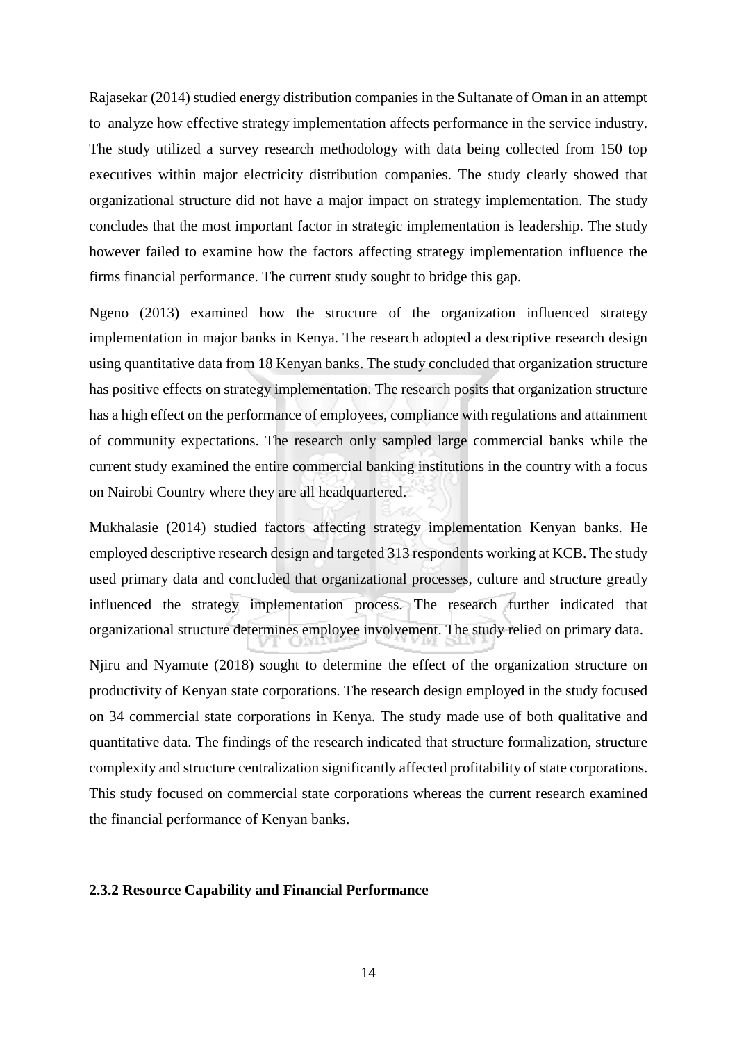Rajasekar (2014) studied energy distribution companies in the Sultanate of Oman in an attempt to analyze how effective strategy implementation affects performance in the service industry. The study utilized a survey research methodology with data being collected from 150 top executives within major electricity distribution companies. The study clearly showed that organizational structure did not have a major impact on strategy implementation. The study concludes that the most important factor in strategic implementation is leadership. The study however failed to examine how the factors affecting strategy implementation influence the firms financial performance. The current study sought to bridge this gap.

Ngeno (2013) examined how the structure of the organization influenced strategy implementation in major banks in Kenya. The research adopted a descriptive research design using quantitative data from 18 Kenyan banks. The study concluded that organization structure has positive effects on strategy implementation. The research posits that organization structure has a high effect on the performance of employees, compliance with regulations and attainment of community expectations. The research only sampled large commercial banks while the current study examined the entire commercial banking institutions in the country with a focus on Nairobi Country where they are all headquartered.

Mukhalasie (2014) studied factors affecting strategy implementation Kenyan banks. He employed descriptive research design and targeted 313 respondents working at KCB. The study used primary data and concluded that organizational processes, culture and structure greatly influenced the strategy implementation process. The research further indicated that organizational structure determines employee involvement. The study relied on primary data.

Njiru and Nyamute (2018) sought to determine the effect of the organization structure on productivity of Kenyan state corporations. The research design employed in the study focused on 34 commercial state corporations in Kenya. The study made use of both qualitative and quantitative data. The findings of the research indicated that structure formalization, structure complexity and structure centralization significantly affected profitability of state corporations. This study focused on commercial state corporations whereas the current research examined the financial performance of Kenyan banks.

### 2.3.2 Resource Capability and Financial Performance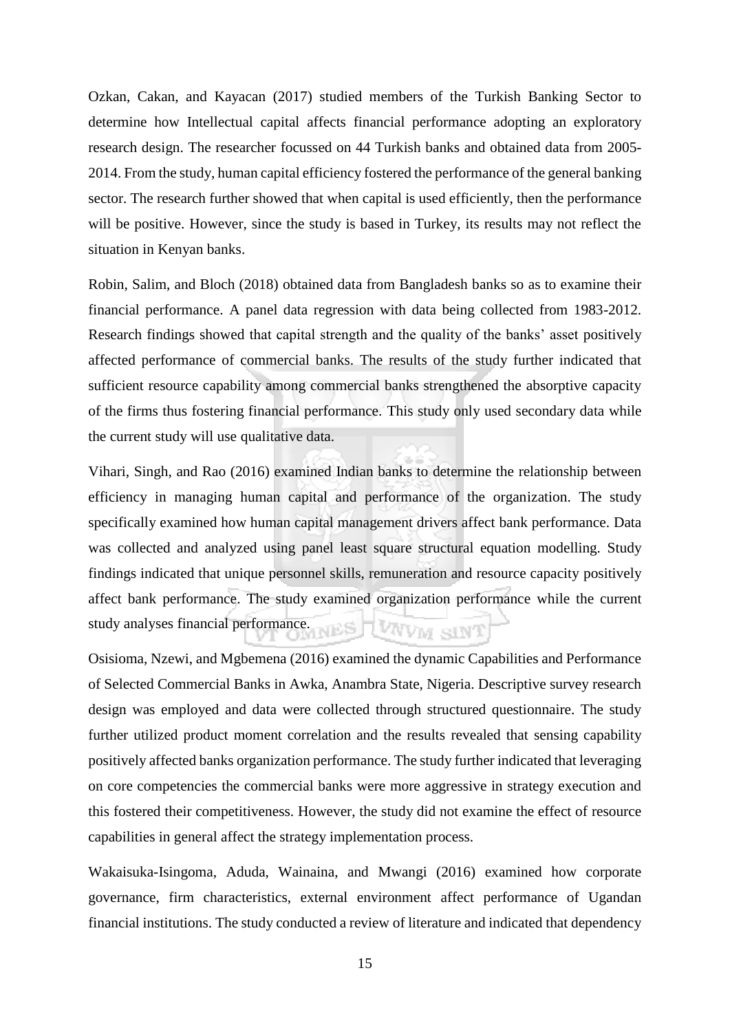Ozkan, Cakan, and Kayacan (2017) studied members of the Turkish Banking Sector to determine how Intellectual capital affects financial performance adopting an exploratory research design. The researcher focussed on 44 Turkish banks and obtained data from 2005-2014. From the study, human capital efficiency fostered the performance of the general banking sector. The research further showed that when capital is used efficiently, then the performance will be positive. However, since the study is based in Turkey, its results may not reflect the situation in Kenyan banks.

Robin, Salim, and Bloch (2018) obtained data from Bangladesh banks so as to examine their financial performance. A panel data regression with data being collected from 1983-2012. Research findings showed that capital strength and the quality of the banks' asset positively affected performance of commercial banks. The results of the study further indicated that sufficient resource capability among commercial banks strengthened the absorptive capacity of the firms thus fostering financial performance. This study only used secondary data while the current study will use qualitative data.

Vihari, Singh, and Rao (2016) examined Indian banks to determine the relationship between efficiency in managing human capital and performance of the organization. The study specifically examined how human capital management drivers affect bank performance. Data was collected and analyzed using panel least square structural equation modelling. Study findings indicated that unique personnel skills, remuneration and resource capacity positively affect bank performance. The study examined organization performance while the current study analyses financial performance.

Osisioma, Nzewi, and Mgbemena (2016) examined the dynamic Capabilities and Performance of Selected Commercial Banks in Awka, Anambra State, Nigeria. Descriptive survey research design was employed and data were collected through structured questionnaire. The study further utilized product moment correlation and the results revealed that sensing capability positively affected banks organization performance. The study further indicated that leveraging on core competencies the commercial banks were more aggressive in strategy execution and this fostered their competitiveness. However, the study did not examine the effect of resource capabilities in general affect the strategy implementation process.

Wakaisuka-Isingoma, Aduda, Wainaina, and Mwangi (2016) examined how corporate governance, firm characteristics, external environment affect performance of Ugandan financial institutions. The study conducted a review of literature and indicated that dependency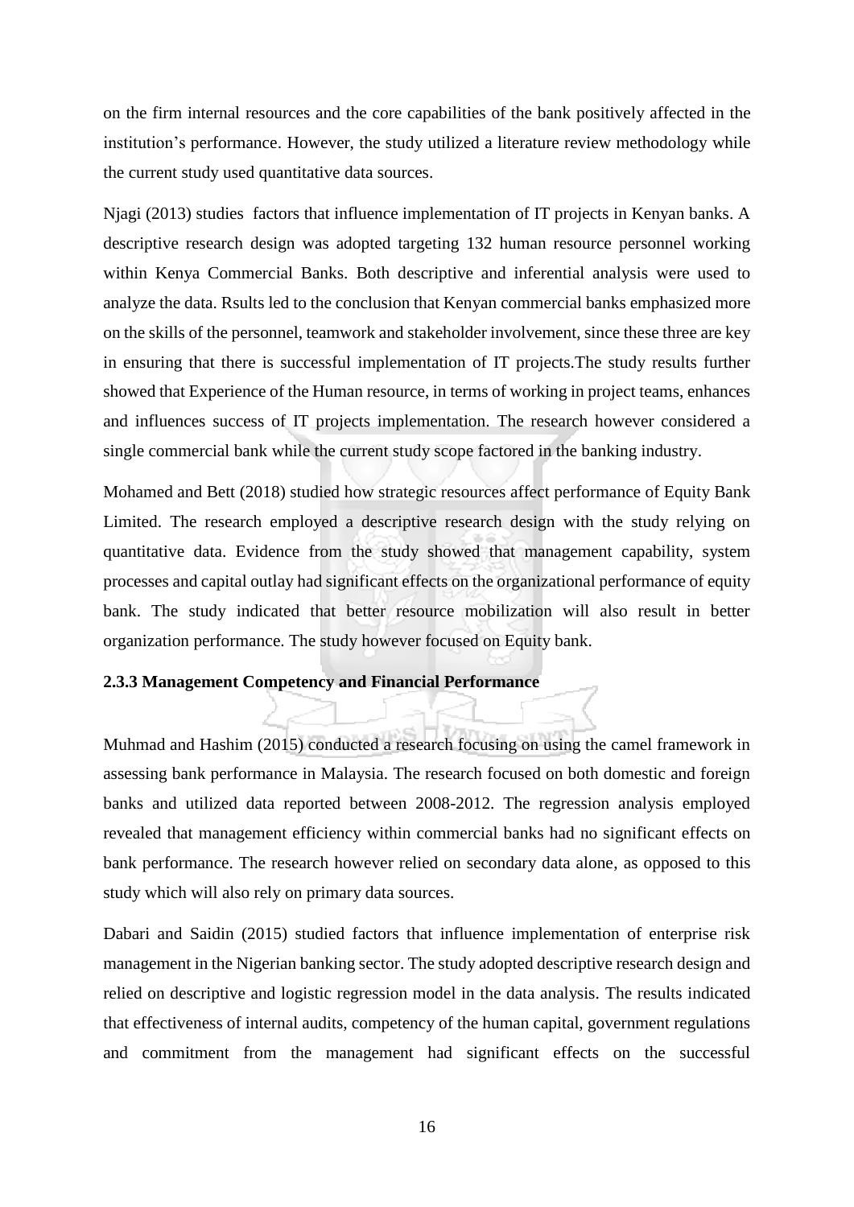on the firm internal resources and the core capabilities of the bank positively affected in the institution's performance. However, the study utilized a literature review methodology while the current study used quantitative data sources.

Njagi (2013) studies factors that influence implementation of IT projects in Kenyan banks. A descriptive research design was adopted targeting 132 human resource personnel working within Kenya Commercial Banks. Both descriptive and inferential analysis were used to analyze the data. Rsults led to the conclusion that Kenyan commercial banks emphasized more on the skills of the personnel, teamwork and stakeholder involvement, since these three are key in ensuring that there is successful implementation of IT projects.The study results further showed that Experience of the Human resource, in terms of working in project teams, enhances and influences success of IT projects implementation. The research however considered a single commercial bank while the current study scope factored in the banking industry.

Mohamed and Bett (2018) studied how strategic resources affect performance of Equity Bank Limited. The research employed a descriptive research design with the study relying on quantitative data. Evidence from the study showed that management capability, system processes and capital outlay had significant effects on the organizational performance of equity bank. The study indicated that better resource mobilization will also result in better organization performance. The study however focused on Equity bank.

### 2.3.3 Management Competency and Financial Performance

Muhmad and Hashim (2015) conducted a research focusing on using the camel framework in assessing bank performance in Malaysia. The research focused on both domestic and foreign banks and utilized data reported between 2008-2012. The regression analysis employed revealed that management efficiency within commercial banks had no significant effects on bank performance. The research however relied on secondary data alone, as opposed to this study which will also rely on primary data sources.

Dabari and Saidin (2015) studied factors that influence implementation of enterprise risk management in the Nigerian banking sector. The study adopted descriptive research design and relied on descriptive and logistic regression model in the data analysis. The results indicated that effectiveness of internal audits, competency of the human capital, government regulations and commitment from the management had significant effects on the successful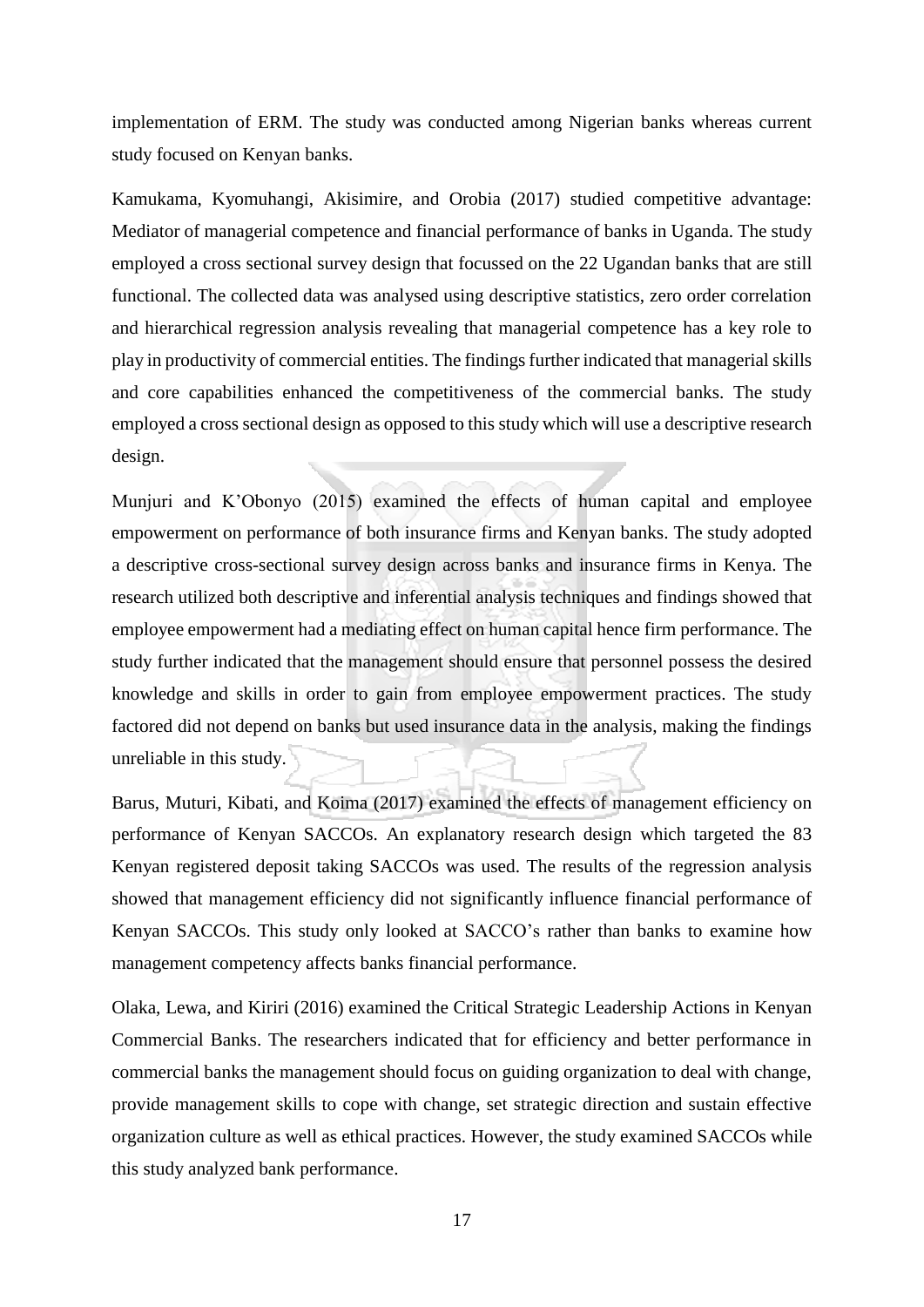implementation of ERM. The study was conducted among Nigerian banks whereas current study focused on Kenyan banks.

Kamukama, Kyomuhangi, Akisimire, and Orobia (2017) studied competitive advantage: Mediator of managerial competence and financial performance of banks in Uganda. The study employed a cross sectional survey design that focussed on the 22 Ugandan banks that are still functional. The collected data was analysed using descriptive statistics, zero order correlation and hierarchical regression analysis revealing that managerial competence has a key role to play in productivity of commercial entities. The findings further indicated that managerial skills and core capabilities enhanced the competitiveness of the commercial banks. The study employed a cross sectional design as opposed to this study which will use a descriptive research design.

Munjuri and K'Obonyo (2015) examined the effects of human capital and employee empowerment on performance of both insurance firms and Kenyan banks. The study adopted a descriptive cross-sectional survey design across banks and insurance firms in Kenya. The research utilized both descriptive and inferential analysis techniques and findings showed that employee empowerment had a mediating effect on human capital hence firm performance. The study further indicated that the management should ensure that personnel possess the desired knowledge and skills in order to gain from employee empowerment practices. The study factored did not depend on banks but used insurance data in the analysis, making the findings unreliable in this study.

Barus, Muturi, Kibati, and Koima (2017) examined the effects of management efficiency on performance of Kenyan SACCOs. An explanatory research design which targeted the 83 Kenyan registered deposit taking SACCOs was used. The results of the regression analysis showed that management efficiency did not significantly influence financial performance of Kenyan SACCOs. This study only looked at SACCO's rather than banks to examine how management competency affects banks financial performance.

Olaka, Lewa, and Kiriri (2016) examined the Critical Strategic Leadership Actions in Kenyan Commercial Banks. The researchers indicated that for efficiency and better performance in commercial banks the management should focus on guiding organization to deal with change, provide management skills to cope with change, set strategic direction and sustain effective organization culture as well as ethical practices. However, the study examined SACCOs while this study analyzed bank performance.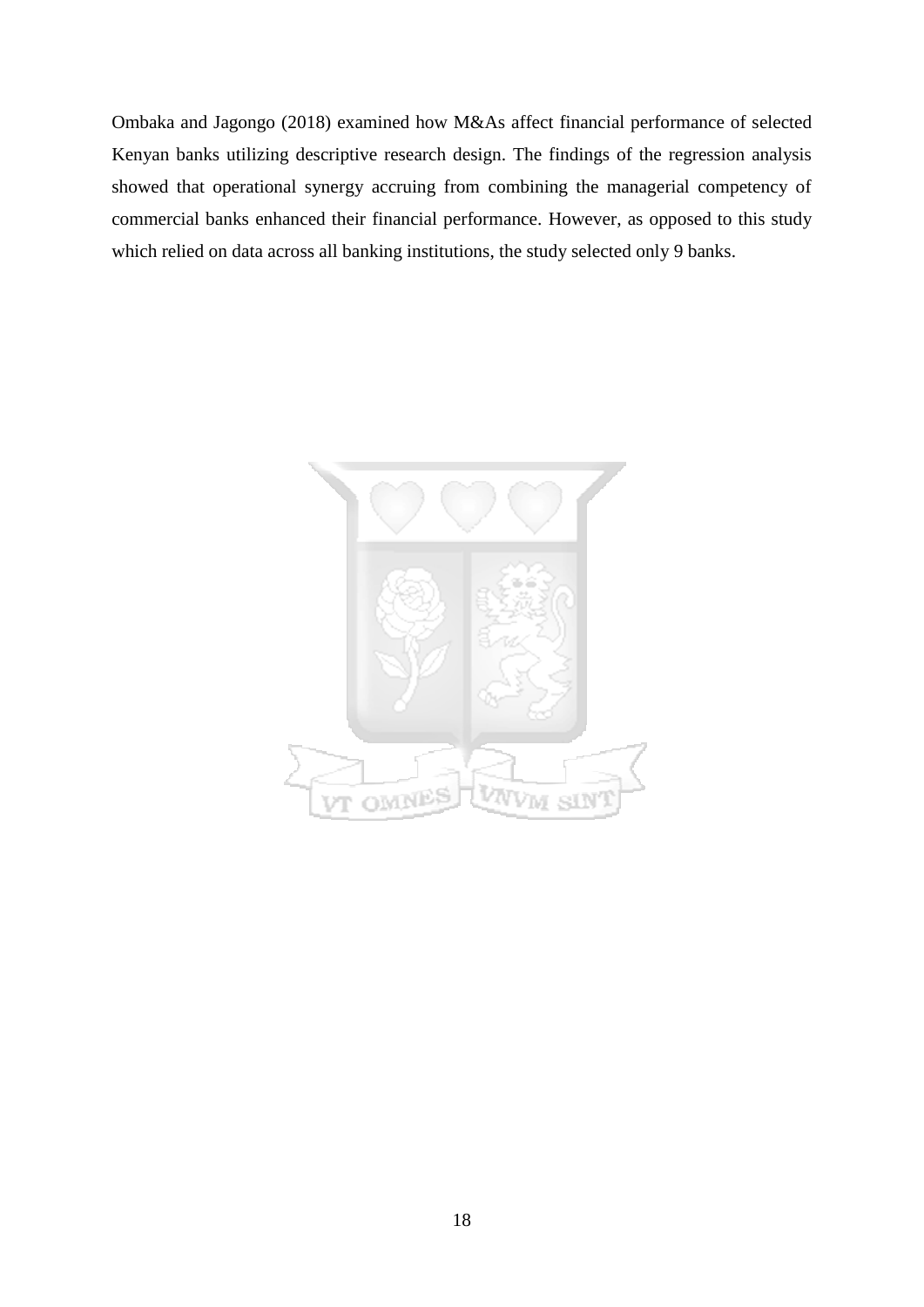Ombaka and Jagongo (2018) examined how M&As affect financial performance of selected Kenyan banks utilizing descriptive research design. The findings of the regression analysis showed that operational synergy accruing from combining the managerial competency of commercial banks enhanced their financial performance. However, as opposed to this study which relied on data across all banking institutions, the study selected only 9 banks.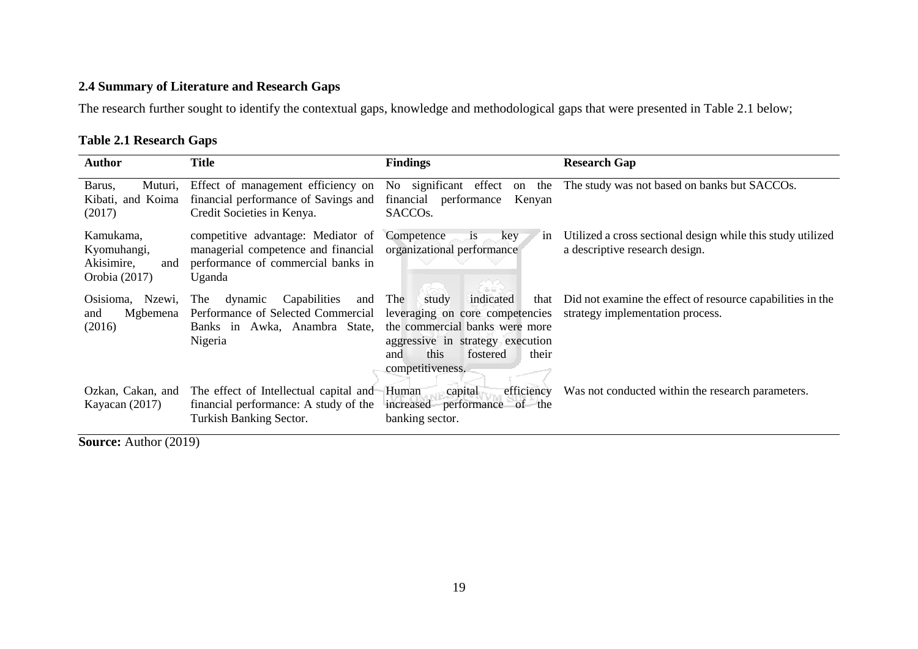## 2.4 Summary of Literature and Research Gaps

The research further sought to identify the contextual gaps, knowledge and methodological gaps that were presented in Table 2.1 below;

**Table 2.1 Research Gaps**

| Author | Title | Findings | Research Gap |
|---|---|---|---|
| Barus, Muturi, Kibati, and Koima (2017) | Effect of management efficiency on financial performance of Savings and Credit Societies in Kenya. | No significant effect on the financial performance Kenyan SACCOs. | The study was not based on banks but SACCOs. |
| Kamukama, Kyomuhangi, Akisimire, and Orobia (2017) | competitive advantage: Mediator of managerial competence and financial performance of commercial banks in Uganda | Competence is key in organizational performance | Utilized a cross sectional design while this study utilized a descriptive research design. |
| Osisioma, Nzewi, and Mgbemena (2016) | The dynamic Capabilities and Performance of Selected Commercial Banks in Awka, Anambra State, Nigeria | The study indicated that leveraging on core competencies the commercial banks were more aggressive in strategy execution and this fostered their competitiveness. | Did not examine the effect of resource capabilities in the strategy implementation process. |
| Ozkan, Cakan, and Kayacan (2017) | The effect of Intellectual capital and financial performance: A study of the Turkish Banking Sector. | Human capital efficiency increased performance of the banking sector. | Was not conducted within the research parameters. |

**Source:** Author (2019)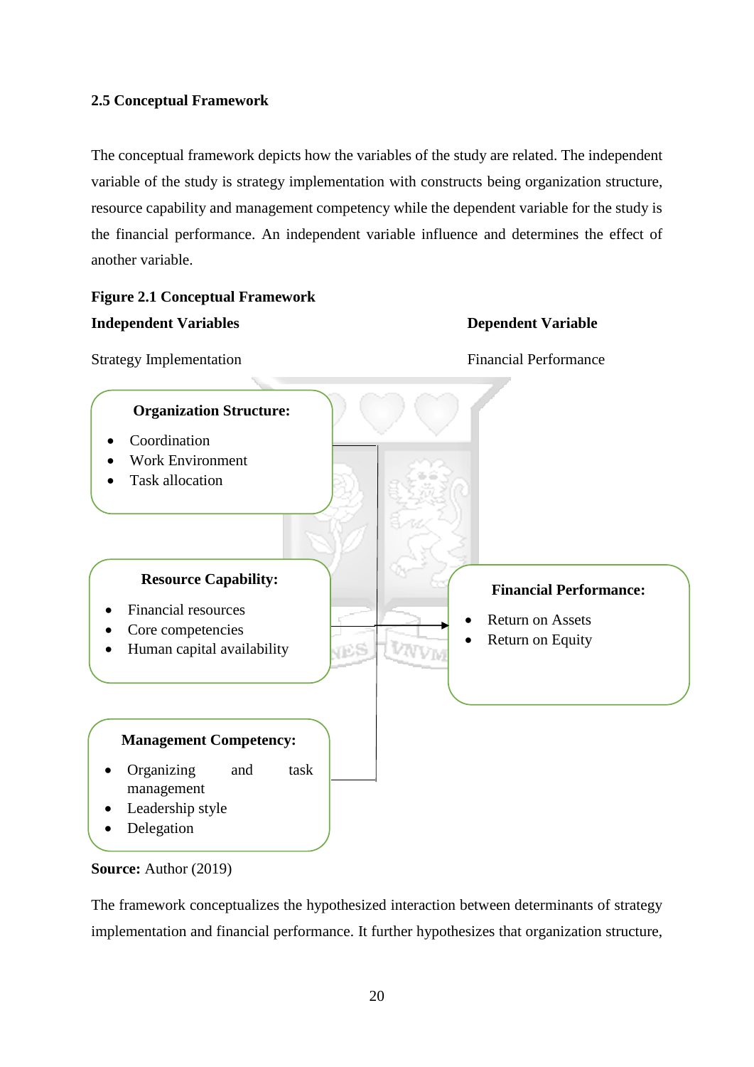### 2.5 Conceptual Framework

The conceptual framework depicts how the variables of the study are related. The independent variable of the study is strategy implementation with constructs being organization structure, resource capability and management competency while the dependent variable for the study is the financial performance. An independent variable influence and determines the effect of another variable.

**Figure 2.1 Conceptual Framework**

**Independent Variables** **Dependent Variable**

Strategy Implementation Financial Performance

**Organization Structure:**

- Coordination
- Work Environment
- Task allocation

**Resource Capability:**

- Financial resources
- Core competencies
- Human capital availability

**Management Competency:**

- Organizing and task management
- Leadership style
- Delegation

**Financial Performance:**

- Return on Assets
- Return on Equity

**Source:** Author (2019)

The framework conceptualizes the hypothesized interaction between determinants of strategy implementation and financial performance. It further hypothesizes that organization structure,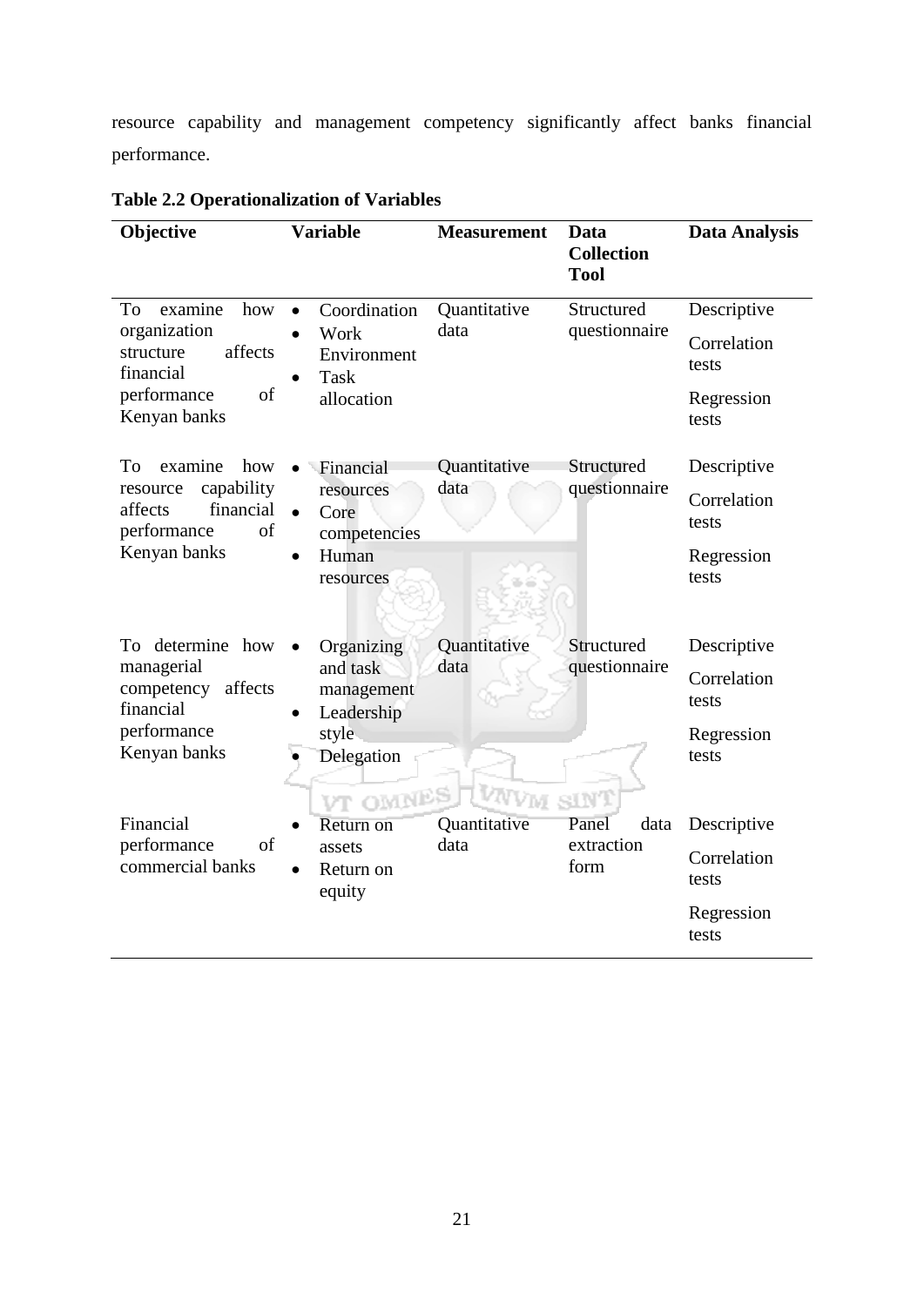resource capability and management competency significantly affect banks financial performance.

**Table 2.2 Operationalization of Variables**

| Objective | Variable | Measurement | Data Collection Tool | Data Analysis |
|---|---|---|---|---|
| To examine how organization structure affects financial performance of Kenyan banks | • Coordination<br>• Work Environment<br>• Task allocation | Quantitative data | Structured questionnaire | Descriptive<br>Correlation tests<br>Regression tests |
| To examine how resource capability affects financial performance of Kenyan banks | • Financial resources<br>• Core competencies<br>• Human resources | Quantitative data | Structured questionnaire | Descriptive<br>Correlation tests<br>Regression tests |
| To determine how managerial competency affects financial performance Kenyan banks | • Organizing and task management<br>• Leadership style<br>• Delegation | Quantitative data | Structured questionnaire | Descriptive<br>Correlation tests<br>Regression tests |
| Financial performance of commercial banks | • Return on assets<br>• Return on equity | Quantitative data | Panel data extraction form | Descriptive<br>Correlation tests<br>Regression tests |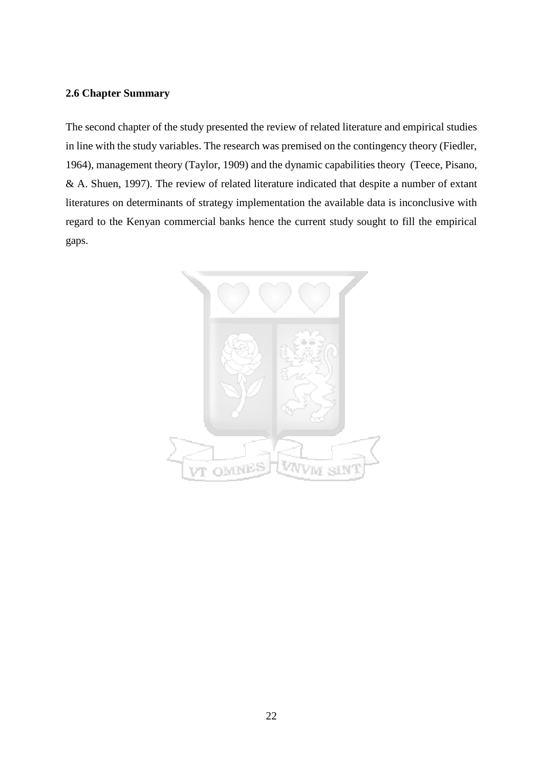### 2.6 Chapter Summary

The second chapter of the study presented the review of related literature and empirical studies in line with the study variables. The research was premised on the contingency theory (Fiedler, 1964), management theory (Taylor, 1909) and the dynamic capabilities theory (Teece, Pisano, & A. Shuen, 1997). The review of related literature indicated that despite a number of extant literatures on determinants of strategy implementation the available data is inconclusive with regard to the Kenyan commercial banks hence the current study sought to fill the empirical gaps.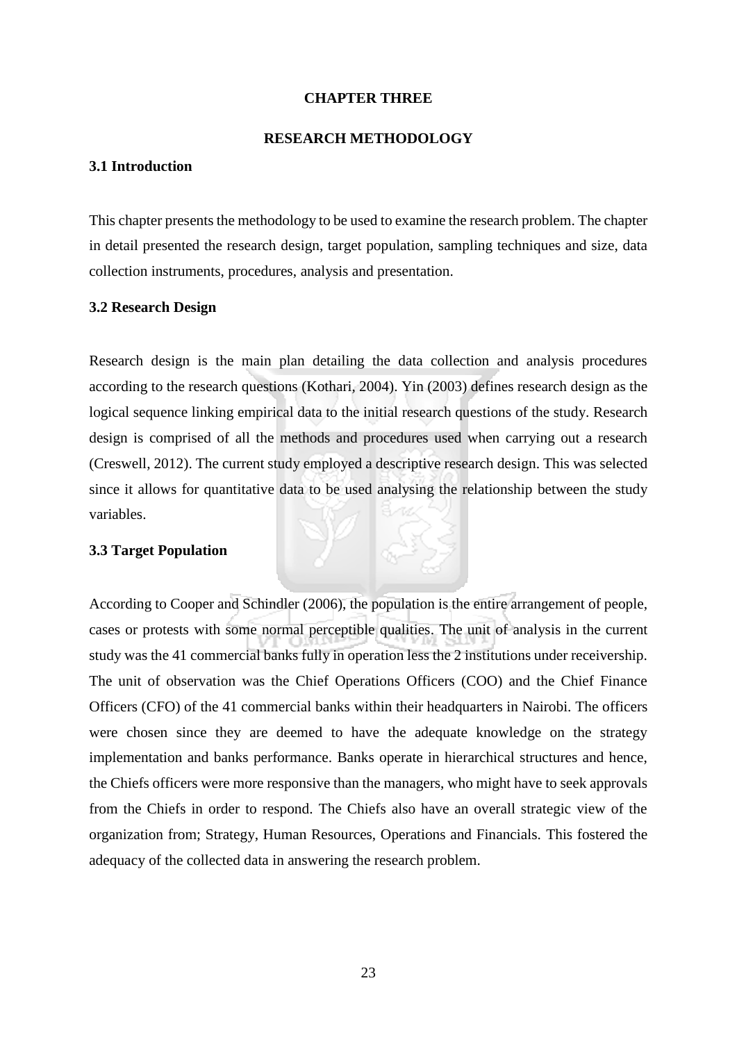# CHAPTER THREE

# RESEARCH METHODOLOGY

## 3.1 Introduction

This chapter presents the methodology to be used to examine the research problem. The chapter in detail presented the research design, target population, sampling techniques and size, data collection instruments, procedures, analysis and presentation.

## 3.2 Research Design

Research design is the main plan detailing the data collection and analysis procedures according to the research questions (Kothari, 2004). Yin (2003) defines research design as the logical sequence linking empirical data to the initial research questions of the study. Research design is comprised of all the methods and procedures used when carrying out a research (Creswell, 2012). The current study employed a descriptive research design. This was selected since it allows for quantitative data to be used analysing the relationship between the study variables.

## 3.3 Target Population

According to Cooper and Schindler (2006), the population is the entire arrangement of people, cases or protests with some normal perceptible qualities. The unit of analysis in the current study was the 41 commercial banks fully in operation less the 2 institutions under receivership. The unit of observation was the Chief Operations Officers (COO) and the Chief Finance Officers (CFO) of the 41 commercial banks within their headquarters in Nairobi. The officers were chosen since they are deemed to have the adequate knowledge on the strategy implementation and banks performance. Banks operate in hierarchical structures and hence, the Chiefs officers were more responsive than the managers, who might have to seek approvals from the Chiefs in order to respond. The Chiefs also have an overall strategic view of the organization from; Strategy, Human Resources, Operations and Financials. This fostered the adequacy of the collected data in answering the research problem.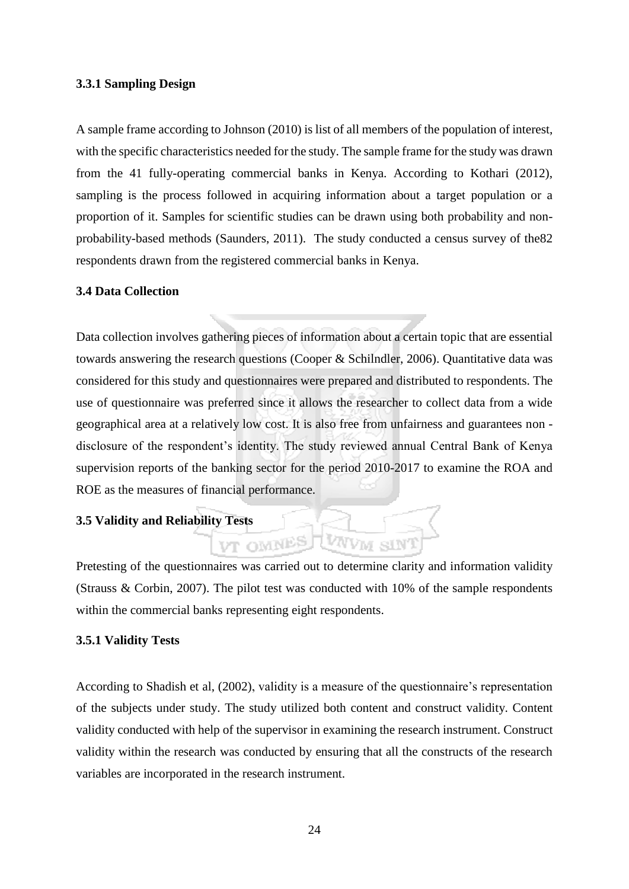### 3.3.1 Sampling Design

A sample frame according to Johnson (2010) is list of all members of the population of interest, with the specific characteristics needed for the study. The sample frame for the study was drawn from the 41 fully-operating commercial banks in Kenya. According to Kothari (2012), sampling is the process followed in acquiring information about a target population or a proportion of it. Samples for scientific studies can be drawn using both probability and non-probability-based methods (Saunders, 2011). The study conducted a census survey of the82 respondents drawn from the registered commercial banks in Kenya.

## 3.4 Data Collection

Data collection involves gathering pieces of information about a certain topic that are essential towards answering the research questions (Cooper & Schilndler, 2006). Quantitative data was considered for this study and questionnaires were prepared and distributed to respondents. The use of questionnaire was preferred since it allows the researcher to collect data from a wide geographical area at a relatively low cost. It is also free from unfairness and guarantees non - disclosure of the respondent's identity. The study reviewed annual Central Bank of Kenya supervision reports of the banking sector for the period 2010-2017 to examine the ROA and ROE as the measures of financial performance.

## 3.5 Validity and Reliability Tests

Pretesting of the questionnaires was carried out to determine clarity and information validity (Strauss & Corbin, 2007). The pilot test was conducted with 10% of the sample respondents within the commercial banks representing eight respondents.

### 3.5.1 Validity Tests

According to Shadish et al, (2002), validity is a measure of the questionnaire's representation of the subjects under study. The study utilized both content and construct validity. Content validity conducted with help of the supervisor in examining the research instrument. Construct validity within the research was conducted by ensuring that all the constructs of the research variables are incorporated in the research instrument.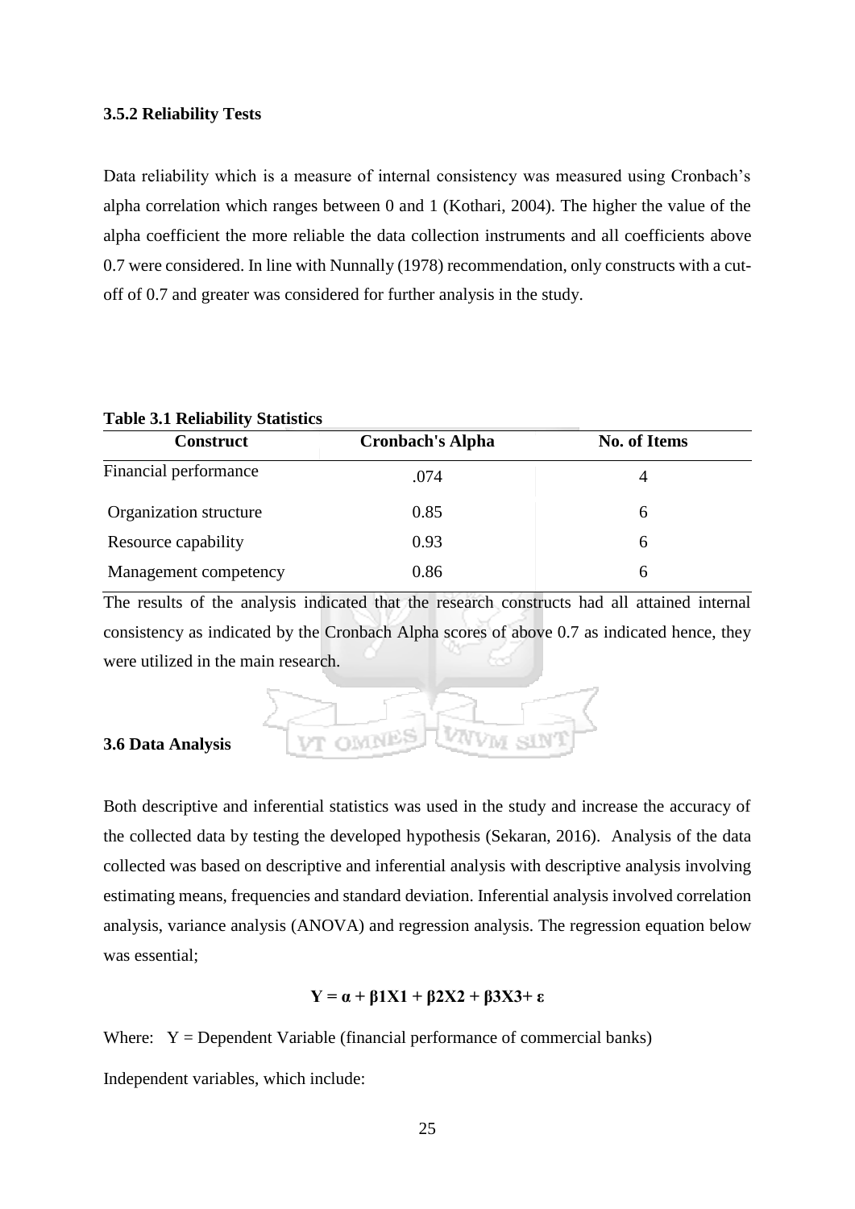### 3.5.2 Reliability Tests

Data reliability which is a measure of internal consistency was measured using Cronbach's alpha correlation which ranges between 0 and 1 (Kothari, 2004). The higher the value of the alpha coefficient the more reliable the data collection instruments and all coefficients above 0.7 were considered. In line with Nunnally (1978) recommendation, only constructs with a cut-off of 0.7 and greater was considered for further analysis in the study.

**Table 3.1 Reliability Statistics**

| Construct | Cronbach's Alpha | No. of Items |
|---|---|---|
| Financial performance | .074 | 4 |
| Organization structure | 0.85 | 6 |
| Resource capability | 0.93 | 6 |
| Management competency | 0.86 | 6 |

The results of the analysis indicated that the research constructs had all attained internal consistency as indicated by the Cronbach Alpha scores of above 0.7 as indicated hence, they were utilized in the main research.

### 3.6 Data Analysis

Both descriptive and inferential statistics was used in the study and increase the accuracy of the collected data by testing the developed hypothesis (Sekaran, 2016). Analysis of the data collected was based on descriptive and inferential analysis with descriptive analysis involving estimating means, frequencies and standard deviation. Inferential analysis involved correlation analysis, variance analysis (ANOVA) and regression analysis. The regression equation below was essential;

$$Y = \alpha + \beta 1X1 + \beta 2X2 + \beta 3X3 + \varepsilon$$

Where: Y = Dependent Variable (financial performance of commercial banks)

Independent variables, which include: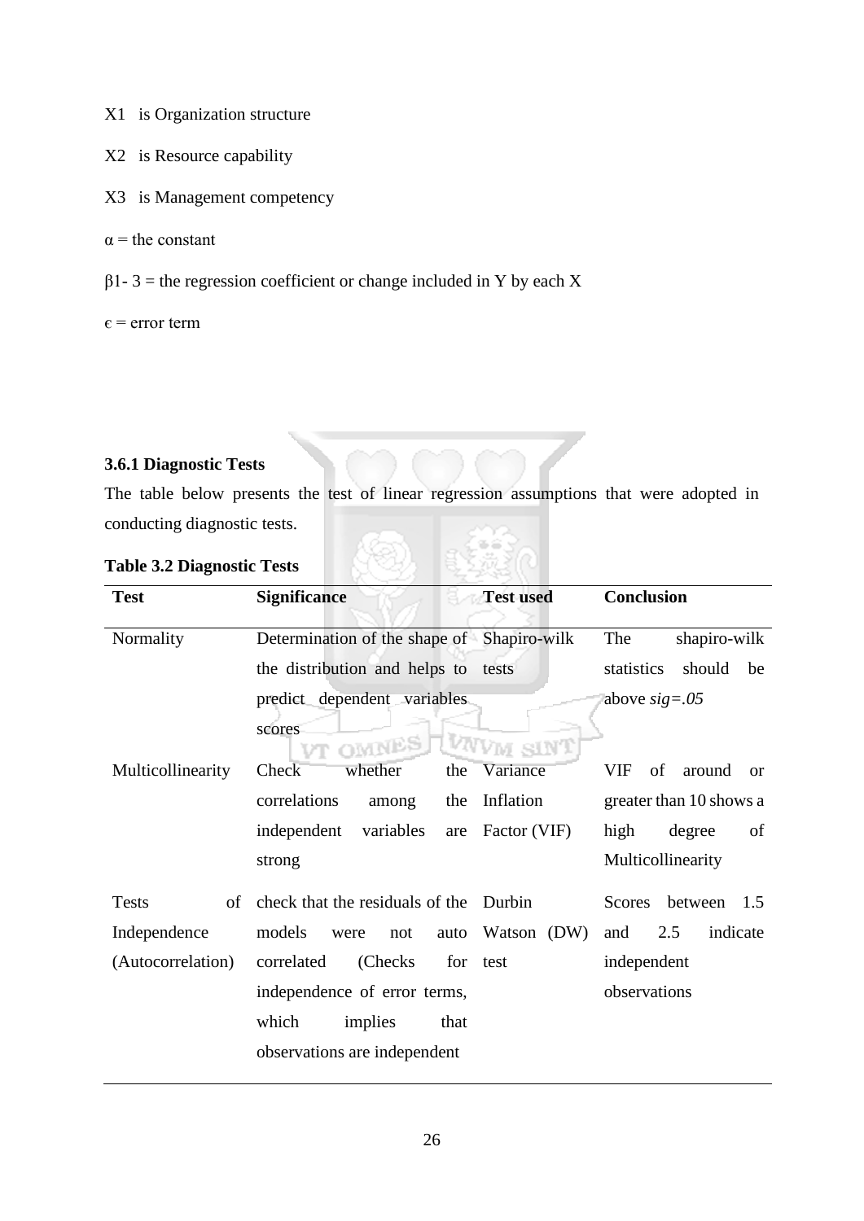$X_1$ is Organization structure

$X_2$ is Resource capability

$X_3$ is Management competency

$\alpha$ = the constant

$\beta_{1-3}$ = the regression coefficient or change included in Y by each X

$\epsilon$ = error term

### 3.6.1 Diagnostic Tests

The table below presents the test of linear regression assumptions that were adopted in conducting diagnostic tests.

**Table 3.2 Diagnostic Tests**

| Test | Significance | Test used | Conclusion |
|---|---|---|---|
| Normality | Determination of the shape of the distribution and helps to predict dependent variables scores | Shapiro-wilk tests | The shapiro-wilk statistics should be above *sig=.05* |
| Multicollinearity | Check whether the correlations among the independent variables are strong | Variance Inflation Factor (VIF) | VIF of around or greater than 10 shows a high degree of Multicollinearity |
| Tests of Independence (Autocorrelation) | check that the residuals of the models were not auto correlated (Checks for independence of error terms, which implies that observations are independent | Durbin Watson (DW) test | Scores between 1.5 and 2.5 indicate independent observations |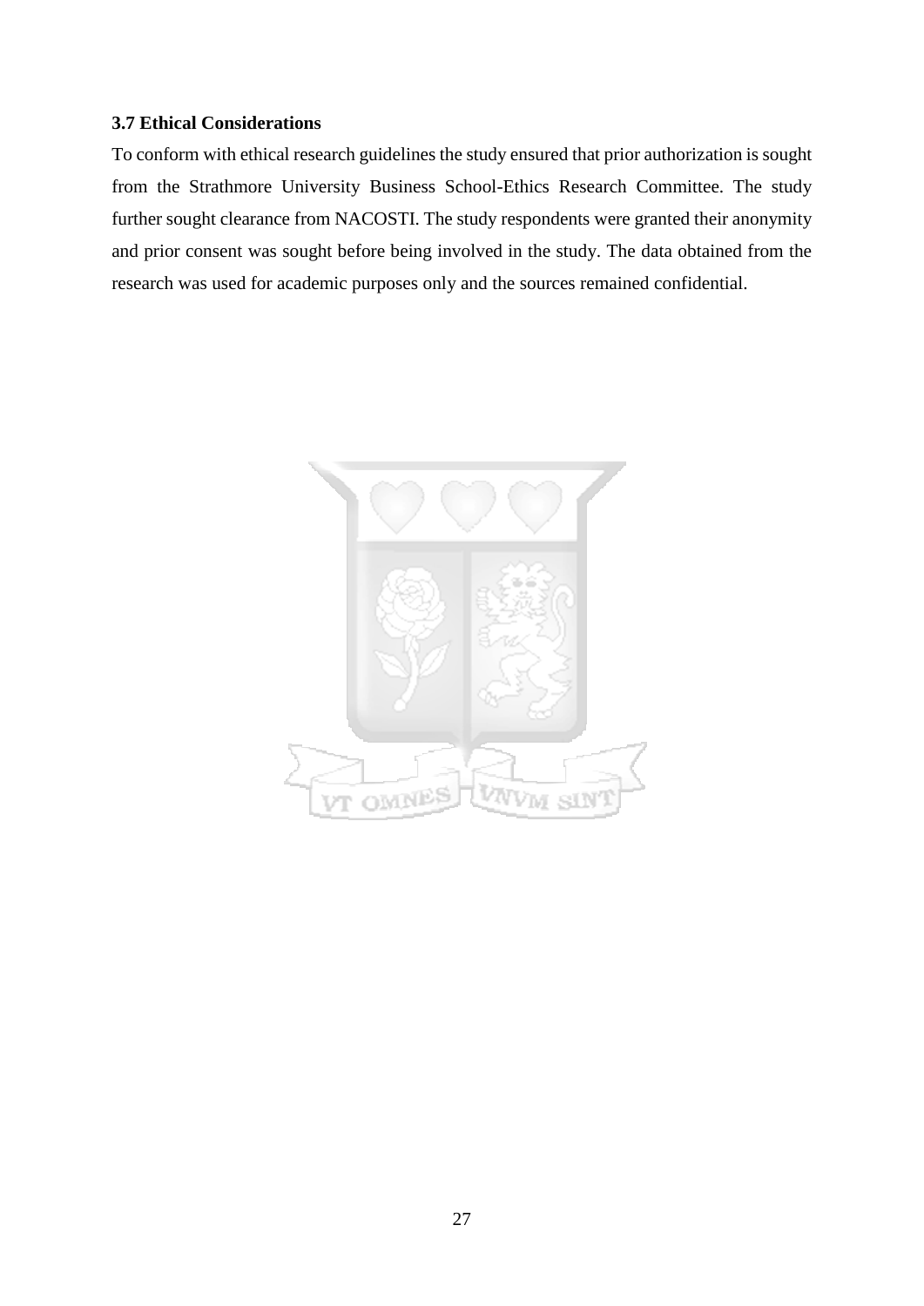### 3.7 Ethical Considerations

To conform with ethical research guidelines the study ensured that prior authorization is sought from the Strathmore University Business School-Ethics Research Committee. The study further sought clearance from NACOSTI. The study respondents were granted their anonymity and prior consent was sought before being involved in the study. The data obtained from the research was used for academic purposes only and the sources remained confidential.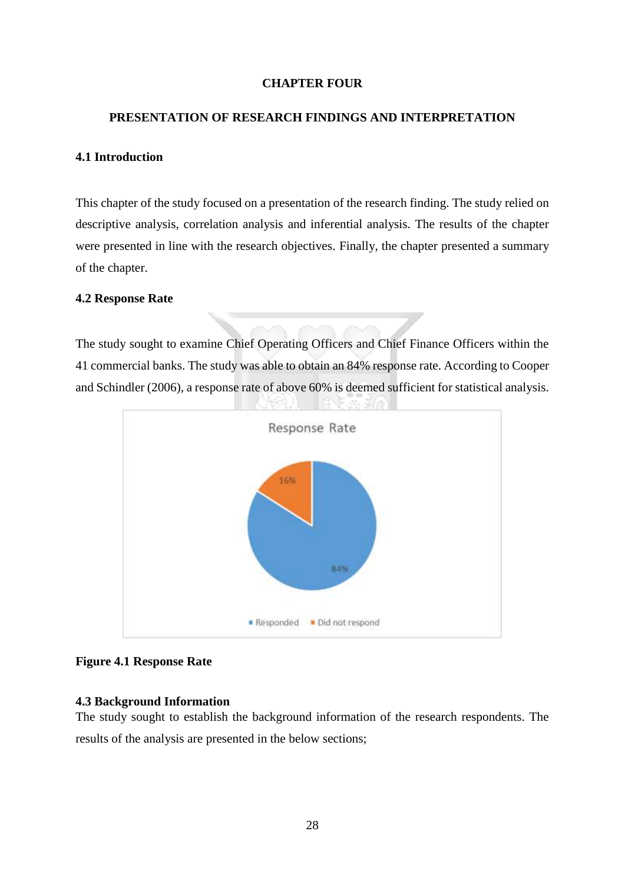# CHAPTER FOUR

## PRESENTATION OF RESEARCH FINDINGS AND INTERPRETATION

### 4.1 Introduction

This chapter of the study focused on a presentation of the research finding. The study relied on descriptive analysis, correlation analysis and inferential analysis. The results of the chapter were presented in line with the research objectives. Finally, the chapter presented a summary of the chapter.

### 4.2 Response Rate

The study sought to examine Chief Operating Officers and Chief Finance Officers within the 41 commercial banks. The study was able to obtain an 84% response rate. According to Cooper and Schindler (2006), a response rate of above 60% is deemed sufficient for statistical analysis.

**Figure 4.1 Response Rate**

### 4.3 Background Information

The study sought to establish the background information of the research respondents. The results of the analysis are presented in the below sections;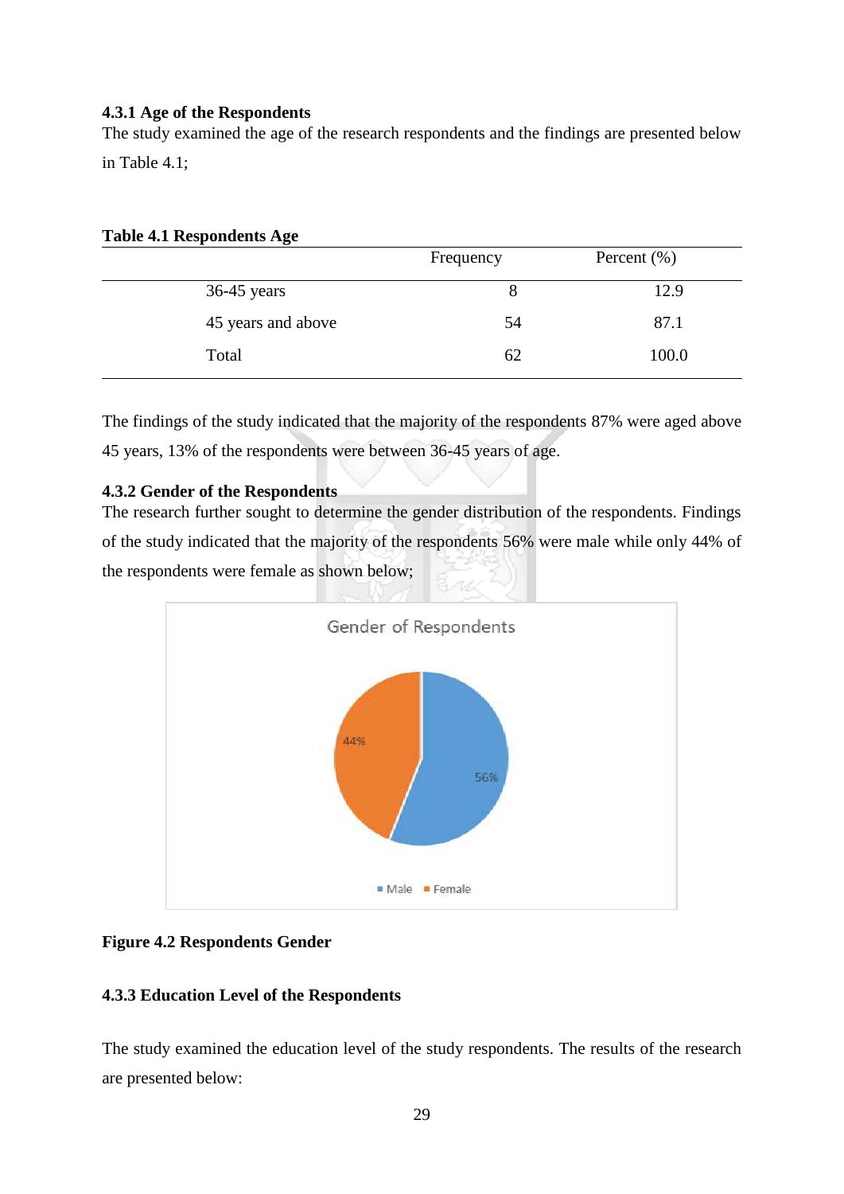### 4.3.1 Age of the Respondents

The study examined the age of the research respondents and the findings are presented below in Table 4.1;

**Table 4.1 Respondents Age**

| | Frequency | Percent (%) |
|---|---|---|
| 36-45 years | 8 | 12.9 |
| 45 years and above | 54 | 87.1 |
| Total | 62 | 100.0 |

The findings of the study indicated that the majority of the respondents 87% were aged above 45 years, 13% of the respondents were between 36-45 years of age.

### 4.3.2 Gender of the Respondents

The research further sought to determine the gender distribution of the respondents. Findings of the study indicated that the majority of the respondents 56% were male while only 44% of the respondents were female as shown below;

**Figure 4.2 Respondents Gender**

### 4.3.3 Education Level of the Respondents

The study examined the education level of the study respondents. The results of the research are presented below: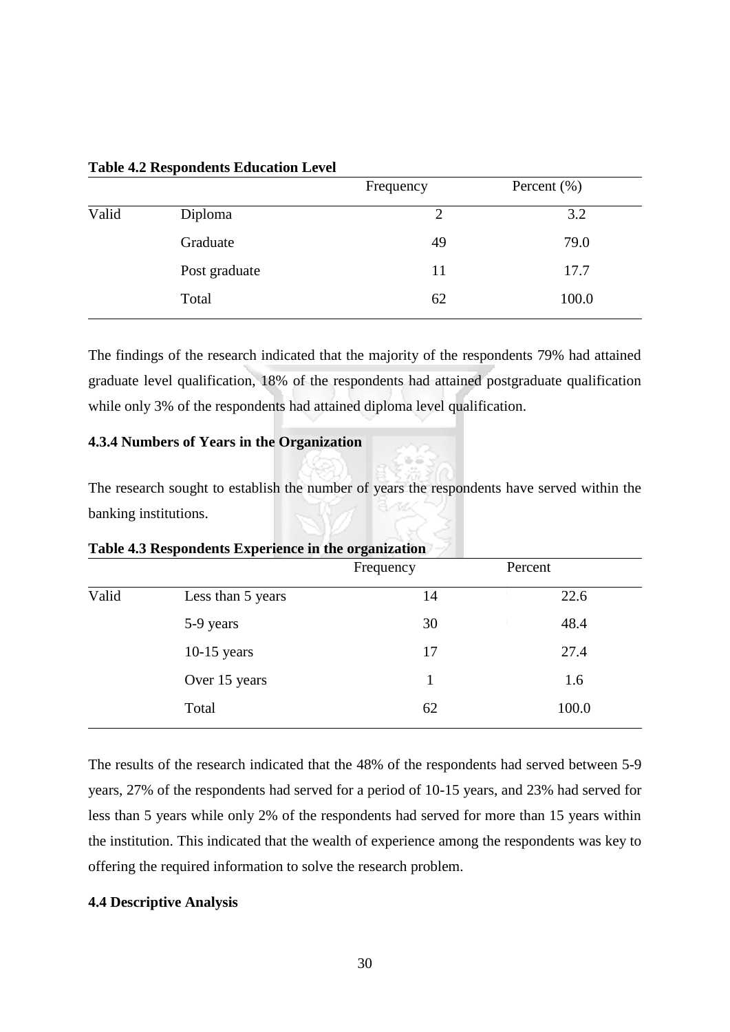**Table 4.2 Respondents Education Level**

| | | Frequency | Percent (%) |
|---|---|---|---|
| Valid | Diploma | 2 | 3.2 |
| | Graduate | 49 | 79.0 |
| | Post graduate | 11 | 17.7 |
| | Total | 62 | 100.0 |

The findings of the research indicated that the majority of the respondents 79% had attained graduate level qualification, 18% of the respondents had attained postgraduate qualification while only 3% of the respondents had attained diploma level qualification.

### 4.3.4 Numbers of Years in the Organization

The research sought to establish the number of years the respondents have served within the banking institutions.

**Table 4.3 Respondents Experience in the organization**

| | | Frequency | Percent |
|---|---|---|---|
| Valid | Less than 5 years | 14 | 22.6 |
| | 5-9 years | 30 | 48.4 |
| | 10-15 years | 17 | 27.4 |
| | Over 15 years | 1 | 1.6 |
| | Total | 62 | 100.0 |

The results of the research indicated that the 48% of the respondents had served between 5-9 years, 27% of the respondents had served for a period of 10-15 years, and 23% had served for less than 5 years while only 2% of the respondents had served for more than 15 years within the institution. This indicated that the wealth of experience among the respondents was key to offering the required information to solve the research problem.

## 4.4 Descriptive Analysis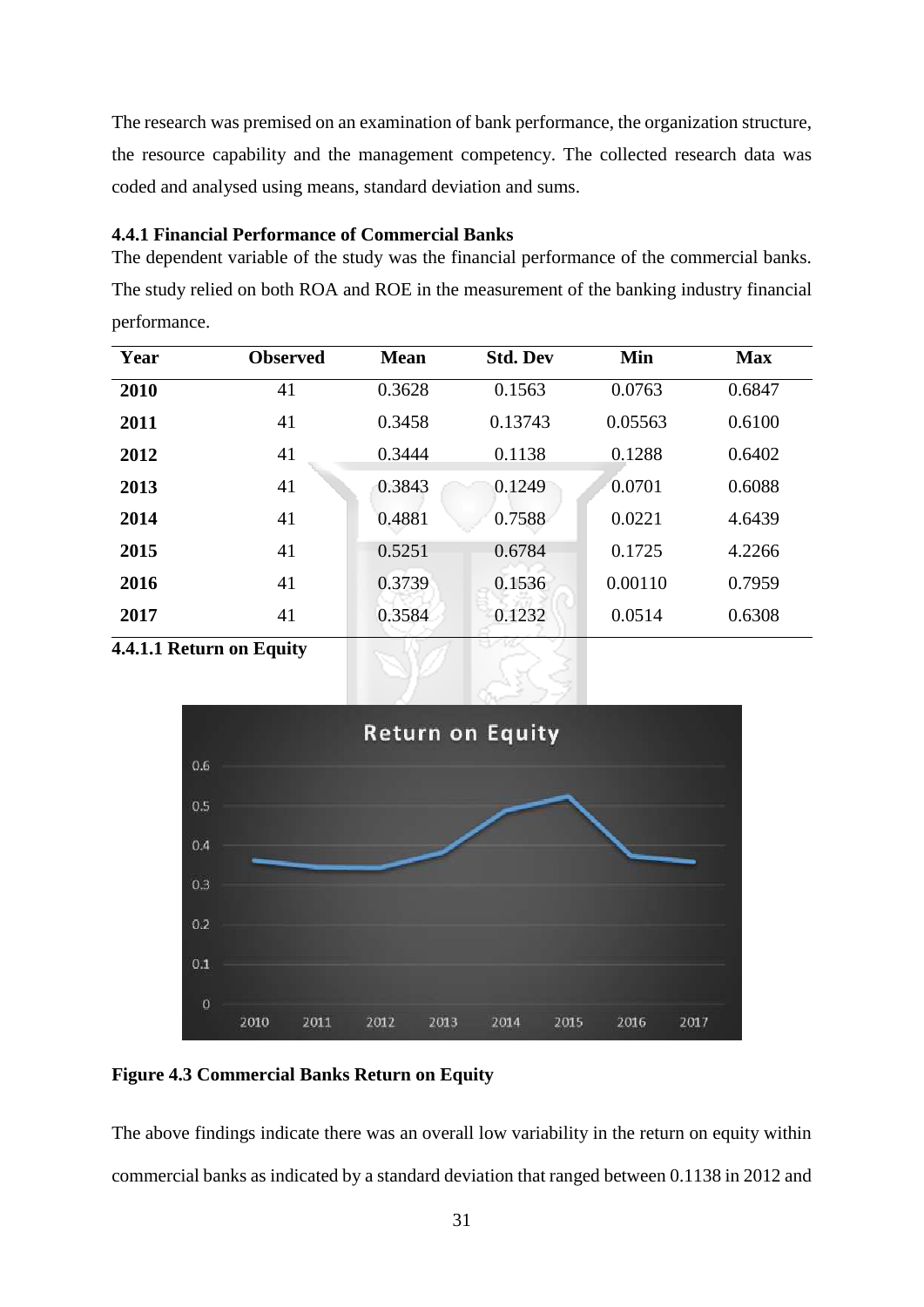The research was premised on an examination of bank performance, the organization structure, the resource capability and the management competency. The collected research data was coded and analysed using means, standard deviation and sums.

### 4.4.1 Financial Performance of Commercial Banks

The dependent variable of the study was the financial performance of the commercial banks. The study relied on both ROA and ROE in the measurement of the banking industry financial performance.

| Year | Observed | Mean | Std. Dev | Min | Max |
|---|---|---|---|---|---|
| **2010** | 41 | 0.3628 | 0.1563 | 0.0763 | 0.6847 |
| **2011** | 41 | 0.3458 | 0.13743 | 0.05563 | 0.6100 |
| **2012** | 41 | 0.3444 | 0.1138 | 0.1288 | 0.6402 |
| **2013** | 41 | 0.3843 | 0.1249 | 0.0701 | 0.6088 |
| **2014** | 41 | 0.4881 | 0.7588 | 0.0221 | 4.6439 |
| **2015** | 41 | 0.5251 | 0.6784 | 0.1725 | 4.2266 |
| **2016** | 41 | 0.3739 | 0.1536 | 0.00110 | 0.7959 |
| **2017** | 41 | 0.3584 | 0.1232 | 0.0514 | 0.6308 |

#### 4.4.1.1 Return on Equity

**Figure 4.3 Commercial Banks Return on Equity**

The above findings indicate there was an overall low variability in the return on equity within commercial banks as indicated by a standard deviation that ranged between 0.1138 in 2012 and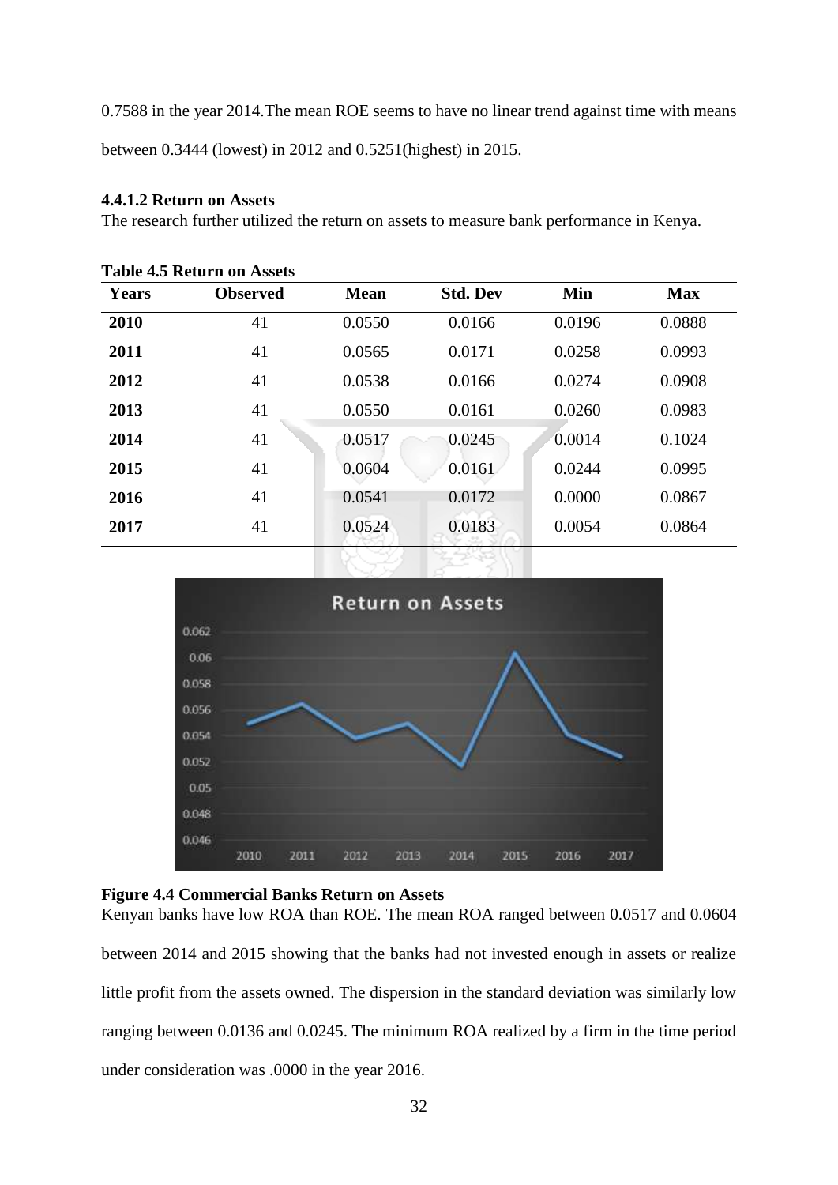0.7588 in the year 2014.The mean ROE seems to have no linear trend against time with means between 0.3444 (lowest) in 2012 and 0.5251(highest) in 2015.

#### 4.4.1.2 Return on Assets

The research further utilized the return on assets to measure bank performance in Kenya.

**Table 4.5 Return on Assets**

| Years | Observed | Mean | Std. Dev | Min | Max |
|---|---|---|---|---|---|
| **2010** | 41 | 0.0550 | 0.0166 | 0.0196 | 0.0888 |
| **2011** | 41 | 0.0565 | 0.0171 | 0.0258 | 0.0993 |
| **2012** | 41 | 0.0538 | 0.0166 | 0.0274 | 0.0908 |
| **2013** | 41 | 0.0550 | 0.0161 | 0.0260 | 0.0983 |
| **2014** | 41 | 0.0517 | 0.0245 | 0.0014 | 0.1024 |
| **2015** | 41 | 0.0604 | 0.0161 | 0.0244 | 0.0995 |
| **2016** | 41 | 0.0541 | 0.0172 | 0.0000 | 0.0867 |
| **2017** | 41 | 0.0524 | 0.0183 | 0.0054 | 0.0864 |

**Figure 4.4 Commercial Banks Return on Assets**

Kenyan banks have low ROA than ROE. The mean ROA ranged between 0.0517 and 0.0604 between 2014 and 2015 showing that the banks had not invested enough in assets or realize little profit from the assets owned. The dispersion in the standard deviation was similarly low ranging between 0.0136 and 0.0245. The minimum ROA realized by a firm in the time period under consideration was .0000 in the year 2016.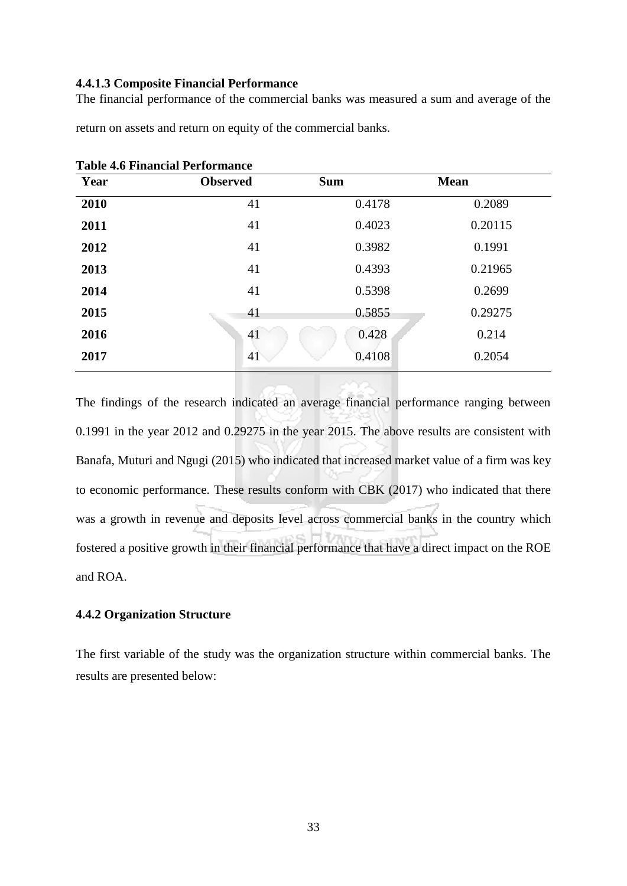#### 4.4.1.3 Composite Financial Performance

The financial performance of the commercial banks was measured a sum and average of the return on assets and return on equity of the commercial banks.

**Table 4.6 Financial Performance**

| Year | Observed | Sum | Mean |
|---|---|---|---|
| **2010** | 41 | 0.4178 | 0.2089 |
| **2011** | 41 | 0.4023 | 0.20115 |
| **2012** | 41 | 0.3982 | 0.1991 |
| **2013** | 41 | 0.4393 | 0.21965 |
| **2014** | 41 | 0.5398 | 0.2699 |
| **2015** | 41 | 0.5855 | 0.29275 |
| **2016** | 41 | 0.428 | 0.214 |
| **2017** | 41 | 0.4108 | 0.2054 |

The findings of the research indicated an average financial performance ranging between 0.1991 in the year 2012 and 0.29275 in the year 2015. The above results are consistent with Banafa, Muturi and Ngugi (2015) who indicated that increased market value of a firm was key to economic performance. These results conform with CBK (2017) who indicated that there was a growth in revenue and deposits level across commercial banks in the country which fostered a positive growth in their financial performance that have a direct impact on the ROE and ROA.

### 4.4.2 Organization Structure

The first variable of the study was the organization structure within commercial banks. The results are presented below: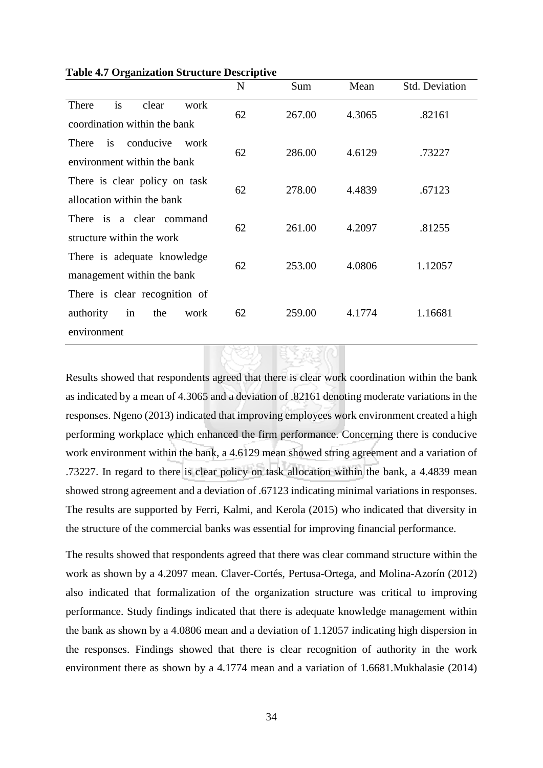**Table 4.7 Organization Structure Descriptive**

| | N | Sum | Mean | Std. Deviation |
|---|---|---|---|---|
| There is clear work coordination within the bank | 62 | 267.00 | 4.3065 | .82161 |
| There is conducive work environment within the bank | 62 | 286.00 | 4.6129 | .73227 |
| There is clear policy on task allocation within the bank | 62 | 278.00 | 4.4839 | .67123 |
| There is a clear command structure within the work | 62 | 261.00 | 4.2097 | .81255 |
| There is adequate knowledge management within the bank | 62 | 253.00 | 4.0806 | 1.12057 |
| There is clear recognition of authority in the work environment | 62 | 259.00 | 4.1774 | 1.16681 |

Results showed that respondents agreed that there is clear work coordination within the bank as indicated by a mean of 4.3065 and a deviation of .82161 denoting moderate variations in the responses. Ngeno (2013) indicated that improving employees work environment created a high performing workplace which enhanced the firm performance. Concerning there is conducive work environment within the bank, a 4.6129 mean showed string agreement and a variation of .73227. In regard to there is clear policy on task allocation within the bank, a 4.4839 mean showed strong agreement and a deviation of .67123 indicating minimal variations in responses. The results are supported by Ferri, Kalmi, and Kerola (2015) who indicated that diversity in the structure of the commercial banks was essential for improving financial performance.

The results showed that respondents agreed that there was clear command structure within the work as shown by a 4.2097 mean. Claver-Cortés, Pertusa-Ortega, and Molina-Azorín (2012) also indicated that formalization of the organization structure was critical to improving performance. Study findings indicated that there is adequate knowledge management within the bank as shown by a 4.0806 mean and a deviation of 1.12057 indicating high dispersion in the responses. Findings showed that there is clear recognition of authority in the work environment there as shown by a 4.1774 mean and a variation of 1.6681.Mukhalasie (2014)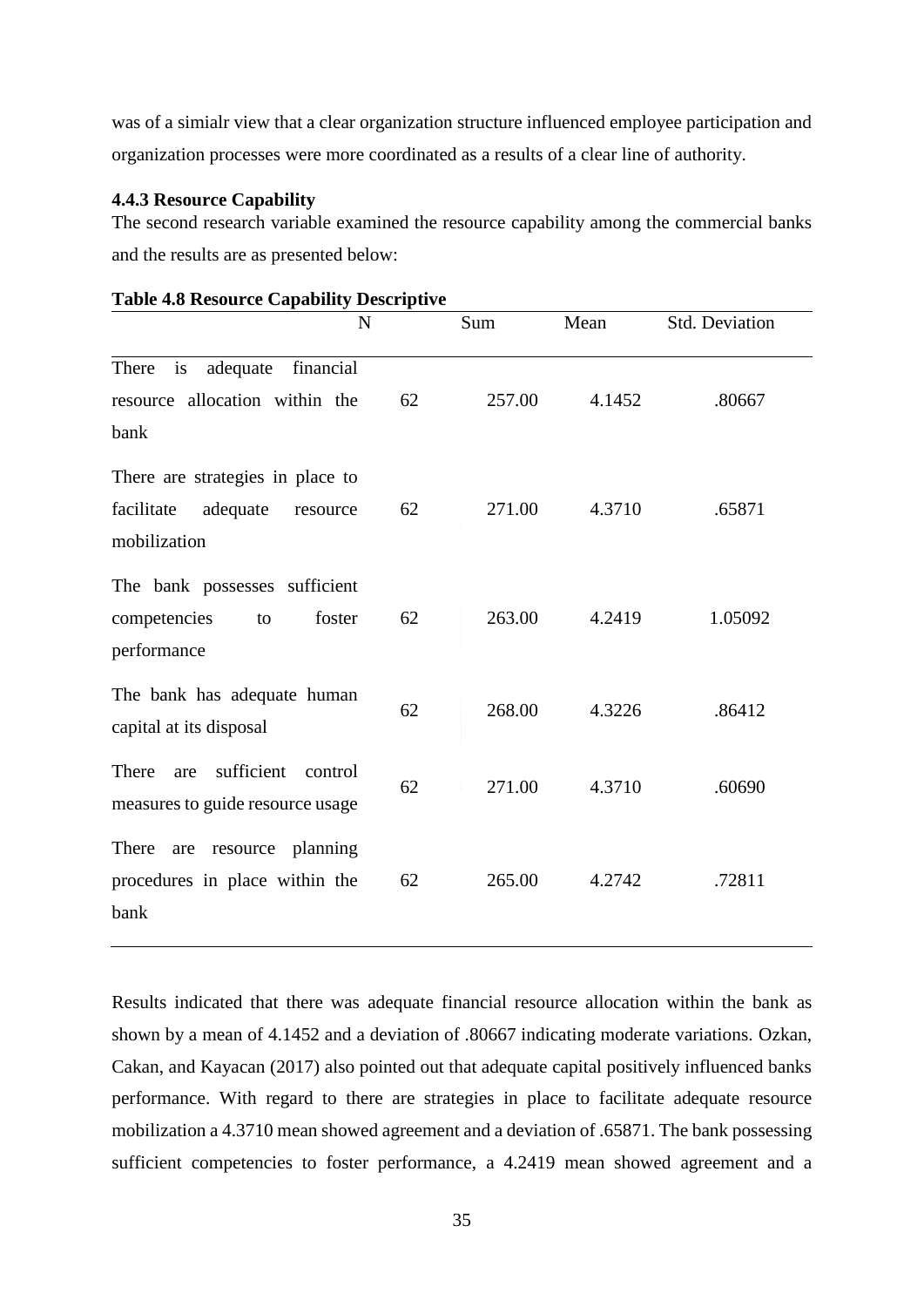was of a simialr view that a clear organization structure influenced employee participation and organization processes were more coordinated as a results of a clear line of authority.

### 4.4.3 Resource Capability

The second research variable examined the resource capability among the commercial banks and the results are as presented below:

**Table 4.8 Resource Capability Descriptive**

| | N | Sum | Mean | Std. Deviation |
|---|---|---|---|---|
| There is adequate financial resource allocation within the bank | 62 | 257.00 | 4.1452 | .80667 |
| There are strategies in place to facilitate adequate resource mobilization | 62 | 271.00 | 4.3710 | .65871 |
| The bank possesses sufficient competencies to foster performance | 62 | 263.00 | 4.2419 | 1.05092 |
| The bank has adequate human capital at its disposal | 62 | 268.00 | 4.3226 | .86412 |
| There are sufficient control measures to guide resource usage | 62 | 271.00 | 4.3710 | .60690 |
| There are resource planning procedures in place within the bank | 62 | 265.00 | 4.2742 | .72811 |

Results indicated that there was adequate financial resource allocation within the bank as shown by a mean of 4.1452 and a deviation of .80667 indicating moderate variations. Ozkan, Cakan, and Kayacan (2017) also pointed out that adequate capital positively influenced banks performance. With regard to there are strategies in place to facilitate adequate resource mobilization a 4.3710 mean showed agreement and a deviation of .65871. The bank possessing sufficient competencies to foster performance, a 4.2419 mean showed agreement and a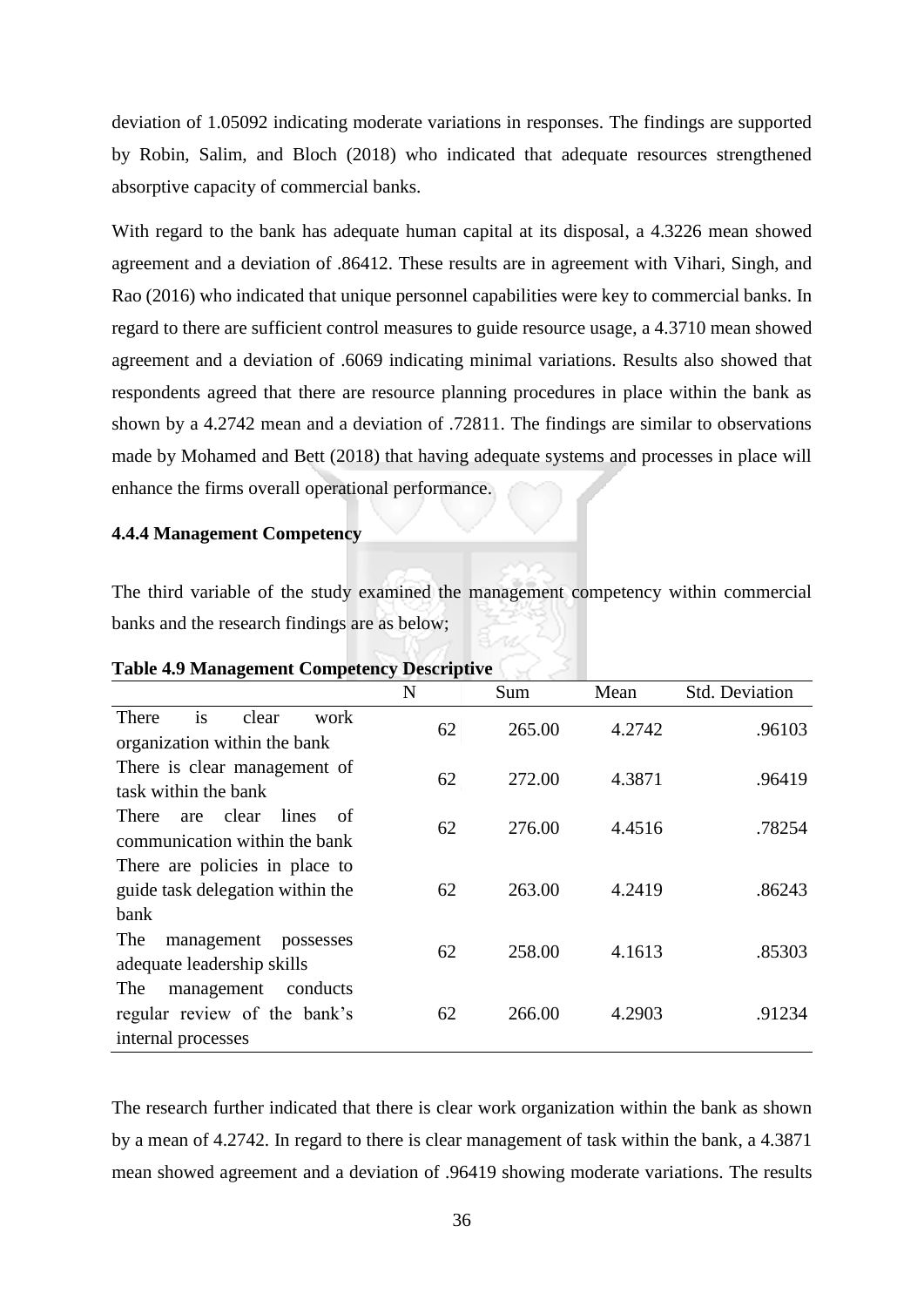deviation of 1.05092 indicating moderate variations in responses. The findings are supported by Robin, Salim, and Bloch (2018) who indicated that adequate resources strengthened absorptive capacity of commercial banks.

With regard to the bank has adequate human capital at its disposal, a 4.3226 mean showed agreement and a deviation of .86412. These results are in agreement with Vihari, Singh, and Rao (2016) who indicated that unique personnel capabilities were key to commercial banks. In regard to there are sufficient control measures to guide resource usage, a 4.3710 mean showed agreement and a deviation of .6069 indicating minimal variations. Results also showed that respondents agreed that there are resource planning procedures in place within the bank as shown by a 4.2742 mean and a deviation of .72811. The findings are similar to observations made by Mohamed and Bett (2018) that having adequate systems and processes in place will enhance the firms overall operational performance.

### 4.4.4 Management Competency

The third variable of the study examined the management competency within commercial banks and the research findings are as below;

**Table 4.9 Management Competency Descriptive**

| | N | Sum | Mean | Std. Deviation |
|---|---|---|---|---|
| There is clear work organization within the bank | 62 | 265.00 | 4.2742 | .96103 |
| There is clear management of task within the bank | 62 | 272.00 | 4.3871 | .96419 |
| There are clear lines of communication within the bank | 62 | 276.00 | 4.4516 | .78254 |
| There are policies in place to guide task delegation within the bank | 62 | 263.00 | 4.2419 | .86243 |
| The management possesses adequate leadership skills | 62 | 258.00 | 4.1613 | .85303 |
| The management conducts regular review of the bank's internal processes | 62 | 266.00 | 4.2903 | .91234 |

The research further indicated that there is clear work organization within the bank as shown by a mean of 4.2742. In regard to there is clear management of task within the bank, a 4.3871 mean showed agreement and a deviation of .96419 showing moderate variations. The results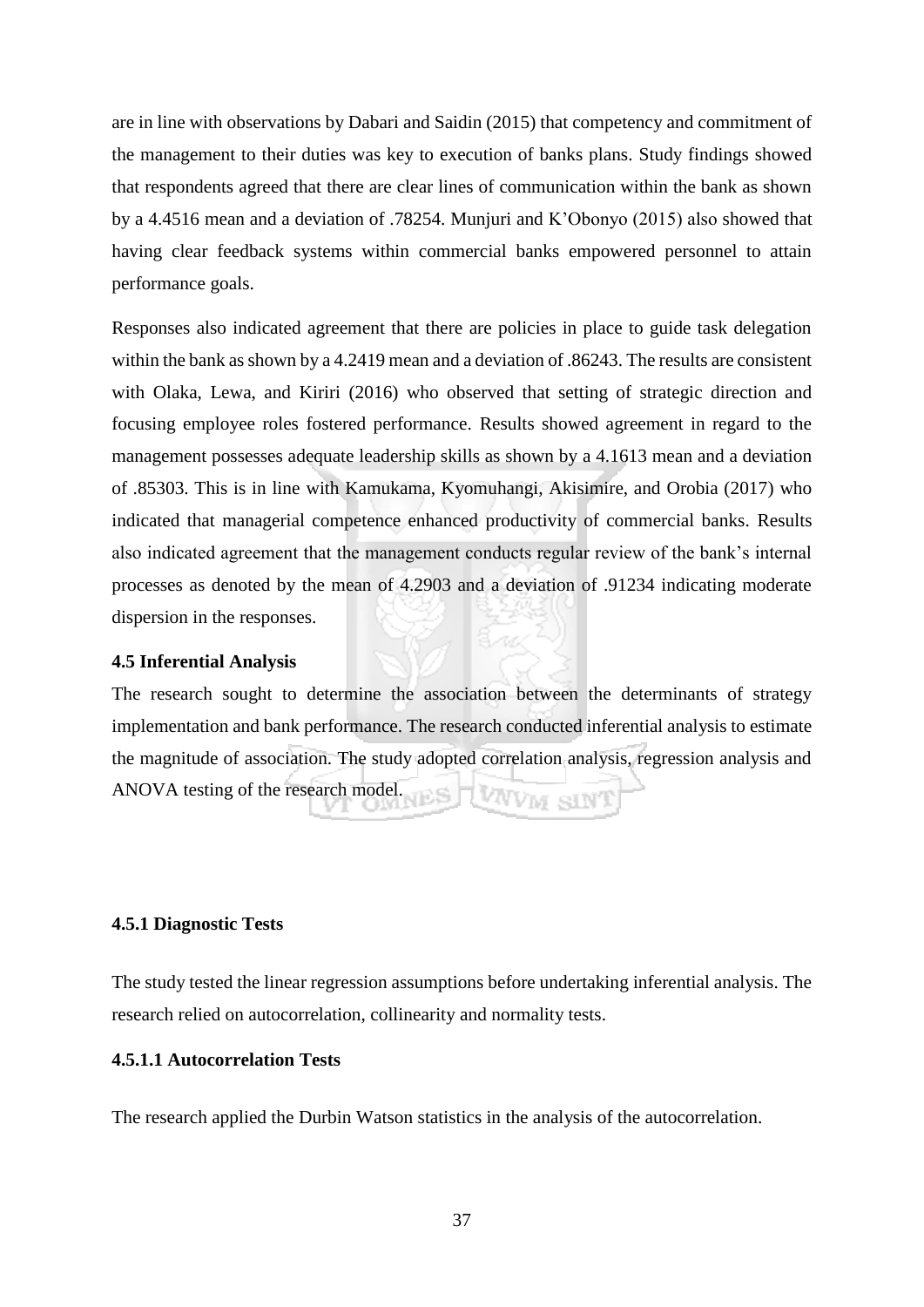are in line with observations by Dabari and Saidin (2015) that competency and commitment of the management to their duties was key to execution of banks plans. Study findings showed that respondents agreed that there are clear lines of communication within the bank as shown by a 4.4516 mean and a deviation of .78254. Munjuri and K'Obonyo (2015) also showed that having clear feedback systems within commercial banks empowered personnel to attain performance goals.

Responses also indicated agreement that there are policies in place to guide task delegation within the bank as shown by a 4.2419 mean and a deviation of .86243. The results are consistent with Olaka, Lewa, and Kiriri (2016) who observed that setting of strategic direction and focusing employee roles fostered performance. Results showed agreement in regard to the management possesses adequate leadership skills as shown by a 4.1613 mean and a deviation of .85303. This is in line with Kamukama, Kyomuhangi, Akisimire, and Orobia (2017) who indicated that managerial competence enhanced productivity of commercial banks. Results also indicated agreement that the management conducts regular review of the bank's internal processes as denoted by the mean of 4.2903 and a deviation of .91234 indicating moderate dispersion in the responses.

### 4.5 Inferential Analysis

The research sought to determine the association between the determinants of strategy implementation and bank performance. The research conducted inferential analysis to estimate the magnitude of association. The study adopted correlation analysis, regression analysis and ANOVA testing of the research model.

#### 4.5.1 Diagnostic Tests

The study tested the linear regression assumptions before undertaking inferential analysis. The research relied on autocorrelation, collinearity and normality tests.

##### 4.5.1.1 Autocorrelation Tests

The research applied the Durbin Watson statistics in the analysis of the autocorrelation.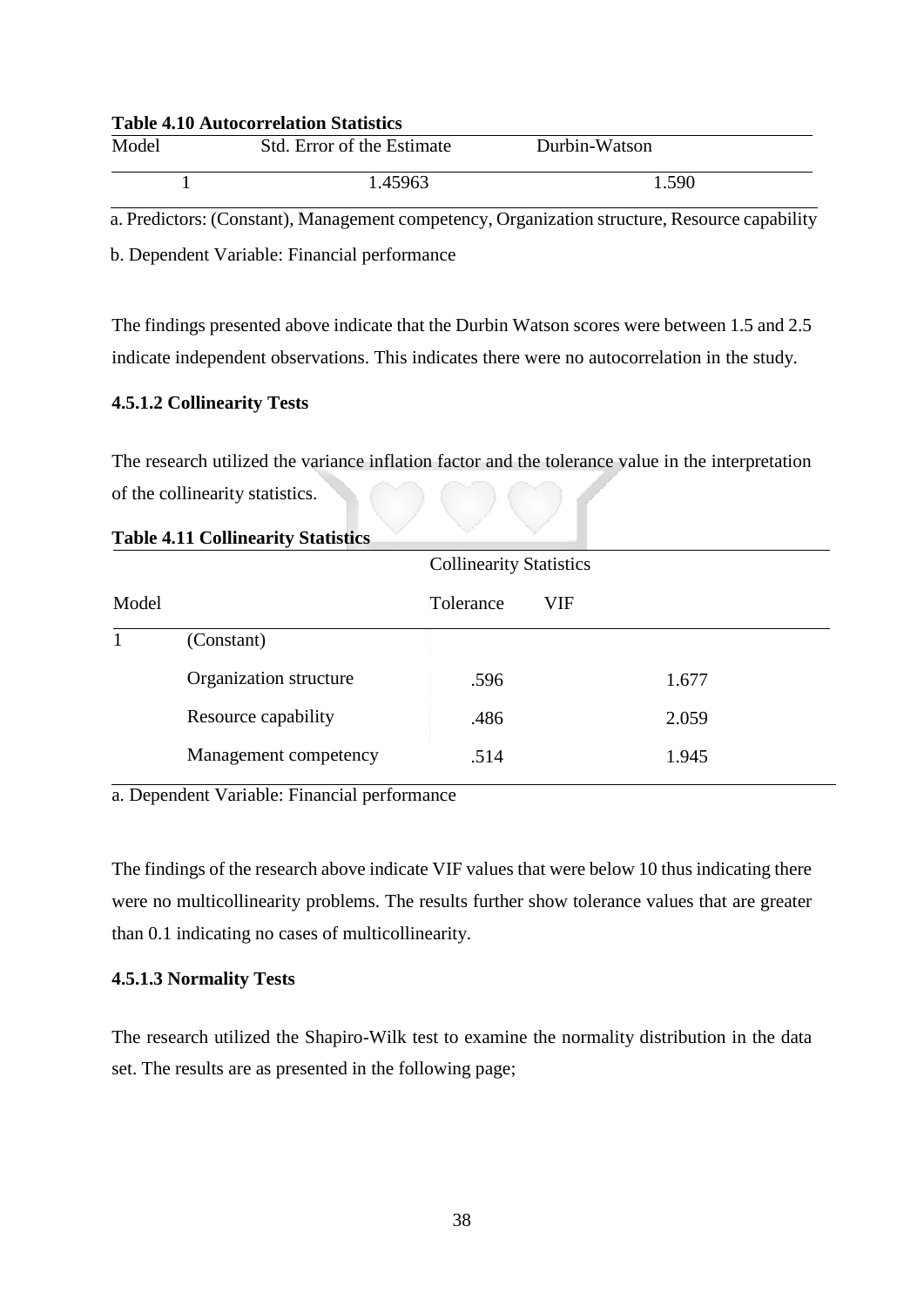**Table 4.10 Autocorrelation Statistics**

| Model | Std. Error of the Estimate | Durbin-Watson |
|---|---|---|
| 1 | 1.45963 | 1.590 |

a. Predictors: (Constant), Management competency, Organization structure, Resource capability

b. Dependent Variable: Financial performance

The findings presented above indicate that the Durbin Watson scores were between 1.5 and 2.5 indicate independent observations. This indicates there were no autocorrelation in the study.

#### 4.5.1.2 Collinearity Tests

The research utilized the variance inflation factor and the tolerance value in the interpretation of the collinearity statistics.

**Table 4.11 Collinearity Statistics**

| Model | | Collinearity Statistics | |
|---|---|---|---|
| | | Tolerance | VIF |
| 1 | (Constant) | | |
| | Organization structure | .596 | 1.677 |
| | Resource capability | .486 | 2.059 |
| | Management competency | .514 | 1.945 |

a. Dependent Variable: Financial performance

The findings of the research above indicate VIF values that were below 10 thus indicating there were no multicollinearity problems. The results further show tolerance values that are greater than 0.1 indicating no cases of multicollinearity.

#### 4.5.1.3 Normality Tests

The research utilized the Shapiro-Wilk test to examine the normality distribution in the data set. The results are as presented in the following page;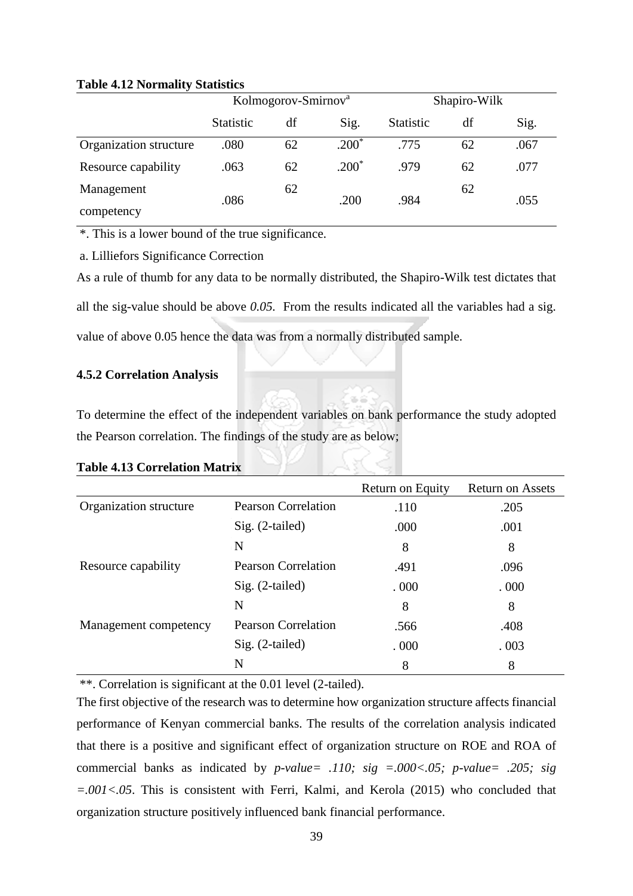**Table 4.12 Normality Statistics**

| | Kolmogorov-Smirnov[a] | | | Shapiro-Wilk | | |
|---|---|---|---|---|---|---|
| | Statistic | df | Sig. | Statistic | df | Sig. |
| Organization structure | .080 | 62 | .200* | .775 | 62 | .067 |
| Resource capability | .063 | 62 | .200* | .979 | 62 | .077 |
| Management competency | .086 | 62 | .200 | .984 | 62 | .055 |

*. This is a lower bound of the true significance.

a. Lilliefors Significance Correction

As a rule of thumb for any data to be normally distributed, the Shapiro-Wilk test dictates that all the sig-value should be above *0.05.* From the results indicated all the variables had a sig. value of above 0.05 hence the data was from a normally distributed sample.

### 4.5.2 Correlation Analysis

To determine the effect of the independent variables on bank performance the study adopted the Pearson correlation. The findings of the study are as below;

**Table 4.13 Correlation Matrix**

| | | Return on Equity | Return on Assets |
|---|---|---|---|
| Organization structure | Pearson Correlation | .110 | .205 |
| | Sig. (2-tailed) | .000 | .001 |
| | N | 8 | 8 |
| Resource capability | Pearson Correlation | .491 | .096 |
| | Sig. (2-tailed) | . 000 | . 000 |
| | N | 8 | 8 |
| Management competency | Pearson Correlation | .566 | .408 |
| | Sig. (2-tailed) | . 000 | . 003 |
| | N | 8 | 8 |

**. Correlation is significant at the 0.01 level (2-tailed).

The first objective of the research was to determine how organization structure affects financial performance of Kenyan commercial banks. The results of the correlation analysis indicated that there is a positive and significant effect of organization structure on ROE and ROA of commercial banks as indicated by *p-value= .110; sig =.000<.05; p-value= .205; sig =.001<.05*. This is consistent with Ferri, Kalmi, and Kerola (2015) who concluded that organization structure positively influenced bank financial performance.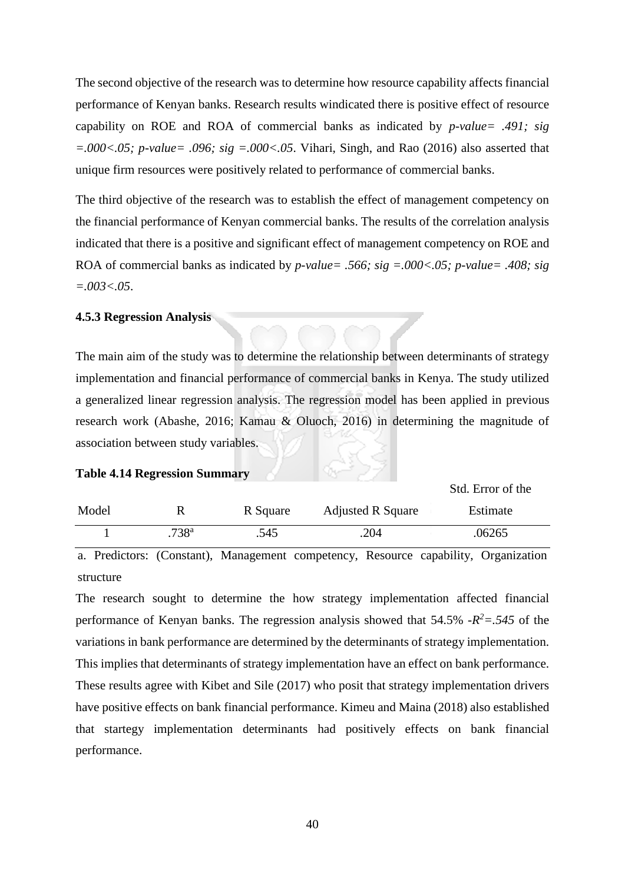The second objective of the research was to determine how resource capability affects financial performance of Kenyan banks. Research results windicated there is positive effect of resource capability on ROE and ROA of commercial banks as indicated by *p-value= .491; sig =.000<.05; p-value= .096; sig =.000<.05*. Vihari, Singh, and Rao (2016) also asserted that unique firm resources were positively related to performance of commercial banks.

The third objective of the research was to establish the effect of management competency on the financial performance of Kenyan commercial banks. The results of the correlation analysis indicated that there is a positive and significant effect of management competency on ROE and ROA of commercial banks as indicated by *p-value= .566; sig =.000<.05; p-value= .408; sig =.003<.05*.

**4.5.3 Regression Analysis**

The main aim of the study was to determine the relationship between determinants of strategy implementation and financial performance of commercial banks in Kenya. The study utilized a generalized linear regression analysis. The regression model has been applied in previous research work (Abashe, 2016; Kamau & Oluoch, 2016) in determining the magnitude of association between study variables.

**Table 4.14 Regression Summary**

| Model | R | R Square | Adjusted R Square | Std. Error of the Estimate |
|---|---|---|---|---|
| 1 | .738[a] | .545 | .204 | .06265 |

a. Predictors: (Constant), Management competency, Resource capability, Organization structure

The research sought to determine the how strategy implementation affected financial performance of Kenyan banks. The regression analysis showed that 54.5% -$R^2$*=.545* of the variations in bank performance are determined by the determinants of strategy implementation. This implies that determinants of strategy implementation have an effect on bank performance. These results agree with Kibet and Sile (2017) who posit that strategy implementation drivers have positive effects on bank financial performance. Kimeu and Maina (2018) also established that startegy implementation determinants had positively effects on bank financial performance.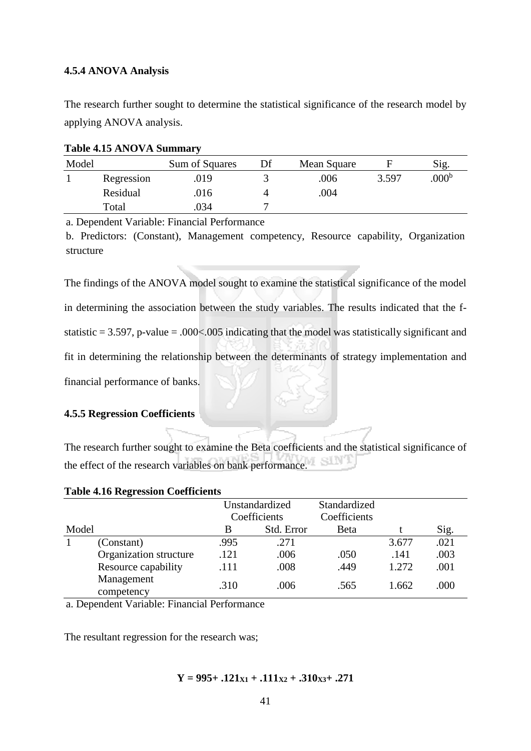### 4.5.4 ANOVA Analysis

The research further sought to determine the statistical significance of the research model by applying ANOVA analysis.

**Table 4.15 ANOVA Summary**

| Model | | Sum of Squares | Df | Mean Square | F | Sig. |
|---|---|---|---|---|---|---|
| 1 | Regression | .019 | 3 | .006 | 3.597 | .000[b] |
| | Residual | .016 | 4 | .004 | | |
| | Total | .034 | 7 | | | |

a. Dependent Variable: Financial Performance

b. Predictors: (Constant), Management competency, Resource capability, Organization structure

The findings of the ANOVA model sought to examine the statistical significance of the model in determining the association between the study variables. The results indicated that the f-statistic = 3.597, p-value = .000<.005 indicating that the model was statistically significant and fit in determining the relationship between the determinants of strategy implementation and financial performance of banks.

### 4.5.5 Regression Coefficients

The research further sought to examine the Beta coefficients and the statistical significance of the effect of the research variables on bank performance.

**Table 4.16 Regression Coefficients**

| | | Unstandardized Coefficients | | Standardized Coefficients | | |
|---|---|---|---|---|---|---|
| Model | | B | Std. Error | Beta | t | Sig. |
| 1 | (Constant) | .995 | .271 | | 3.677 | .021 |
| | Organization structure | .121 | .006 | .050 | .141 | .003 |
| | Resource capability | .111 | .008 | .449 | 1.272 | .001 |
| | Management competency | .310 | .006 | .565 | 1.662 | .000 |

a. Dependent Variable: Financial Performance

The resultant regression for the research was;

$$\mathbf{Y = 995 + .121_{X1} + .111_{X2} + .310_{X3} + .271}$$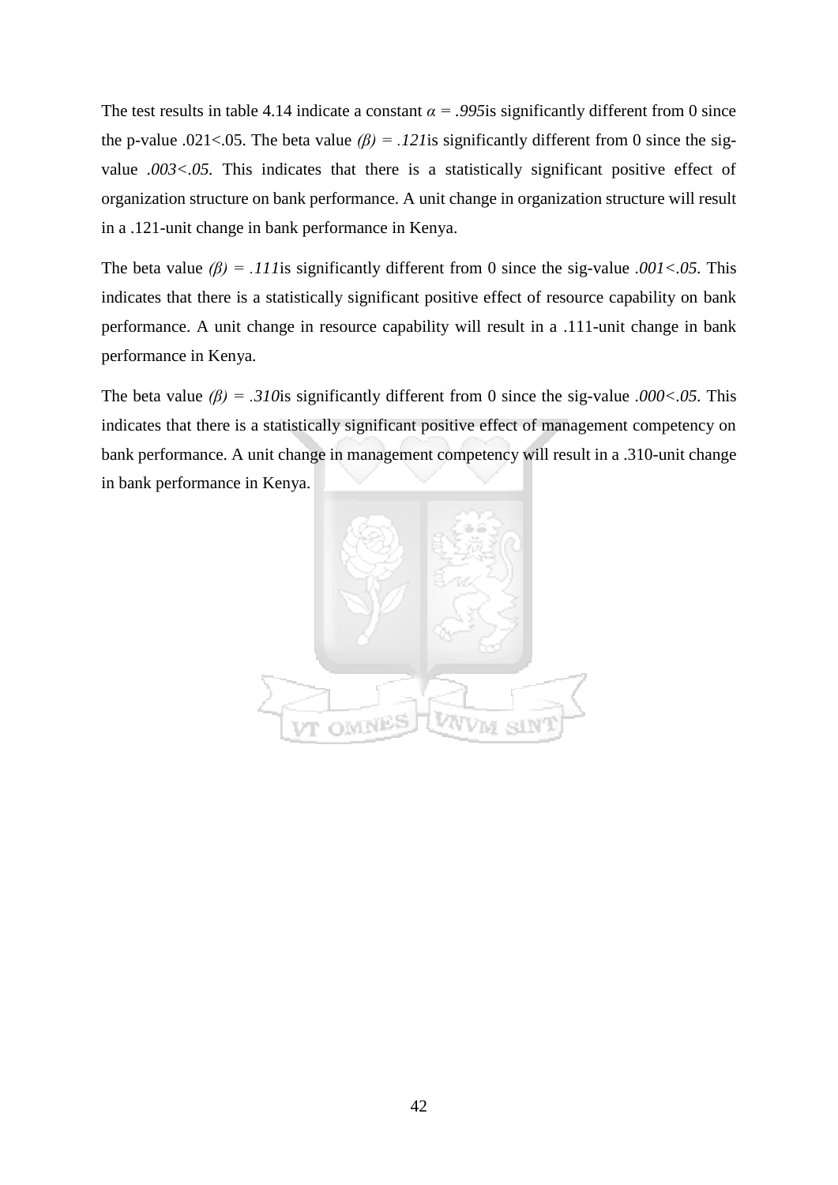The test results in table 4.14 indicate a constant $\alpha = .995$ is significantly different from 0 since the p-value $.021<.05$. The beta value $(\beta) = .121$ is significantly different from 0 since the sig-value $.003<.05$. This indicates that there is a statistically significant positive effect of organization structure on bank performance. A unit change in organization structure will result in a .121-unit change in bank performance in Kenya.

The beta value $(\beta) = .111$ is significantly different from 0 since the sig-value $.001<.05$. This indicates that there is a statistically significant positive effect of resource capability on bank performance. A unit change in resource capability will result in a .111-unit change in bank performance in Kenya.

The beta value $(\beta) = .310$ is significantly different from 0 since the sig-value $.000<.05$. This indicates that there is a statistically significant positive effect of management competency on bank performance. A unit change in management competency will result in a .310-unit change in bank performance in Kenya.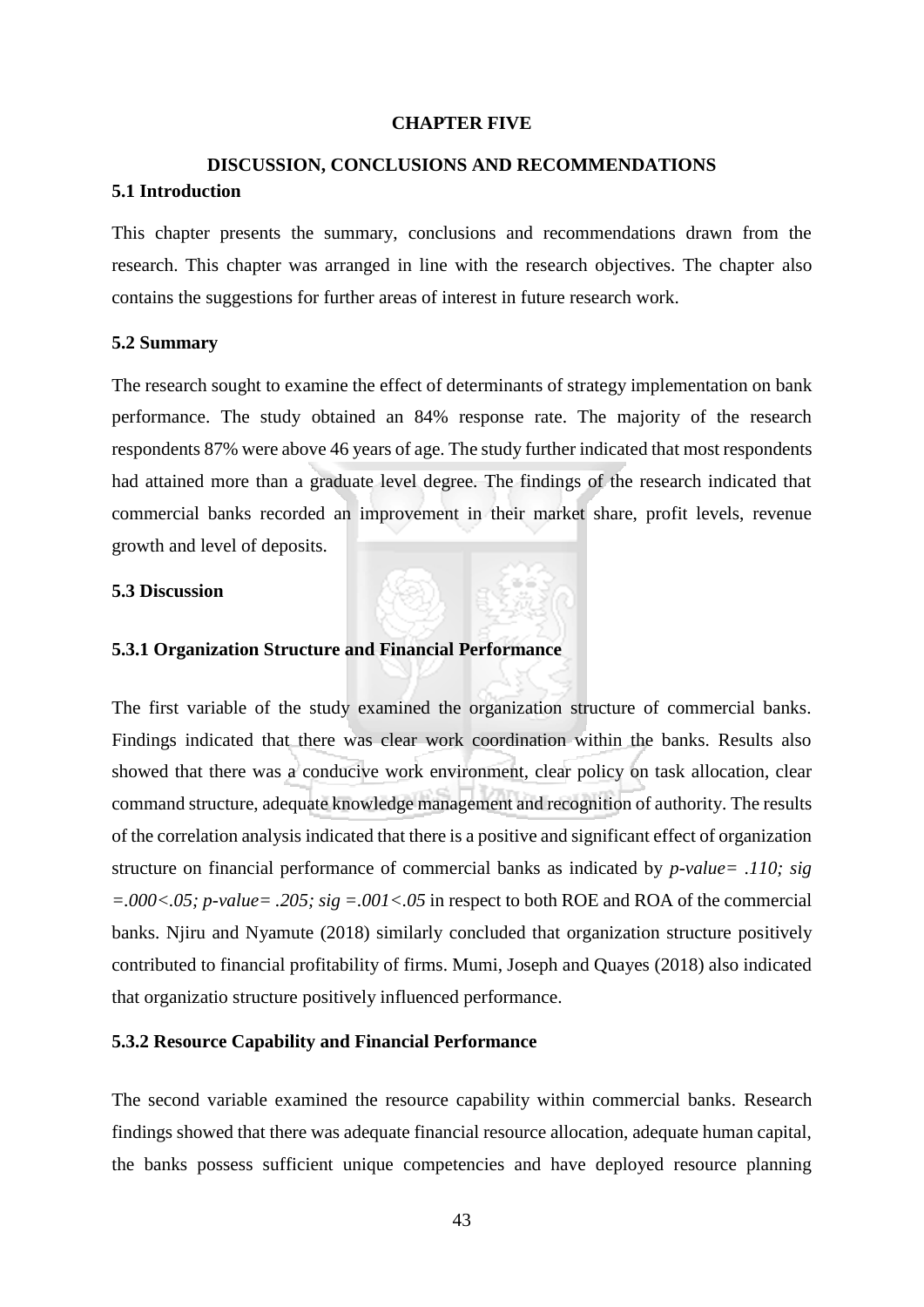# CHAPTER FIVE

## DISCUSSION, CONCLUSIONS AND RECOMMENDATIONS

### 5.1 Introduction

This chapter presents the summary, conclusions and recommendations drawn from the research. This chapter was arranged in line with the research objectives. The chapter also contains the suggestions for further areas of interest in future research work.

### 5.2 Summary

The research sought to examine the effect of determinants of strategy implementation on bank performance. The study obtained an 84% response rate. The majority of the research respondents 87% were above 46 years of age. The study further indicated that most respondents had attained more than a graduate level degree. The findings of the research indicated that commercial banks recorded an improvement in their market share, profit levels, revenue growth and level of deposits.

### 5.3 Discussion

#### 5.3.1 Organization Structure and Financial Performance

The first variable of the study examined the organization structure of commercial banks. Findings indicated that there was clear work coordination within the banks. Results also showed that there was a conducive work environment, clear policy on task allocation, clear command structure, adequate knowledge management and recognition of authority. The results of the correlation analysis indicated that there is a positive and significant effect of organization structure on financial performance of commercial banks as indicated by *p-value= .110; sig =.000<.05; p-value= .205; sig =.001<.05* in respect to both ROE and ROA of the commercial banks. Njiru and Nyamute (2018) similarly concluded that organization structure positively contributed to financial profitability of firms. Mumi, Joseph and Quayes (2018) also indicated that organizatio structure positively influenced performance.

#### 5.3.2 Resource Capability and Financial Performance

The second variable examined the resource capability within commercial banks. Research findings showed that there was adequate financial resource allocation, adequate human capital, the banks possess sufficient unique competencies and have deployed resource planning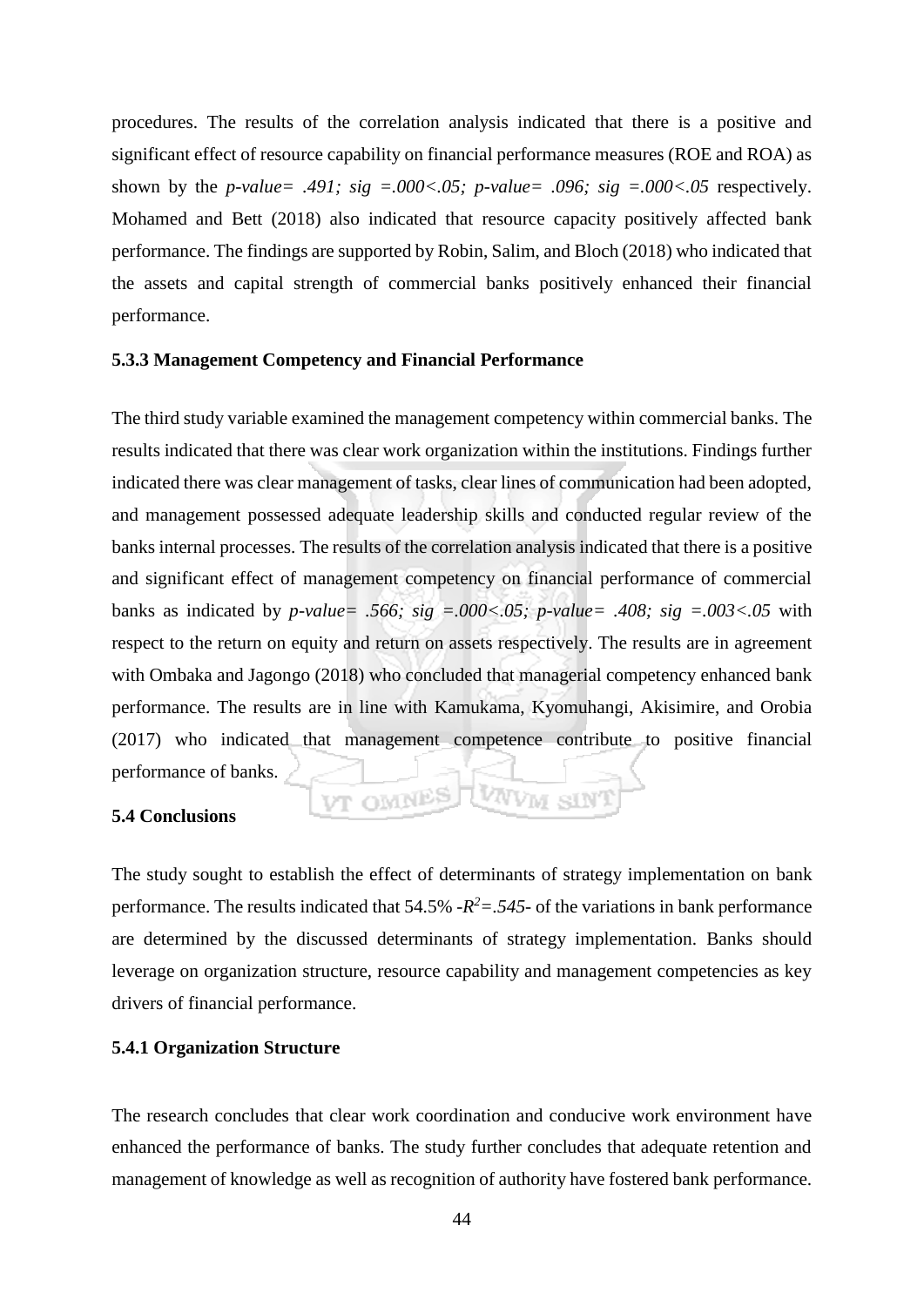procedures. The results of the correlation analysis indicated that there is a positive and significant effect of resource capability on financial performance measures (ROE and ROA) as shown by the *p-value= .491; sig =.000<.05; p-value= .096; sig =.000<.05* respectively. Mohamed and Bett (2018) also indicated that resource capacity positively affected bank performance. The findings are supported by Robin, Salim, and Bloch (2018) who indicated that the assets and capital strength of commercial banks positively enhanced their financial performance.

### 5.3.3 Management Competency and Financial Performance

The third study variable examined the management competency within commercial banks. The results indicated that there was clear work organization within the institutions. Findings further indicated there was clear management of tasks, clear lines of communication had been adopted, and management possessed adequate leadership skills and conducted regular review of the banks internal processes. The results of the correlation analysis indicated that there is a positive and significant effect of management competency on financial performance of commercial banks as indicated by *p-value= .566; sig =.000<.05; p-value= .408; sig =.003<.05* with respect to the return on equity and return on assets respectively. The results are in agreement with Ombaka and Jagongo (2018) who concluded that managerial competency enhanced bank performance. The results are in line with Kamukama, Kyomuhangi, Akisimire, and Orobia (2017) who indicated that management competence contribute to positive financial performance of banks.

## 5.4 Conclusions

The study sought to establish the effect of determinants of strategy implementation on bank performance. The results indicated that 54.5% -$R^2=.545$- of the variations in bank performance are determined by the discussed determinants of strategy implementation. Banks should leverage on organization structure, resource capability and management competencies as key drivers of financial performance.

### 5.4.1 Organization Structure

The research concludes that clear work coordination and conducive work environment have enhanced the performance of banks. The study further concludes that adequate retention and management of knowledge as well as recognition of authority have fostered bank performance.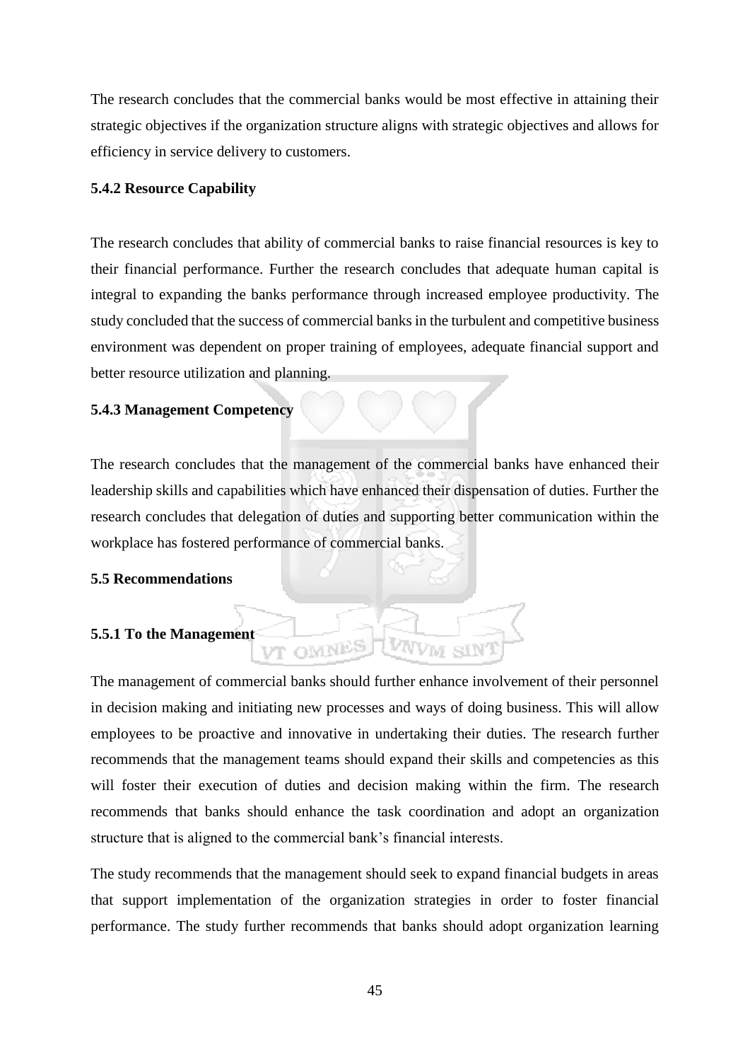The research concludes that the commercial banks would be most effective in attaining their strategic objectives if the organization structure aligns with strategic objectives and allows for efficiency in service delivery to customers.

### 5.4.2 Resource Capability

The research concludes that ability of commercial banks to raise financial resources is key to their financial performance. Further the research concludes that adequate human capital is integral to expanding the banks performance through increased employee productivity. The study concluded that the success of commercial banks in the turbulent and competitive business environment was dependent on proper training of employees, adequate financial support and better resource utilization and planning.

### 5.4.3 Management Competency

The research concludes that the management of the commercial banks have enhanced their leadership skills and capabilities which have enhanced their dispensation of duties. Further the research concludes that delegation of duties and supporting better communication within the workplace has fostered performance of commercial banks.

## 5.5 Recommendations

### 5.5.1 To the Management

The management of commercial banks should further enhance involvement of their personnel in decision making and initiating new processes and ways of doing business. This will allow employees to be proactive and innovative in undertaking their duties. The research further recommends that the management teams should expand their skills and competencies as this will foster their execution of duties and decision making within the firm. The research recommends that banks should enhance the task coordination and adopt an organization structure that is aligned to the commercial bank's financial interests.

The study recommends that the management should seek to expand financial budgets in areas that support implementation of the organization strategies in order to foster financial performance. The study further recommends that banks should adopt organization learning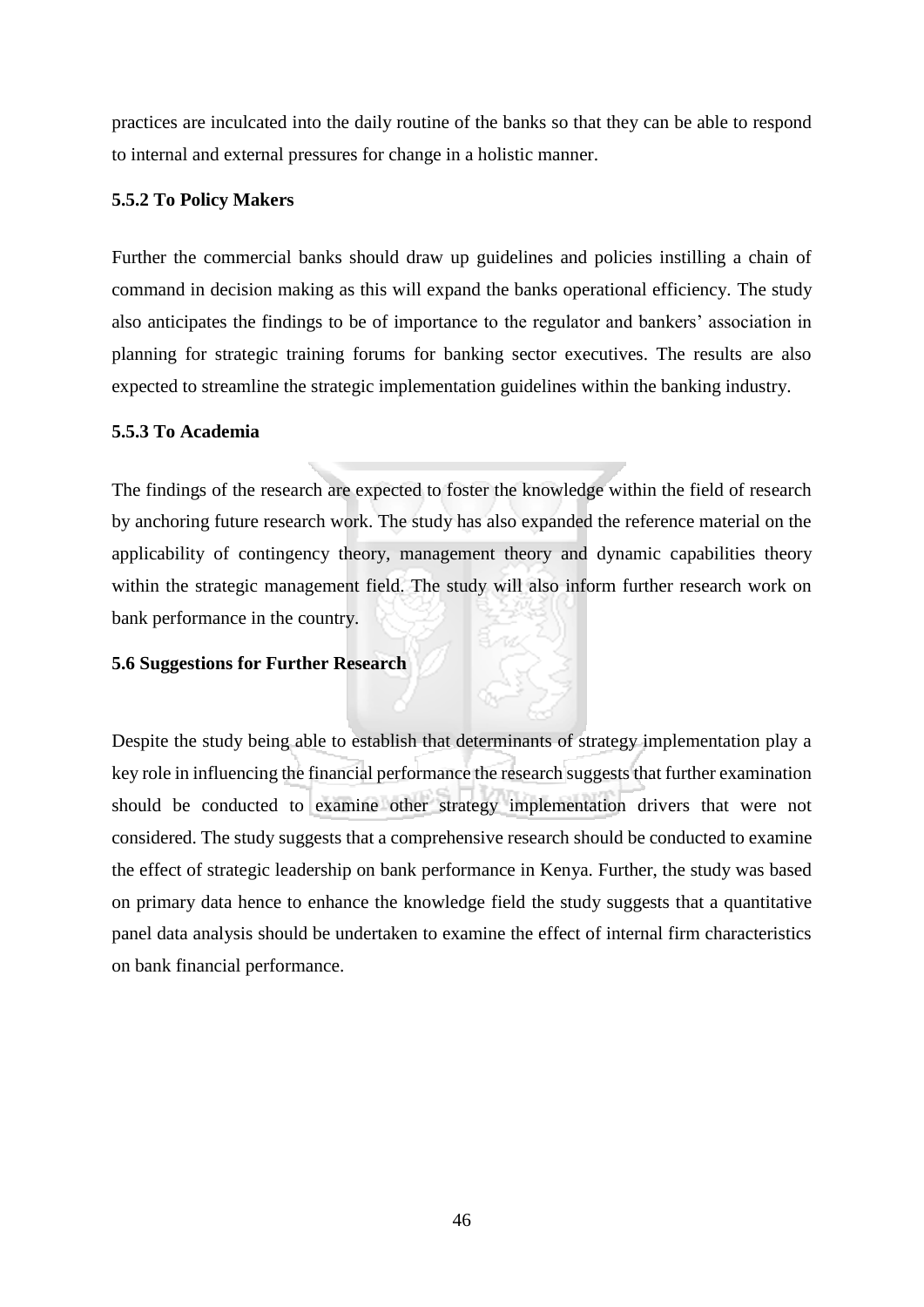practices are inculcated into the daily routine of the banks so that they can be able to respond to internal and external pressures for change in a holistic manner.

### 5.5.2 To Policy Makers

Further the commercial banks should draw up guidelines and policies instilling a chain of command in decision making as this will expand the banks operational efficiency. The study also anticipates the findings to be of importance to the regulator and bankers' association in planning for strategic training forums for banking sector executives. The results are also expected to streamline the strategic implementation guidelines within the banking industry.

### 5.5.3 To Academia

The findings of the research are expected to foster the knowledge within the field of research by anchoring future research work. The study has also expanded the reference material on the applicability of contingency theory, management theory and dynamic capabilities theory within the strategic management field. The study will also inform further research work on bank performance in the country.

## 5.6 Suggestions for Further Research

Despite the study being able to establish that determinants of strategy implementation play a key role in influencing the financial performance the research suggests that further examination should be conducted to examine other strategy implementation drivers that were not considered. The study suggests that a comprehensive research should be conducted to examine the effect of strategic leadership on bank performance in Kenya. Further, the study was based on primary data hence to enhance the knowledge field the study suggests that a quantitative panel data analysis should be undertaken to examine the effect of internal firm characteristics on bank financial performance.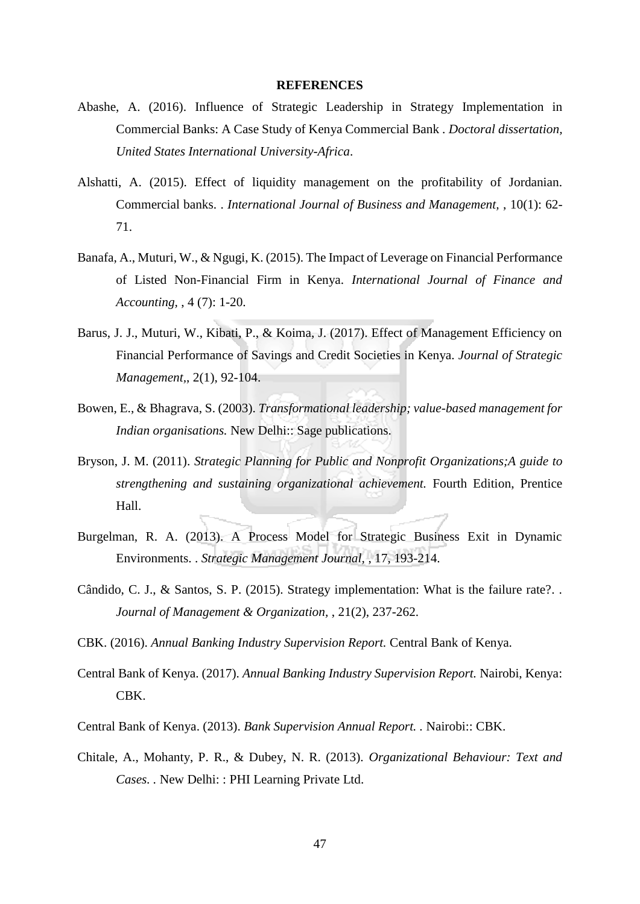**REFERENCES**

Abashe, A. (2016). Influence of Strategic Leadership in Strategy Implementation in Commercial Banks: A Case Study of Kenya Commercial Bank . *Doctoral dissertation, United States International University-Africa*.

Alshatti, A. (2015). Effect of liquidity management on the profitability of Jordanian. Commercial banks. . *International Journal of Business and Management*, , 10(1): 62-71.

Banafa, A., Muturi, W., & Ngugi, K. (2015). The Impact of Leverage on Financial Performance of Listed Non-Financial Firm in Kenya. *International Journal of Finance and Accounting*, , 4 (7): 1-20.

Barus, J. J., Muturi, W., Kibati, P., & Koima, J. (2017). Effect of Management Efficiency on Financial Performance of Savings and Credit Societies in Kenya. *Journal of Strategic Management*,, 2(1), 92-104.

Bowen, E., & Bhagrava, S. (2003). *Transformational leadership; value-based management for Indian organisations.* New Delhi:: Sage publications.

Bryson, J. M. (2011). *Strategic Planning for Public and Nonprofit Organizations;A guide to strengthening and sustaining organizational achievement.* Fourth Edition, Prentice Hall.

Burgelman, R. A. (2013). A Process Model for Strategic Business Exit in Dynamic Environments. . *Strategic Management Journal*, , 17, 193-214.

Cândido, C. J., & Santos, S. P. (2015). Strategy implementation: What is the failure rate?. . *Journal of Management & Organization*, , 21(2), 237-262.

CBK. (2016). *Annual Banking Industry Supervision Report.* Central Bank of Kenya.

Central Bank of Kenya. (2017). *Annual Banking Industry Supervision Report.* Nairobi, Kenya: CBK.

Central Bank of Kenya. (2013). *Bank Supervision Annual Report.* . Nairobi:: CBK.

Chitale, A., Mohanty, P. R., & Dubey, N. R. (2013). *Organizational Behaviour: Text and Cases.* . New Delhi: : PHI Learning Private Ltd.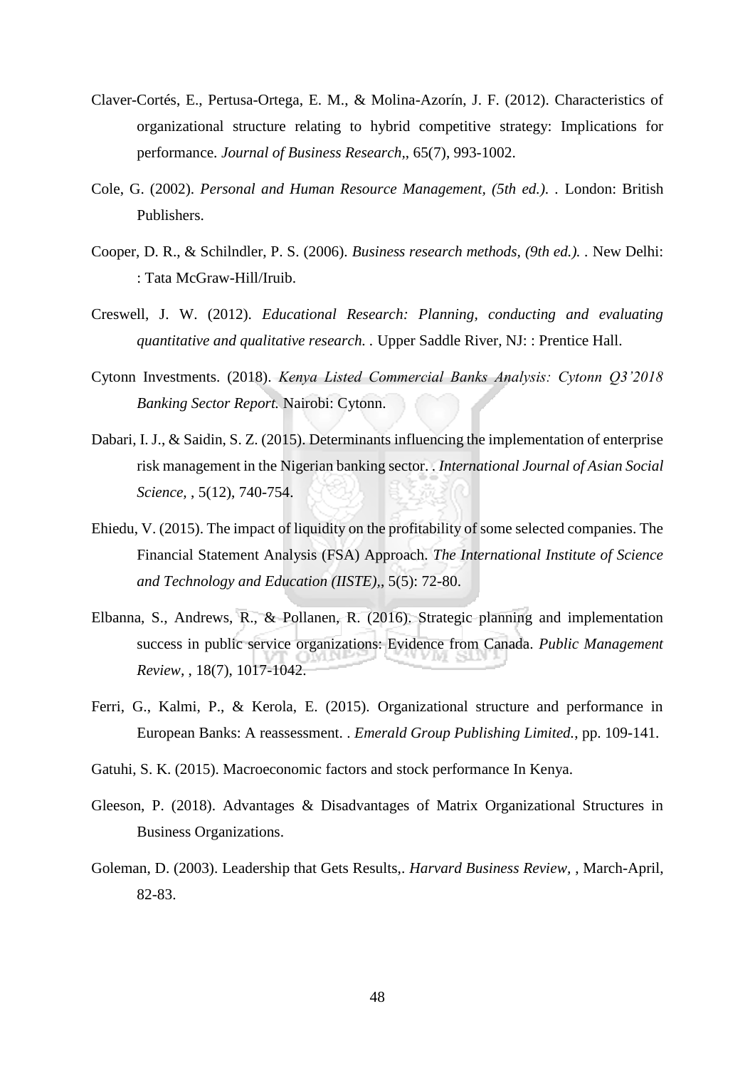Claver-Cortés, E., Pertusa-Ortega, E. M., & Molina-Azorín, J. F. (2012). Characteristics of organizational structure relating to hybrid competitive strategy: Implications for performance. *Journal of Business Research,*, 65(7), 993-1002.

Cole, G. (2002). *Personal and Human Resource Management, (5th ed.).* . London: British Publishers.

Cooper, D. R., & Schilndler, P. S. (2006). *Business research methods, (9th ed.).* . New Delhi: : Tata McGraw-Hill/Iruib.

Creswell, J. W. (2012). *Educational Research: Planning, conducting and evaluating quantitative and qualitative research.* . Upper Saddle River, NJ: : Prentice Hall.

Cytonn Investments. (2018). *Kenya Listed Commercial Banks Analysis: Cytonn Q3'2018 Banking Sector Report.* Nairobi: Cytonn.

Dabari, I. J., & Saidin, S. Z. (2015). Determinants influencing the implementation of enterprise risk management in the Nigerian banking sector. . *International Journal of Asian Social Science,* , 5(12), 740-754.

Ehiedu, V. (2015). The impact of liquidity on the profitability of some selected companies. The Financial Statement Analysis (FSA) Approach. *The International Institute of Science and Technology and Education (IISTE),*, 5(5): 72-80.

Elbanna, S., Andrews, R., & Pollanen, R. (2016). Strategic planning and implementation success in public service organizations: Evidence from Canada. *Public Management Review,* , 18(7), 1017-1042.

Ferri, G., Kalmi, P., & Kerola, E. (2015). Organizational structure and performance in European Banks: A reassessment. . *Emerald Group Publishing Limited.*, pp. 109-141.

Gatuhi, S. K. (2015). Macroeconomic factors and stock performance In Kenya.

Gleeson, P. (2018). Advantages & Disadvantages of Matrix Organizational Structures in Business Organizations.

Goleman, D. (2003). Leadership that Gets Results,. *Harvard Business Review,* , March-April, 82-83.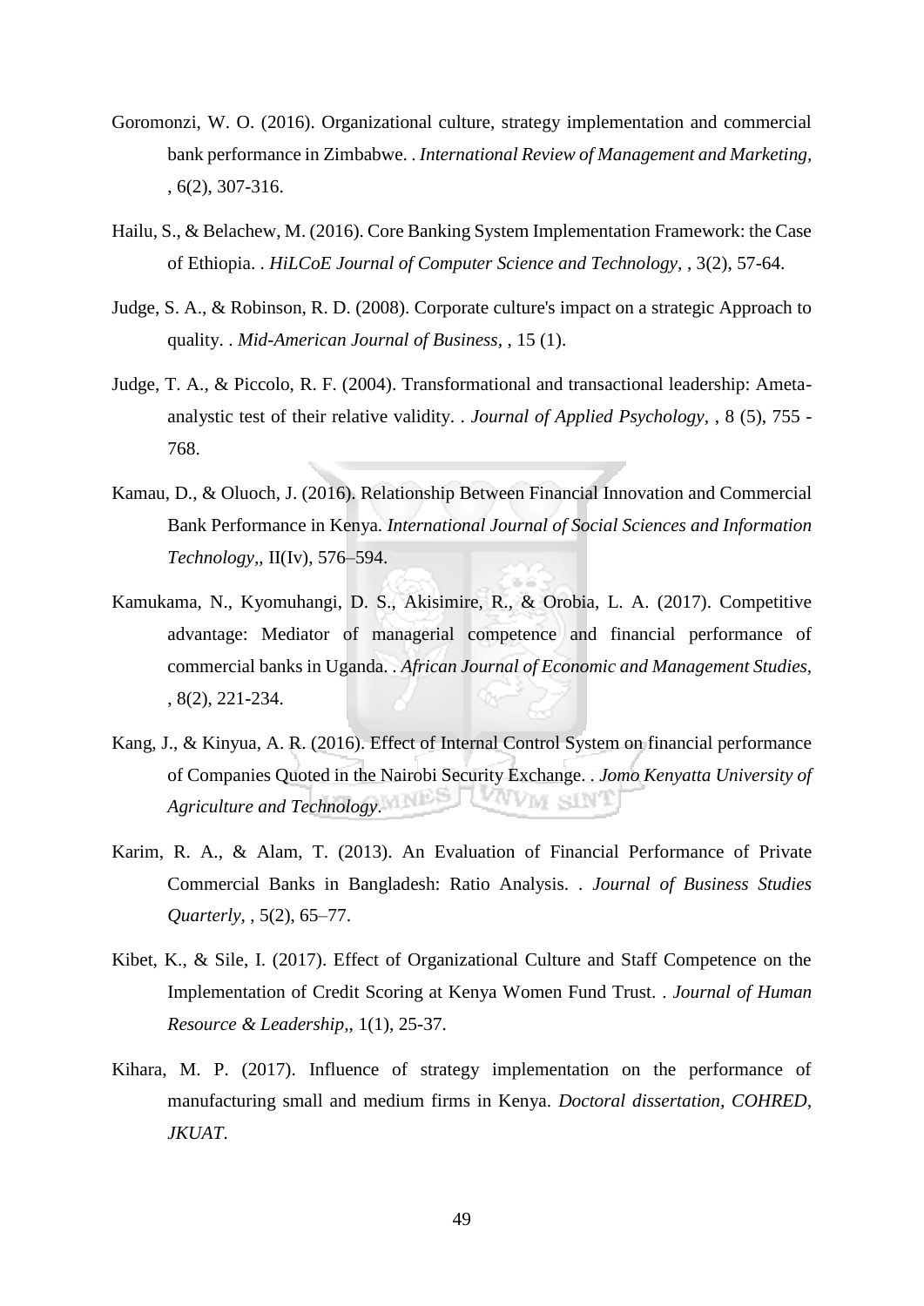Goromonzi, W. O. (2016). Organizational culture, strategy implementation and commercial bank performance in Zimbabwe. . *International Review of Management and Marketing*, , 6(2), 307-316.

Hailu, S., & Belachew, M. (2016). Core Banking System Implementation Framework: the Case of Ethiopia. . *HiLCoE Journal of Computer Science and Technology*, , 3(2), 57-64.

Judge, S. A., & Robinson, R. D. (2008). Corporate culture's impact on a strategic Approach to quality. . *Mid-American Journal of Business*, , 15 (1).

Judge, T. A., & Piccolo, R. F. (2004). Transformational and transactional leadership: Ameta-analystic test of their relative validity. . *Journal of Applied Psychology*, , 8 (5), 755 - 768.

Kamau, D., & Oluoch, J. (2016). Relationship Between Financial Innovation and Commercial Bank Performance in Kenya. *International Journal of Social Sciences and Information Technology*,, II(Iv), 576–594.

Kamukama, N., Kyomuhangi, D. S., Akisimire, R., & Orobia, L. A. (2017). Competitive advantage: Mediator of managerial competence and financial performance of commercial banks in Uganda. . *African Journal of Economic and Management Studies*, , 8(2), 221-234.

Kang, J., & Kinyua, A. R. (2016). Effect of Internal Control System on financial performance of Companies Quoted in the Nairobi Security Exchange. . *Jomo Kenyatta University of Agriculture and Technology*.

Karim, R. A., & Alam, T. (2013). An Evaluation of Financial Performance of Private Commercial Banks in Bangladesh: Ratio Analysis. . *Journal of Business Studies Quarterly*, , 5(2), 65–77.

Kibet, K., & Sile, I. (2017). Effect of Organizational Culture and Staff Competence on the Implementation of Credit Scoring at Kenya Women Fund Trust. . *Journal of Human Resource & Leadership*,, 1(1), 25-37.

Kihara, M. P. (2017). Influence of strategy implementation on the performance of manufacturing small and medium firms in Kenya. *Doctoral dissertation, COHRED, JKUAT*.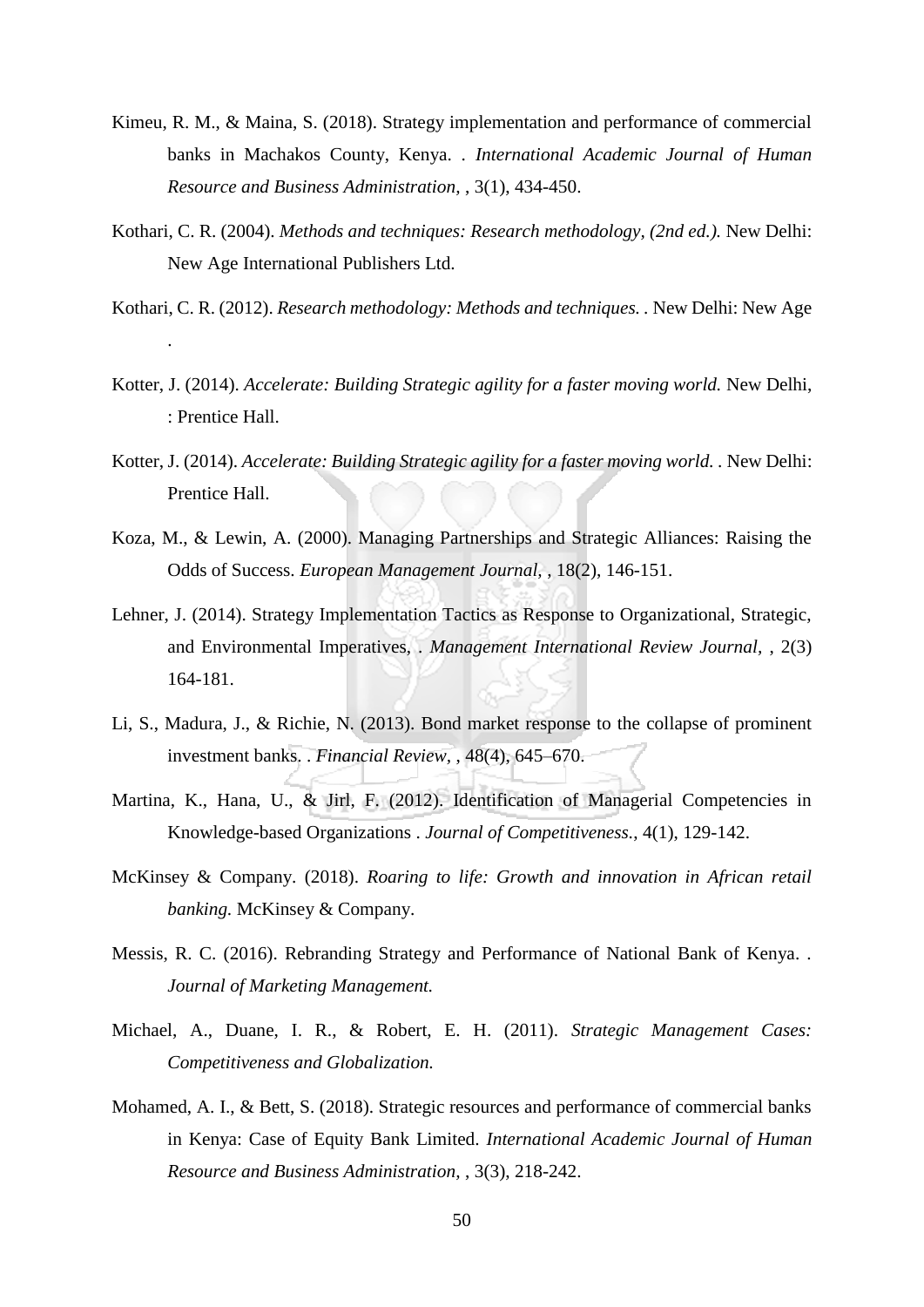Kimeu, R. M., & Maina, S. (2018). Strategy implementation and performance of commercial banks in Machakos County, Kenya. . *International Academic Journal of Human Resource and Business Administration,* , 3(1), 434-450.

Kothari, C. R. (2004). *Methods and techniques: Research methodology, (2nd ed.).* New Delhi: New Age International Publishers Ltd.

Kothari, C. R. (2012). *Research methodology: Methods and techniques.* . New Delhi: New Age .

Kotter, J. (2014). *Accelerate: Building Strategic agility for a faster moving world.* New Delhi, : Prentice Hall.

Kotter, J. (2014). *Accelerate: Building Strategic agility for a faster moving world.* . New Delhi: Prentice Hall.

Koza, M., & Lewin, A. (2000). Managing Partnerships and Strategic Alliances: Raising the Odds of Success. *European Management Journal,* , 18(2), 146-151.

Lehner, J. (2014). Strategy Implementation Tactics as Response to Organizational, Strategic, and Environmental Imperatives, . *Management International Review Journal,* , 2(3) 164-181.

Li, S., Madura, J., & Richie, N. (2013). Bond market response to the collapse of prominent investment banks. . *Financial Review,* , 48(4), 645–670.

Martina, K., Hana, U., & Jirl, F. (2012). Identification of Managerial Competencies in Knowledge-based Organizations . *Journal of Competitiveness.*, 4(1), 129-142.

McKinsey & Company. (2018). *Roaring to life: Growth and innovation in African retail banking.* McKinsey & Company.

Messis, R. C. (2016). Rebranding Strategy and Performance of National Bank of Kenya. . *Journal of Marketing Management.*

Michael, A., Duane, I. R., & Robert, E. H. (2011). *Strategic Management Cases: Competitiveness and Globalization.*

Mohamed, A. I., & Bett, S. (2018). Strategic resources and performance of commercial banks in Kenya: Case of Equity Bank Limited. *International Academic Journal of Human Resource and Business Administration,* , 3(3), 218-242.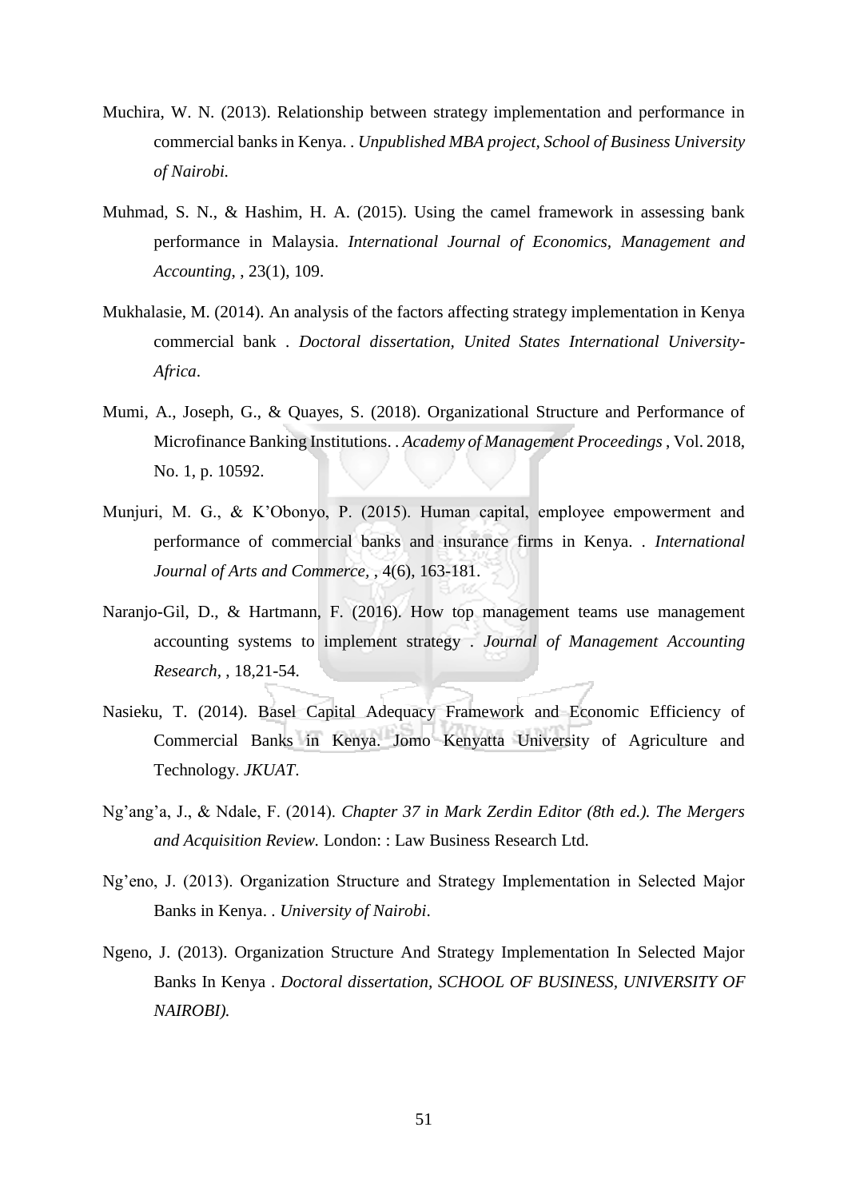Muchira, W. N. (2013). Relationship between strategy implementation and performance in commercial banks in Kenya. . *Unpublished MBA project, School of Business University of Nairobi.*

Muhmad, S. N., & Hashim, H. A. (2015). Using the camel framework in assessing bank performance in Malaysia. *International Journal of Economics, Management and Accounting*, , 23(1), 109.

Mukhalasie, M. (2014). An analysis of the factors affecting strategy implementation in Kenya commercial bank . *Doctoral dissertation, United States International University-Africa*.

Mumi, A., Joseph, G., & Quayes, S. (2018). Organizational Structure and Performance of Microfinance Banking Institutions. . *Academy of Management Proceedings* , Vol. 2018, No. 1, p. 10592.

Munjuri, M. G., & K'Obonyo, P. (2015). Human capital, employee empowerment and performance of commercial banks and insurance firms in Kenya. . *International Journal of Arts and Commerce*, , 4(6), 163-181.

Naranjo-Gil, D., & Hartmann, F. (2016). How top management teams use management accounting systems to implement strategy . *Journal of Management Accounting Research*, , 18,21-54.

Nasieku, T. (2014). Basel Capital Adequacy Framework and Economic Efficiency of Commercial Banks in Kenya. Jomo Kenyatta University of Agriculture and Technology. *JKUAT*.

Ng'ang'a, J., & Ndale, F. (2014). *Chapter 37 in Mark Zerdin Editor (8th ed.). The Mergers and Acquisition Review.* London: : Law Business Research Ltd.

Ng'eno, J. (2013). Organization Structure and Strategy Implementation in Selected Major Banks in Kenya. . *University of Nairobi*.

Ngeno, J. (2013). Organization Structure And Strategy Implementation In Selected Major Banks In Kenya . *Doctoral dissertation, SCHOOL OF BUSINESS, UNIVERSITY OF NAIROBI).*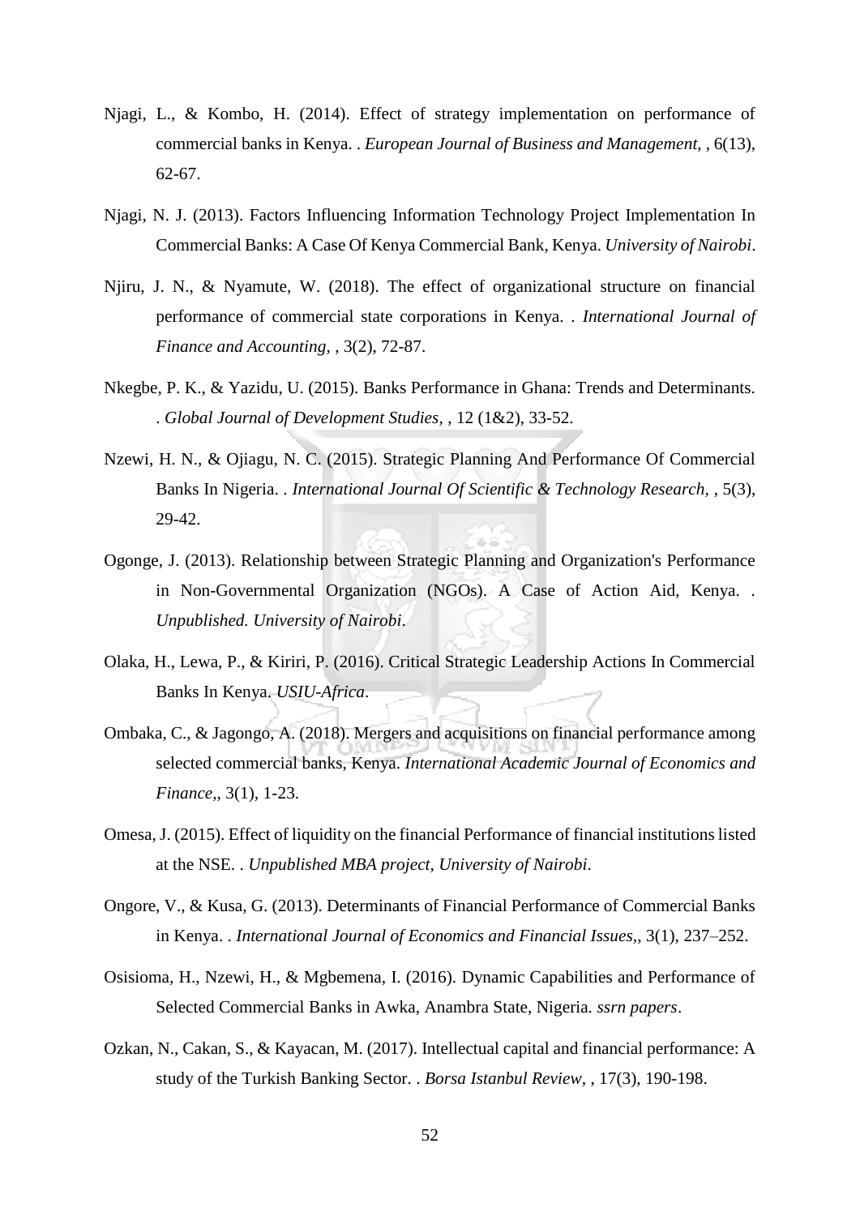Njagi, L., & Kombo, H. (2014). Effect of strategy implementation on performance of commercial banks in Kenya. . *European Journal of Business and Management,* , 6(13), 62-67.

Njagi, N. J. (2013). Factors Influencing Information Technology Project Implementation In Commercial Banks: A Case Of Kenya Commercial Bank, Kenya. *University of Nairobi*.

Njiru, J. N., & Nyamute, W. (2018). The effect of organizational structure on financial performance of commercial state corporations in Kenya. . *International Journal of Finance and Accounting,* , 3(2), 72-87.

Nkegbe, P. K., & Yazidu, U. (2015). Banks Performance in Ghana: Trends and Determinants. . *Global Journal of Development Studies*, , 12 (1&2), 33-52.

Nzewi, H. N., & Ojiagu, N. C. (2015). Strategic Planning And Performance Of Commercial Banks In Nigeria. . *International Journal Of Scientific & Technology Research,* , 5(3), 29-42.

Ogonge, J. (2013). Relationship between Strategic Planning and Organization's Performance in Non-Governmental Organization (NGOs). A Case of Action Aid, Kenya. . *Unpublished. University of Nairobi*.

Olaka, H., Lewa, P., & Kiriri, P. (2016). Critical Strategic Leadership Actions In Commercial Banks In Kenya. *USIU-Africa*.

Ombaka, C., & Jagongo, A. (2018). Mergers and acquisitions on financial performance among selected commercial banks, Kenya. *International Academic Journal of Economics and Finance,*, 3(1), 1-23.

Omesa, J. (2015). Effect of liquidity on the financial Performance of financial institutions listed at the NSE. . *Unpublished MBA project, University of Nairobi*.

Ongore, V., & Kusa, G. (2013). Determinants of Financial Performance of Commercial Banks in Kenya. . *International Journal of Economics and Financial Issues,*, 3(1), 237–252.

Osisioma, H., Nzewi, H., & Mgbemena, I. (2016). Dynamic Capabilities and Performance of Selected Commercial Banks in Awka, Anambra State, Nigeria. *ssrn papers*.

Ozkan, N., Cakan, S., & Kayacan, M. (2017). Intellectual capital and financial performance: A study of the Turkish Banking Sector. . *Borsa Istanbul Review,* , 17(3), 190-198.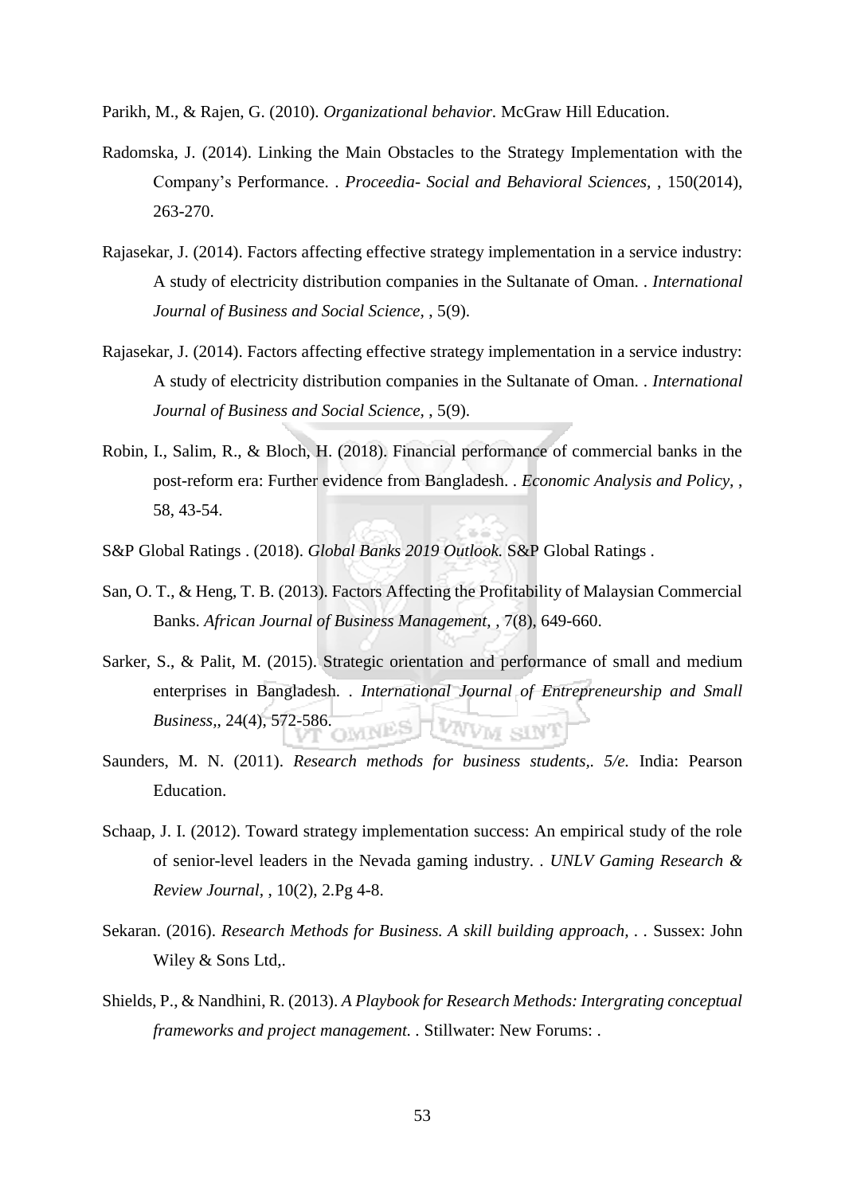Parikh, M., & Rajen, G. (2010). *Organizational behavior.* McGraw Hill Education.

Radomska, J. (2014). Linking the Main Obstacles to the Strategy Implementation with the Company's Performance. . *Proceedia- Social and Behavioral Sciences,* , 150(2014), 263-270.

Rajasekar, J. (2014). Factors affecting effective strategy implementation in a service industry: A study of electricity distribution companies in the Sultanate of Oman. . *International Journal of Business and Social Science,* , 5(9).

Rajasekar, J. (2014). Factors affecting effective strategy implementation in a service industry: A study of electricity distribution companies in the Sultanate of Oman. . *International Journal of Business and Social Science,* , 5(9).

Robin, I., Salim, R., & Bloch, H. (2018). Financial performance of commercial banks in the post-reform era: Further evidence from Bangladesh. . *Economic Analysis and Policy,* , 58, 43-54.

S&P Global Ratings . (2018). *Global Banks 2019 Outlook.* S&P Global Ratings .

San, O. T., & Heng, T. B. (2013). Factors Affecting the Profitability of Malaysian Commercial Banks. *African Journal of Business Management,* , 7(8), 649-660.

Sarker, S., & Palit, M. (2015). Strategic orientation and performance of small and medium enterprises in Bangladesh. . *International Journal of Entrepreneurship and Small Business,*, 24(4), 572-586.

Saunders, M. N. (2011). *Research methods for business students,. 5/e.* India: Pearson Education.

Schaap, J. I. (2012). Toward strategy implementation success: An empirical study of the role of senior-level leaders in the Nevada gaming industry. . *UNLV Gaming Research & Review Journal,* , 10(2), 2.Pg 4-8.

Sekaran. (2016). *Research Methods for Business. A skill building approach,* . . Sussex: John Wiley & Sons Ltd,.

Shields, P., & Nandhini, R. (2013). *A Playbook for Research Methods: Intergrating conceptual frameworks and project management.* . Stillwater: New Forums: .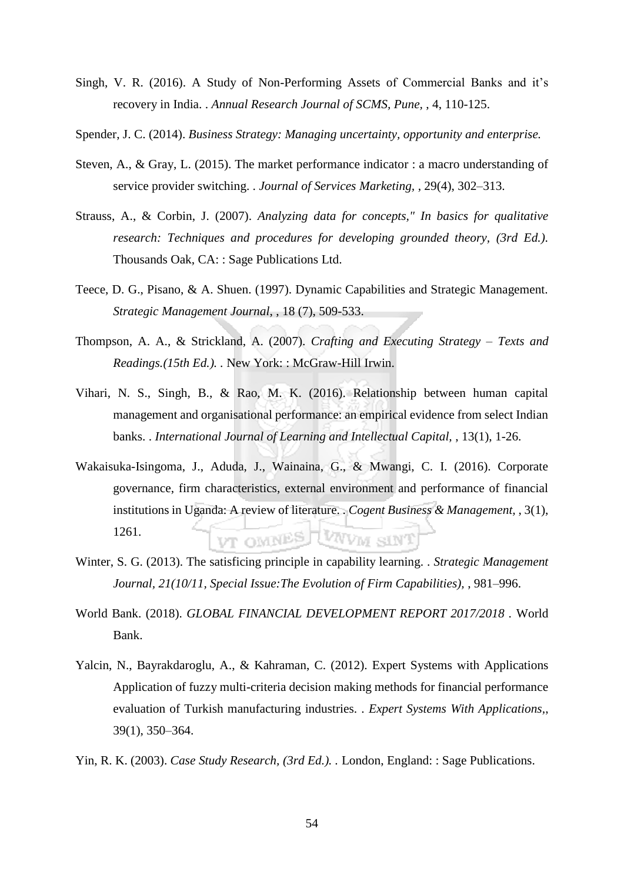Singh, V. R. (2016). A Study of Non-Performing Assets of Commercial Banks and it's recovery in India. . *Annual Research Journal of SCMS, Pune,* , 4, 110-125.

Spender, J. C. (2014). *Business Strategy: Managing uncertainty, opportunity and enterprise.*

Steven, A., & Gray, L. (2015). The market performance indicator : a macro understanding of service provider switching. . *Journal of Services Marketing,* , 29(4), 302–313.

Strauss, A., & Corbin, J. (2007). *Analyzing data for concepts," In basics for qualitative research: Techniques and procedures for developing grounded theory, (3rd Ed.).* Thousands Oak, CA: : Sage Publications Ltd.

Teece, D. G., Pisano, & A. Shuen. (1997). Dynamic Capabilities and Strategic Management. *Strategic Management Journal,* , 18 (7), 509-533.

Thompson, A. A., & Strickland, A. (2007). *Crafting and Executing Strategy – Texts and Readings.(15th Ed.).* . New York: : McGraw-Hill Irwin.

Vihari, N. S., Singh, B., & Rao, M. K. (2016). Relationship between human capital management and organisational performance: an empirical evidence from select Indian banks. . *International Journal of Learning and Intellectual Capital,* , 13(1), 1-26.

Wakaisuka-Isingoma, J., Aduda, J., Wainaina, G., & Mwangi, C. I. (2016). Corporate governance, firm characteristics, external environment and performance of financial institutions in Uganda: A review of literature. . *Cogent Business & Management,* , 3(1), 1261.

Winter, S. G. (2013). The satisficing principle in capability learning. . *Strategic Management Journal, 21(10/11, Special Issue:The Evolution of Firm Capabilities),* , 981–996.

World Bank. (2018). *GLOBAL FINANCIAL DEVELOPMENT REPORT 2017/2018* . World Bank.

Yalcin, N., Bayrakdaroglu, A., & Kahraman, C. (2012). Expert Systems with Applications Application of fuzzy multi-criteria decision making methods for financial performance evaluation of Turkish manufacturing industries. . *Expert Systems With Applications,*, 39(1), 350–364.

Yin, R. K. (2003). *Case Study Research, (3rd Ed.).* . London, England: : Sage Publications.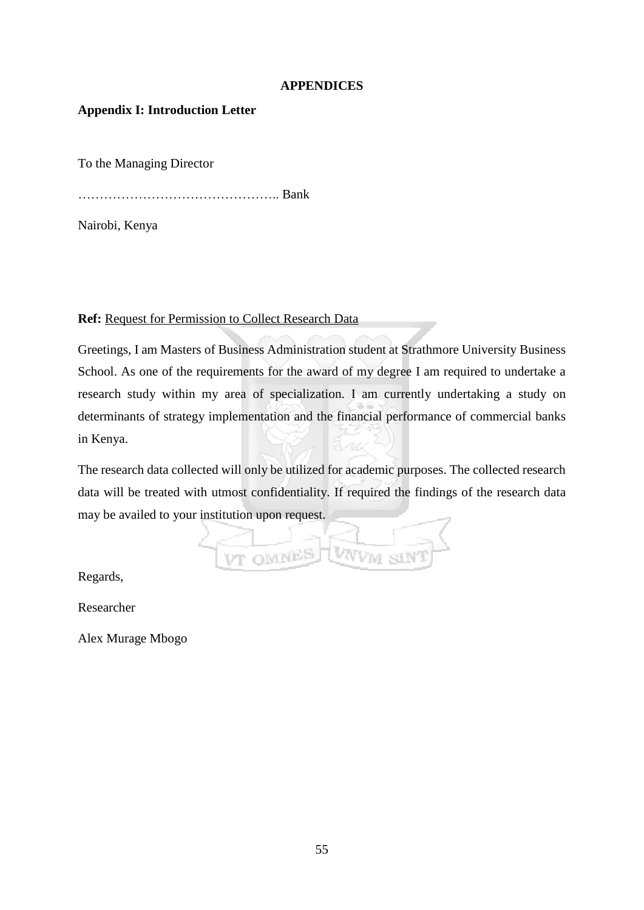# APPENDICES

## Appendix I: Introduction Letter

To the Managing Director

……………………………………….. Bank

Nairobi, Kenya

**Ref:** Request for Permission to Collect Research Data

Greetings, I am Masters of Business Administration student at Strathmore University Business School. As one of the requirements for the award of my degree I am required to undertake a research study within my area of specialization. I am currently undertaking a study on determinants of strategy implementation and the financial performance of commercial banks in Kenya.

The research data collected will only be utilized for academic purposes. The collected research data will be treated with utmost confidentiality. If required the findings of the research data may be availed to your institution upon request.

Regards,

Researcher

Alex Murage Mbogo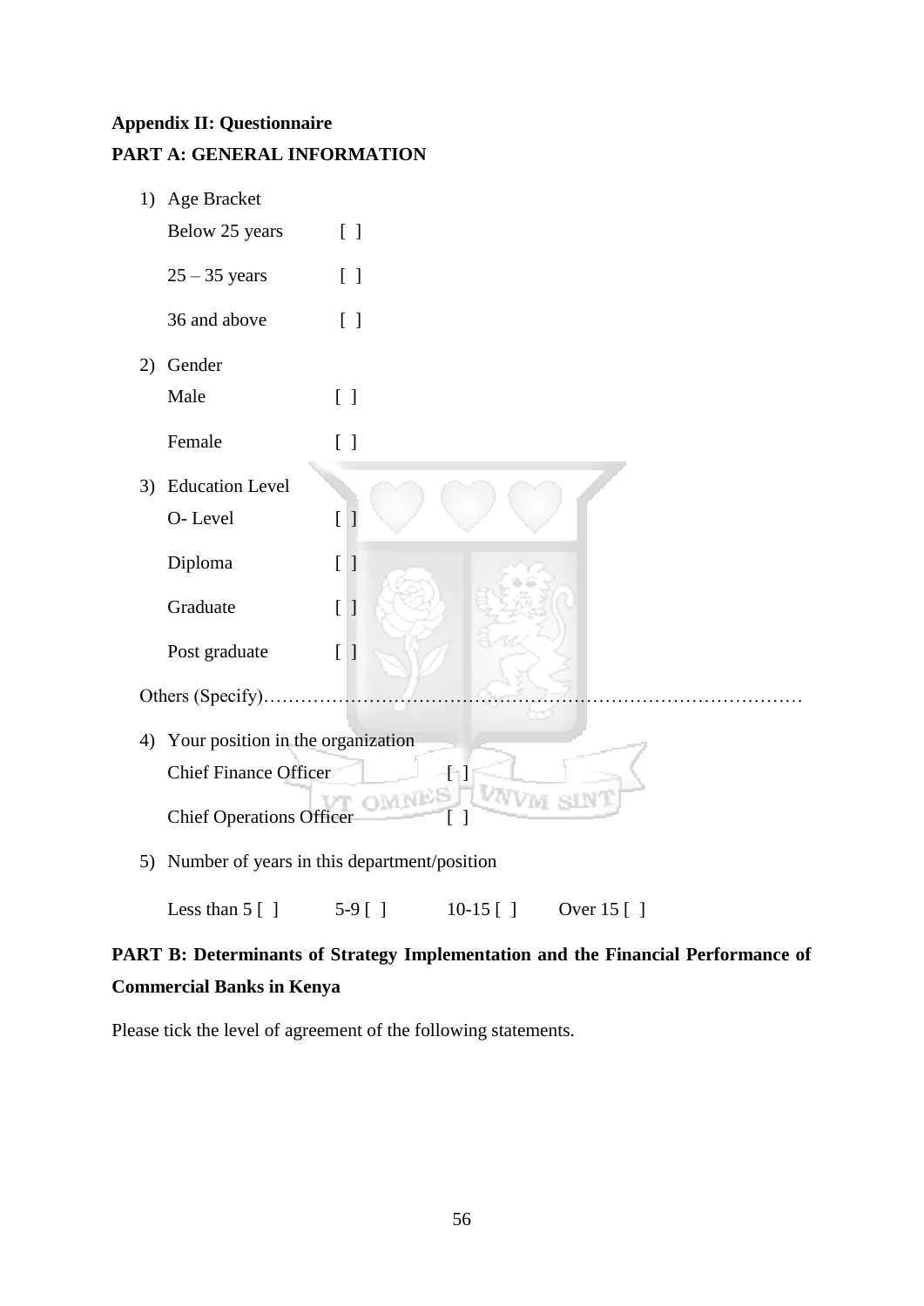**Appendix II: Questionnaire**

**PART A: GENERAL INFORMATION**

1) Age Bracket

   Below 25 years [ ]

   25 – 35 years [ ]

   36 and above [ ]

2) Gender

   Male [ ]

   Female [ ]

3) Education Level

   O- Level [ ]

   Diploma [ ]

   Graduate [ ]

   Post graduate [ ]

Others (Specify)…………………………………………………………………………

4) Your position in the organization

   Chief Finance Officer [ ]

   Chief Operations Officer [ ]

5) Number of years in this department/position

   Less than 5 [ ] 5-9 [ ] 10-15 [ ] Over 15 [ ]

**PART B: Determinants of Strategy Implementation and the Financial Performance of Commercial Banks in Kenya**

Please tick the level of agreement of the following statements.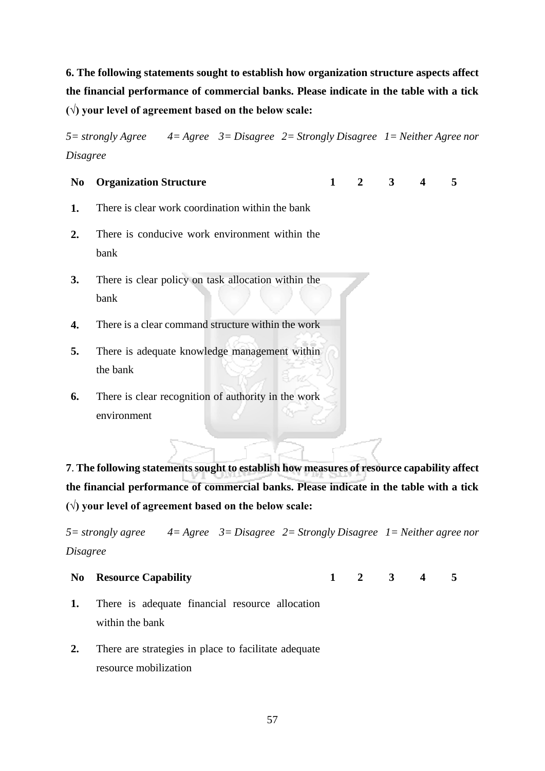**6. The following statements sought to establish how organization structure aspects affect the financial performance of commercial banks. Please indicate in the table with a tick (√) your level of agreement based on the below scale:**

*5= strongly Agree    4= Agree   3= Disagree   2= Strongly Disagree   1= Neither Agree nor Disagree*

| No | Organization Structure | 1 | 2 | 3 | 4 | 5 |
|---|---|---|---|---|---|---|
| **1.** | There is clear work coordination within the bank | | | | | |
| **2.** | There is conducive work environment within the bank | | | | | |
| **3.** | There is clear policy on task allocation within the bank | | | | | |
| **4.** | There is a clear command structure within the work | | | | | |
| **5.** | There is adequate knowledge management within the bank | | | | | |
| **6.** | There is clear recognition of authority in the work environment | | | | | |

**7**. **The following statements sought to establish how measures of resource capability affect the financial performance of commercial banks. Please indicate in the table with a tick (√) your level of agreement based on the below scale:**

*5= strongly agree    4= Agree   3= Disagree   2= Strongly Disagree   1= Neither agree nor Disagree*

| No | Resource Capability | 1 | 2 | 3 | 4 | 5 |
|---|---|---|---|---|---|---|
| **1.** | There is adequate financial resource allocation within the bank | | | | | |
| **2.** | There are strategies in place to facilitate adequate resource mobilization | | | | | |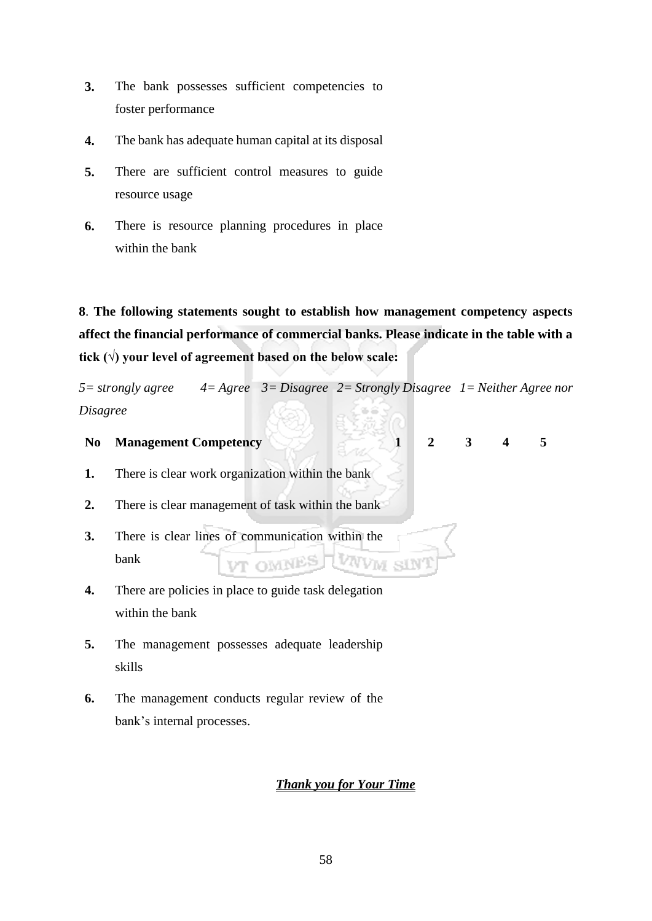| | | | | | | |
|---|---|---|---|---|---|---|
| **3.** | The bank possesses sufficient competencies to foster performance | | | | | |
| **4.** | The bank has adequate human capital at its disposal | | | | | |
| **5.** | There are sufficient control measures to guide resource usage | | | | | |
| **6.** | There is resource planning procedures in place within the bank | | | | | |

**8**. **The following statements sought to establish how management competency aspects affect the financial performance of commercial banks. Please indicate in the table with a tick (√) your level of agreement based on the below scale:**

*5= strongly agree 4= Agree 3= Disagree 2= Strongly Disagree 1= Neither Agree nor Disagree*

| No | Management Competency | 1 | 2 | 3 | 4 | 5 |
|---|---|---|---|---|---|---|
| **1.** | There is clear work organization within the bank | | | | | |
| **2.** | There is clear management of task within the bank | | | | | |
| **3.** | There is clear lines of communication within the bank | | | | | |
| **4.** | There are policies in place to guide task delegation within the bank | | | | | |
| **5.** | The management possesses adequate leadership skills | | | | | |
| **6.** | The management conducts regular review of the bank's internal processes. | | | | | |

***<u>Thank you for Your Time</u>***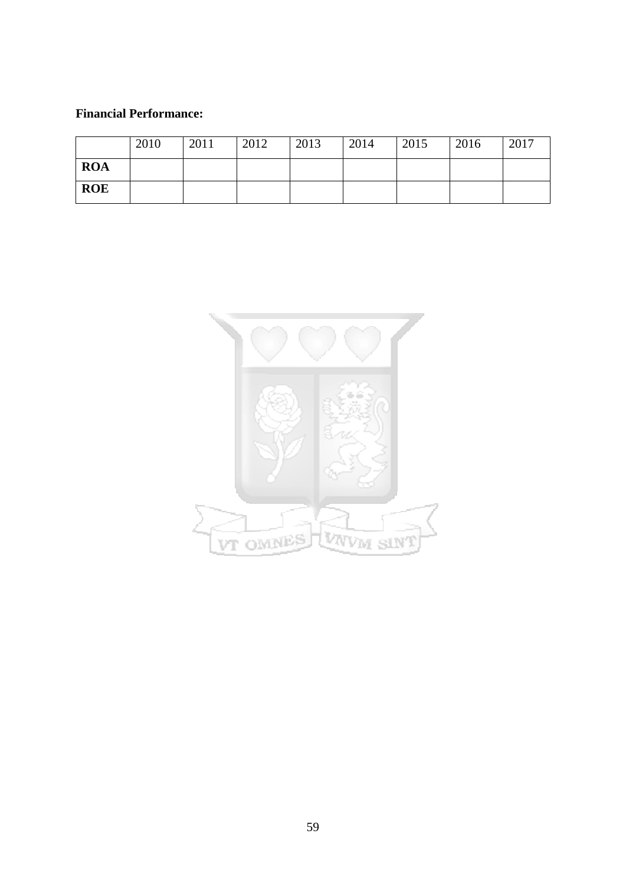**Financial Performance:**

| | 2010 | 2011 | 2012 | 2013 | 2014 | 2015 | 2016 | 2017 |
|---|---|---|---|---|---|---|---|---|
| **ROA** | | | | | | | | |
| **ROE** | | | | | | | | |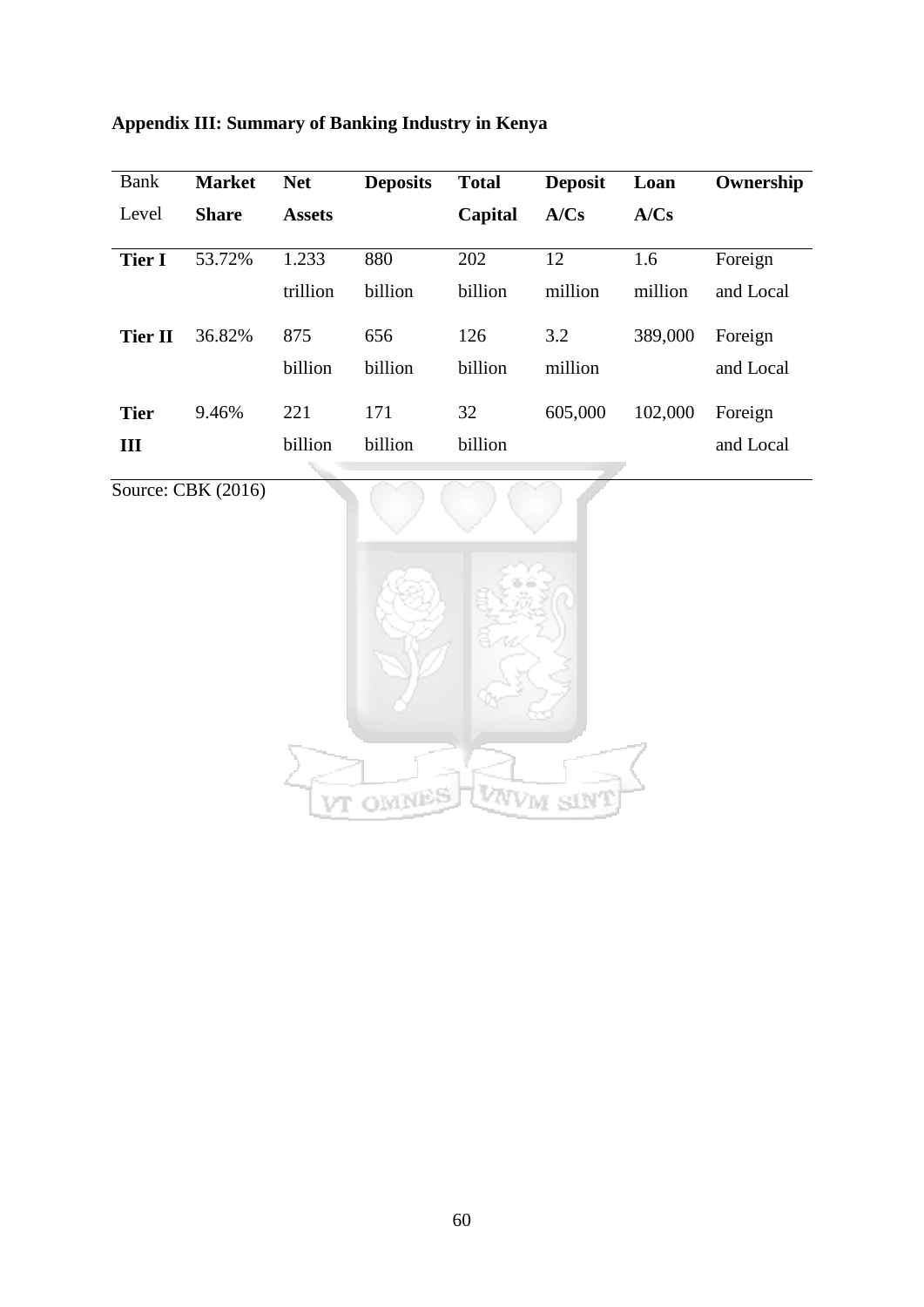**Appendix III: Summary of Banking Industry in Kenya**

| Bank Level | **Market Share** | **Net Assets** | **Deposits** | **Total Capital** | **Deposit A/Cs** | **Loan A/Cs** | **Ownership** |
|---|---|---|---|---|---|---|---|
| **Tier I** | 53.72% | 1.233 trillion | 880 billion | 202 billion | 12 million | 1.6 million | Foreign and Local |
| **Tier II** | 36.82% | 875 billion | 656 billion | 126 billion | 3.2 million | 389,000 | Foreign and Local |
| **Tier III** | 9.46% | 221 billion | 171 billion | 32 billion | 605,000 | 102,000 | Foreign and Local |

Source: CBK (2016)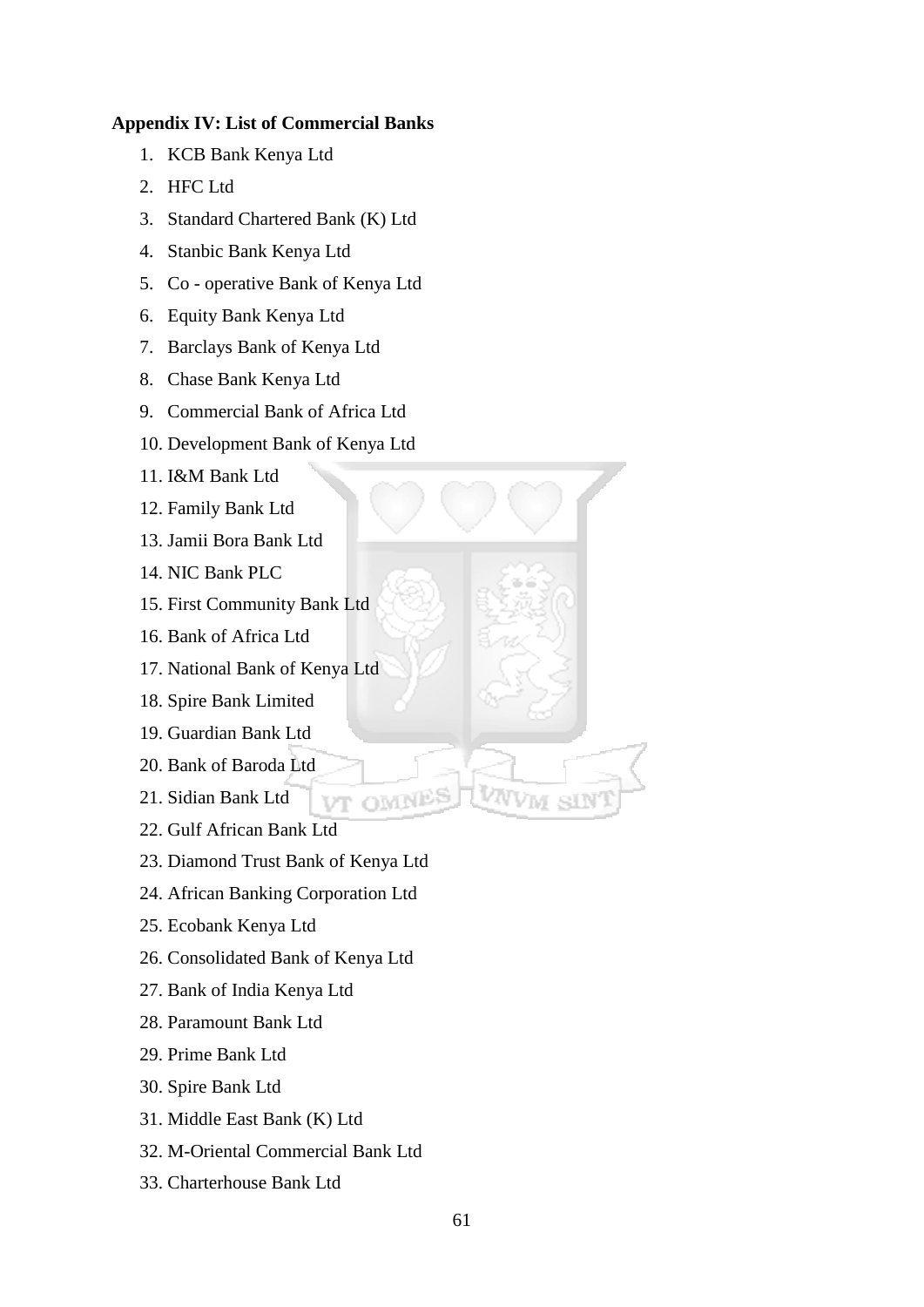**Appendix IV: List of Commercial Banks**

1. KCB Bank Kenya Ltd
2. HFC Ltd
3. Standard Chartered Bank (K) Ltd
4. Stanbic Bank Kenya Ltd
5. Co - operative Bank of Kenya Ltd
6. Equity Bank Kenya Ltd
7. Barclays Bank of Kenya Ltd
8. Chase Bank Kenya Ltd
9. Commercial Bank of Africa Ltd
10. Development Bank of Kenya Ltd
11. I&M Bank Ltd
12. Family Bank Ltd
13. Jamii Bora Bank Ltd
14. NIC Bank PLC
15. First Community Bank Ltd
16. Bank of Africa Ltd
17. National Bank of Kenya Ltd
18. Spire Bank Limited
19. Guardian Bank Ltd
20. Bank of Baroda Ltd
21. Sidian Bank Ltd
22. Gulf African Bank Ltd
23. Diamond Trust Bank of Kenya Ltd
24. African Banking Corporation Ltd
25. Ecobank Kenya Ltd
26. Consolidated Bank of Kenya Ltd
27. Bank of India Kenya Ltd
28. Paramount Bank Ltd
29. Prime Bank Ltd
30. Spire Bank Ltd
31. Middle East Bank (K) Ltd
32. M-Oriental Commercial Bank Ltd
33. Charterhouse Bank Ltd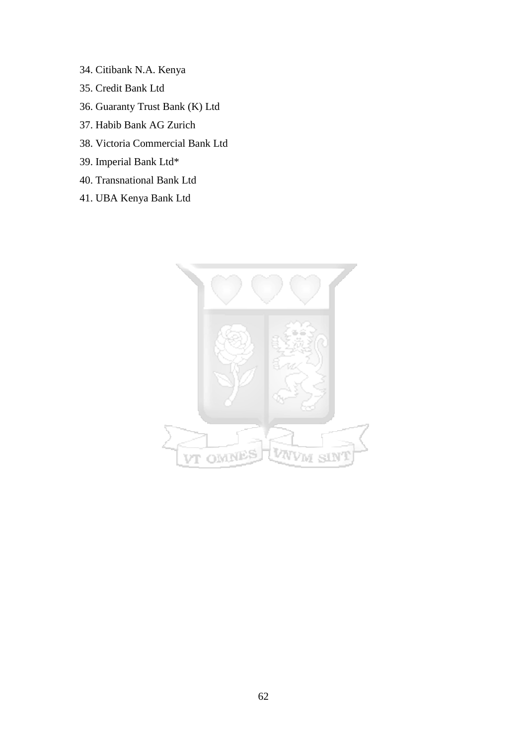34. Citibank N.A. Kenya
35. Credit Bank Ltd
36. Guaranty Trust Bank (K) Ltd
37. Habib Bank AG Zurich
38. Victoria Commercial Bank Ltd
39. Imperial Bank Ltd*
40. Transnational Bank Ltd
41. UBA Kenya Bank Ltd